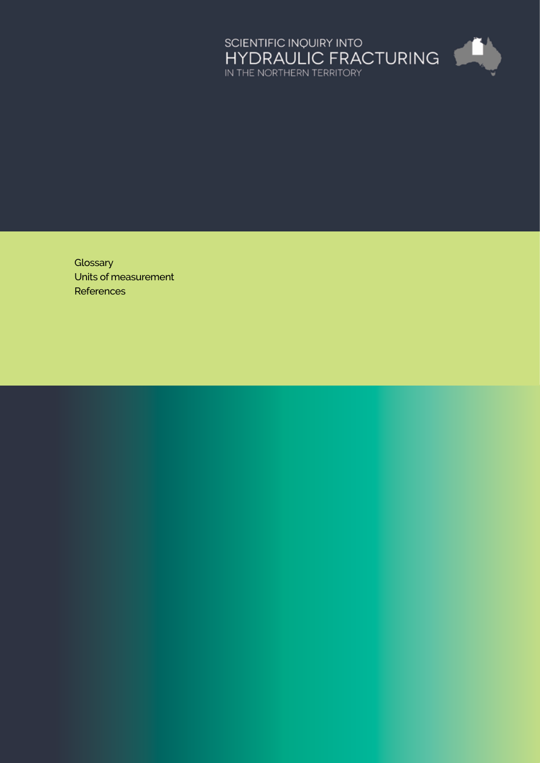SCIENTIFIC INQUIRY INTO
# HYDRAULIC FRACTURING
IN THE NORTHERN TERRITORY

Glossary
Units of measurement
References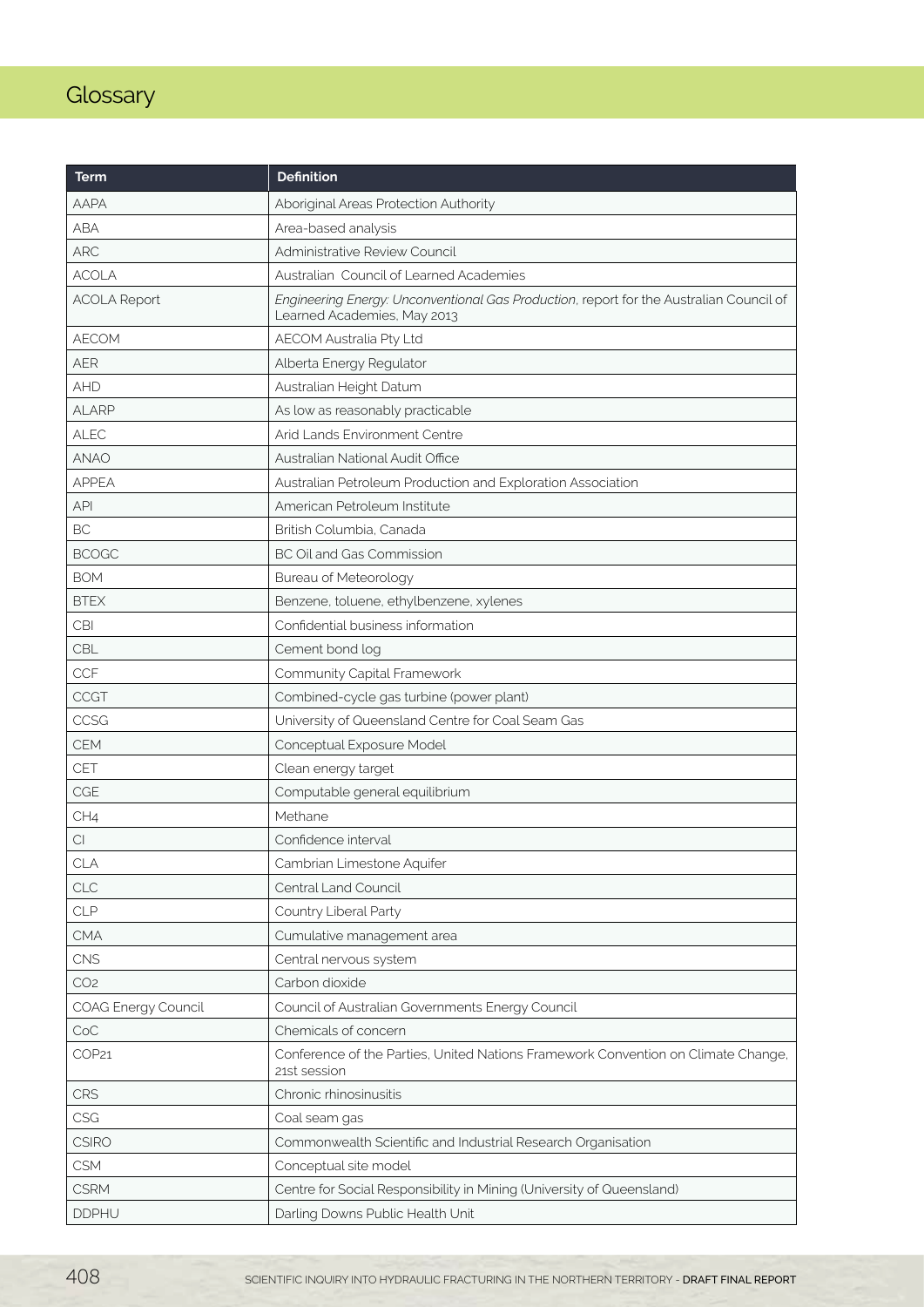# Glossary

| Term | Definition |
|---|---|
| AAPA | Aboriginal Areas Protection Authority |
| ABA | Area-based analysis |
| ARC | Administrative Review Council |
| ACOLA | Australian Council of Learned Academies |
| ACOLA Report | *Engineering Energy: Unconventional Gas Production*, report for the Australian Council of Learned Academies, May 2013 |
| AECOM | AECOM Australia Pty Ltd |
| AER | Alberta Energy Regulator |
| AHD | Australian Height Datum |
| ALARP | As low as reasonably practicable |
| ALEC | Arid Lands Environment Centre |
| ANAO | Australian National Audit Office |
| APPEA | Australian Petroleum Production and Exploration Association |
| API | American Petroleum Institute |
| BC | British Columbia, Canada |
| BCOGC | BC Oil and Gas Commission |
| BOM | Bureau of Meteorology |
| BTEX | Benzene, toluene, ethylbenzene, xylenes |
| CBI | Confidential business information |
| CBL | Cement bond log |
| CCF | Community Capital Framework |
| CCGT | Combined-cycle gas turbine (power plant) |
| CCSG | University of Queensland Centre for Coal Seam Gas |
| CEM | Conceptual Exposure Model |
| CET | Clean energy target |
| CGE | Computable general equilibrium |
| $CH_4$ | Methane |
| CI | Confidence interval |
| CLA | Cambrian Limestone Aquifer |
| CLC | Central Land Council |
| CLP | Country Liberal Party |
| CMA | Cumulative management area |
| CNS | Central nervous system |
| $CO_2$ | Carbon dioxide |
| COAG Energy Council | Council of Australian Governments Energy Council |
| CoC | Chemicals of concern |
| COP21 | Conference of the Parties, United Nations Framework Convention on Climate Change, 21st session |
| CRS | Chronic rhinosinusitis |
| CSG | Coal seam gas |
| CSIRO | Commonwealth Scientific and Industrial Research Organisation |
| CSM | Conceptual site model |
| CSRM | Centre for Social Responsibility in Mining (University of Queensland) |
| DDPHU | Darling Downs Public Health Unit |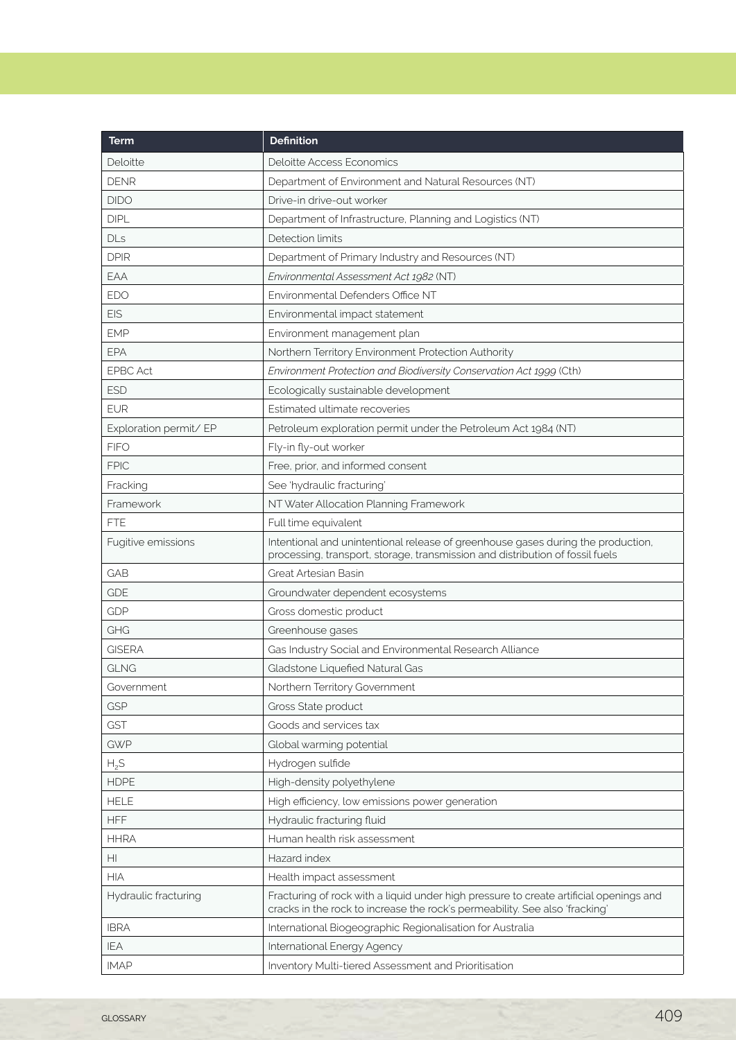| Term | Definition |
|---|---|
| Deloitte | Deloitte Access Economics |
| DENR | Department of Environment and Natural Resources (NT) |
| DIDO | Drive-in drive-out worker |
| DIPL | Department of Infrastructure, Planning and Logistics (NT) |
| DLs | Detection limits |
| DPIR | Department of Primary Industry and Resources (NT) |
| EAA | *Environmental Assessment Act 1982* (NT) |
| EDO | Environmental Defenders Office NT |
| EIS | Environmental impact statement |
| EMP | Environment management plan |
| EPA | Northern Territory Environment Protection Authority |
| EPBC Act | *Environment Protection and Biodiversity Conservation Act 1999* (Cth) |
| ESD | Ecologically sustainable development |
| EUR | Estimated ultimate recoveries |
| Exploration permit/ EP | Petroleum exploration permit under the Petroleum Act 1984 (NT) |
| FIFO | Fly-in fly-out worker |
| FPIC | Free, prior, and informed consent |
| Fracking | See 'hydraulic fracturing' |
| Framework | NT Water Allocation Planning Framework |
| FTE | Full time equivalent |
| Fugitive emissions | Intentional and unintentional release of greenhouse gases during the production, processing, transport, storage, transmission and distribution of fossil fuels |
| GAB | Great Artesian Basin |
| GDE | Groundwater dependent ecosystems |
| GDP | Gross domestic product |
| GHG | Greenhouse gases |
| GISERA | Gas Industry Social and Environmental Research Alliance |
| GLNG | Gladstone Liquefied Natural Gas |
| Government | Northern Territory Government |
| GSP | Gross State product |
| GST | Goods and services tax |
| GWP | Global warming potential |
| $H_2S$ | Hydrogen sulfide |
| HDPE | High-density polyethylene |
| HELE | High efficiency, low emissions power generation |
| HFF | Hydraulic fracturing fluid |
| HHRA | Human health risk assessment |
| HI | Hazard index |
| HIA | Health impact assessment |
| Hydraulic fracturing | Fracturing of rock with a liquid under high pressure to create artificial openings and cracks in the rock to increase the rock's permeability. See also 'fracking' |
| IBRA | International Biogeographic Regionalisation for Australia |
| IEA | International Energy Agency |
| IMAP | Inventory Multi-tiered Assessment and Prioritisation |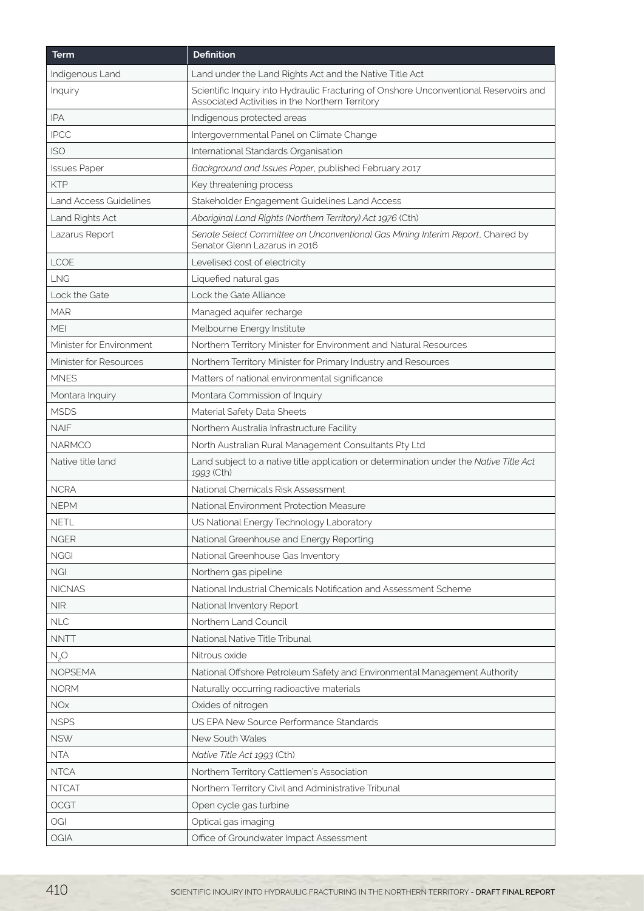| Term | Definition |
|---|---|
| Indigenous Land | Land under the Land Rights Act and the Native Title Act |
| Inquiry | Scientific Inquiry into Hydraulic Fracturing of Onshore Unconventional Reservoirs and Associated Activities in the Northern Territory |
| IPA | Indigenous protected areas |
| IPCC | Intergovernmental Panel on Climate Change |
| ISO | International Standards Organisation |
| Issues Paper | *Background and Issues Paper*, published February 2017 |
| KTP | Key threatening process |
| Land Access Guidelines | Stakeholder Engagement Guidelines Land Access |
| Land Rights Act | *Aboriginal Land Rights (Northern Territory) Act 1976* (Cth) |
| Lazarus Report | *Senate Select Committee on Unconventional Gas Mining Interim Report*, Chaired by Senator Glenn Lazarus in 2016 |
| LCOE | Levelised cost of electricity |
| LNG | Liquefied natural gas |
| Lock the Gate | Lock the Gate Alliance |
| MAR | Managed aquifer recharge |
| MEI | Melbourne Energy Institute |
| Minister for Environment | Northern Territory Minister for Environment and Natural Resources |
| Minister for Resources | Northern Territory Minister for Primary Industry and Resources |
| MNES | Matters of national environmental significance |
| Montara Inquiry | Montara Commission of Inquiry |
| MSDS | Material Safety Data Sheets |
| NAIF | Northern Australia Infrastructure Facility |
| NARMCO | North Australian Rural Management Consultants Pty Ltd |
| Native title land | Land subject to a native title application or determination under the *Native Title Act 1993* (Cth) |
| NCRA | National Chemicals Risk Assessment |
| NEPM | National Environment Protection Measure |
| NETL | US National Energy Technology Laboratory |
| NGER | National Greenhouse and Energy Reporting |
| NGGI | National Greenhouse Gas Inventory |
| NGI | Northern gas pipeline |
| NICNAS | National Industrial Chemicals Notification and Assessment Scheme |
| NIR | National Inventory Report |
| NLC | Northern Land Council |
| NNTT | National Native Title Tribunal |
| $N_2O$ | Nitrous oxide |
| NOPSEMA | National Offshore Petroleum Safety and Environmental Management Authority |
| NORM | Naturally occurring radioactive materials |
| NOx | Oxides of nitrogen |
| NSPS | US EPA New Source Performance Standards |
| NSW | New South Wales |
| NTA | *Native Title Act 1993* (Cth) |
| NTCA | Northern Territory Cattlemen's Association |
| NTCAT | Northern Territory Civil and Administrative Tribunal |
| OCGT | Open cycle gas turbine |
| OGI | Optical gas imaging |
| OGIA | Office of Groundwater Impact Assessment |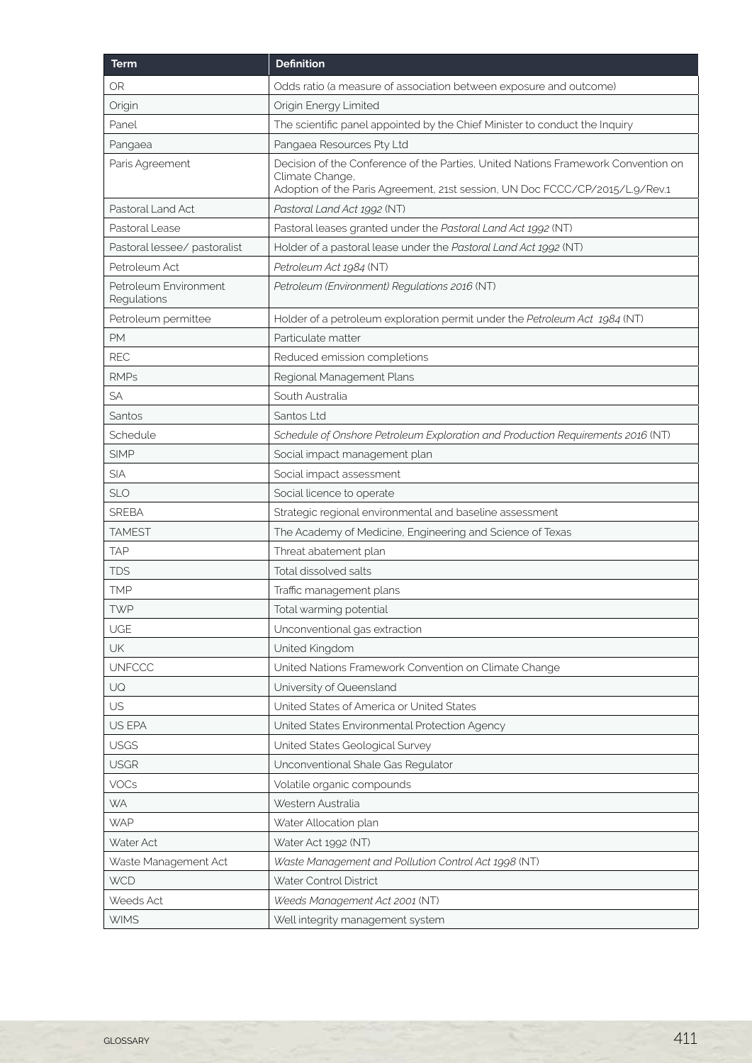| Term | Definition |
|---|---|
| OR | Odds ratio (a measure of association between exposure and outcome) |
| Origin | Origin Energy Limited |
| Panel | The scientific panel appointed by the Chief Minister to conduct the Inquiry |
| Pangaea | Pangaea Resources Pty Ltd |
| Paris Agreement | Decision of the Conference of the Parties, United Nations Framework Convention on Climate Change, Adoption of the Paris Agreement, 21st session, UN Doc FCCC/CP/2015/L.9/Rev.1 |
| Pastoral Land Act | *Pastoral Land Act 1992* (NT) |
| Pastoral Lease | Pastoral leases granted under the *Pastoral Land Act 1992* (NT) |
| Pastoral lessee/ pastoralist | Holder of a pastoral lease under the *Pastoral Land Act 1992* (NT) |
| Petroleum Act | *Petroleum Act 1984* (NT) |
| Petroleum Environment Regulations | *Petroleum (Environment) Regulations 2016* (NT) |
| Petroleum permittee | Holder of a petroleum exploration permit under the *Petroleum Act 1984* (NT) |
| PM | Particulate matter |
| REC | Reduced emission completions |
| RMPs | Regional Management Plans |
| SA | South Australia |
| Santos | Santos Ltd |
| Schedule | *Schedule of Onshore Petroleum Exploration and Production Requirements 2016* (NT) |
| SIMP | Social impact management plan |
| SIA | Social impact assessment |
| SLO | Social licence to operate |
| SREBA | Strategic regional environmental and baseline assessment |
| TAMEST | The Academy of Medicine, Engineering and Science of Texas |
| TAP | Threat abatement plan |
| TDS | Total dissolved salts |
| TMP | Traffic management plans |
| TWP | Total warming potential |
| UGE | Unconventional gas extraction |
| UK | United Kingdom |
| UNFCCC | United Nations Framework Convention on Climate Change |
| UQ | University of Queensland |
| US | United States of America or United States |
| US EPA | United States Environmental Protection Agency |
| USGS | United States Geological Survey |
| USGR | Unconventional Shale Gas Regulator |
| VOCs | Volatile organic compounds |
| WA | Western Australia |
| WAP | Water Allocation plan |
| Water Act | Water Act 1992 (NT) |
| Waste Management Act | *Waste Management and Pollution Control Act 1998* (NT) |
| WCD | Water Control District |
| Weeds Act | *Weeds Management Act 2001* (NT) |
| WIMS | Well integrity management system |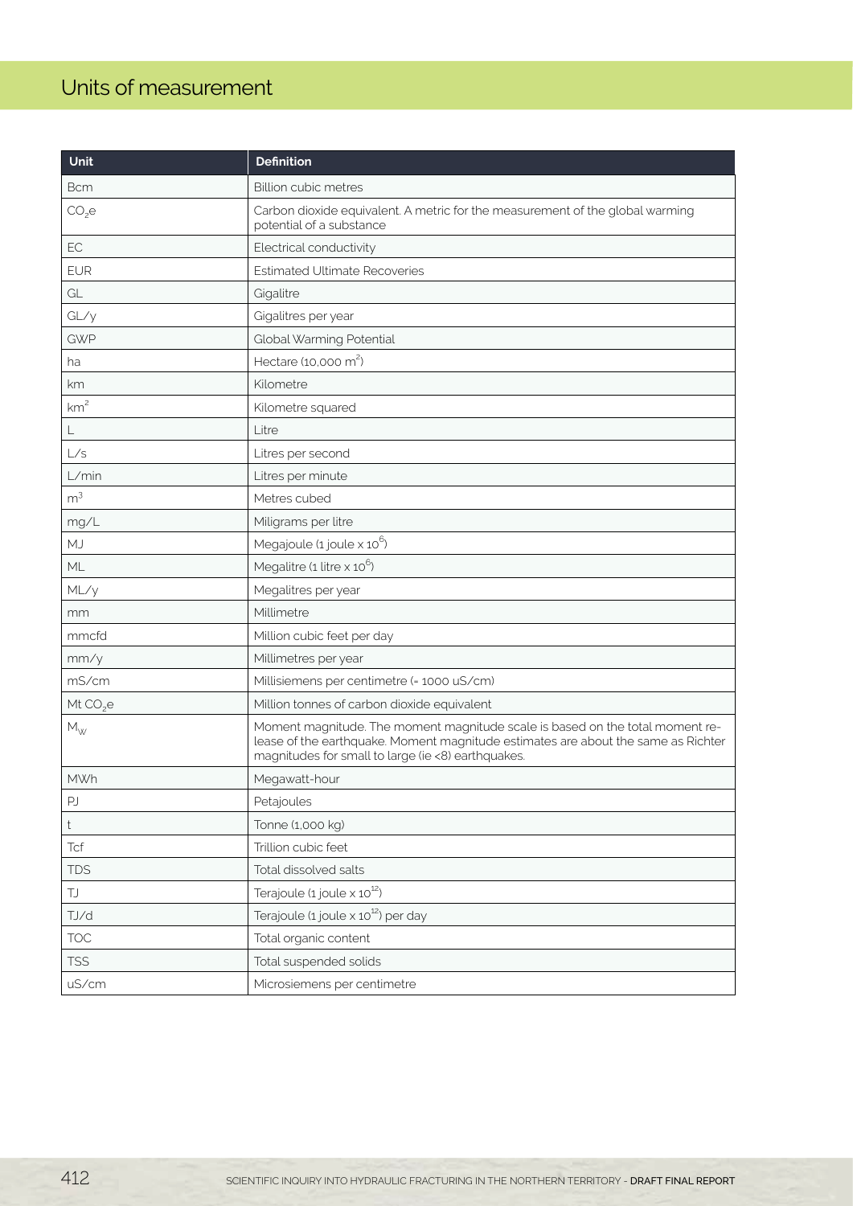# Units of measurement

| Unit | Definition |
|---|---|
| Bcm | Billion cubic metres |
| $CO_2e$ | Carbon dioxide equivalent. A metric for the measurement of the global warming potential of a substance |
| EC | Electrical conductivity |
| EUR | Estimated Ultimate Recoveries |
| GL | Gigalitre |
| GL/y | Gigalitres per year |
| GWP | Global Warming Potential |
| ha | Hectare (10,000 $m^2$) |
| km | Kilometre |
| $km^2$ | Kilometre squared |
| L | Litre |
| L/s | Litres per second |
| L/min | Litres per minute |
| $m^3$ | Metres cubed |
| mg/L | Miligrams per litre |
| MJ | Megajoule (1 joule x $10^6$) |
| ML | Megalitre (1 litre x $10^6$) |
| ML/y | Megalitres per year |
| mm | Millimetre |
| mmcfd | Million cubic feet per day |
| mm/y | Millimetres per year |
| mS/cm | Millisiemens per centimetre (= 1000 uS/cm) |
| Mt $CO_2e$ | Million tonnes of carbon dioxide equivalent |
| $M_W$ | Moment magnitude. The moment magnitude scale is based on the total moment release of the earthquake. Moment magnitude estimates are about the same as Richter magnitudes for small to large (ie <8) earthquakes. |
| MWh | Megawatt-hour |
| PJ | Petajoules |
| t | Tonne (1,000 kg) |
| Tcf | Trillion cubic feet |
| TDS | Total dissolved salts |
| TJ | Terajoule (1 joule x $10^{12}$) |
| TJ/d | Terajoule (1 joule x $10^{12}$) per day |
| TOC | Total organic content |
| TSS | Total suspended solids |
| uS/cm | Microsiemens per centimetre |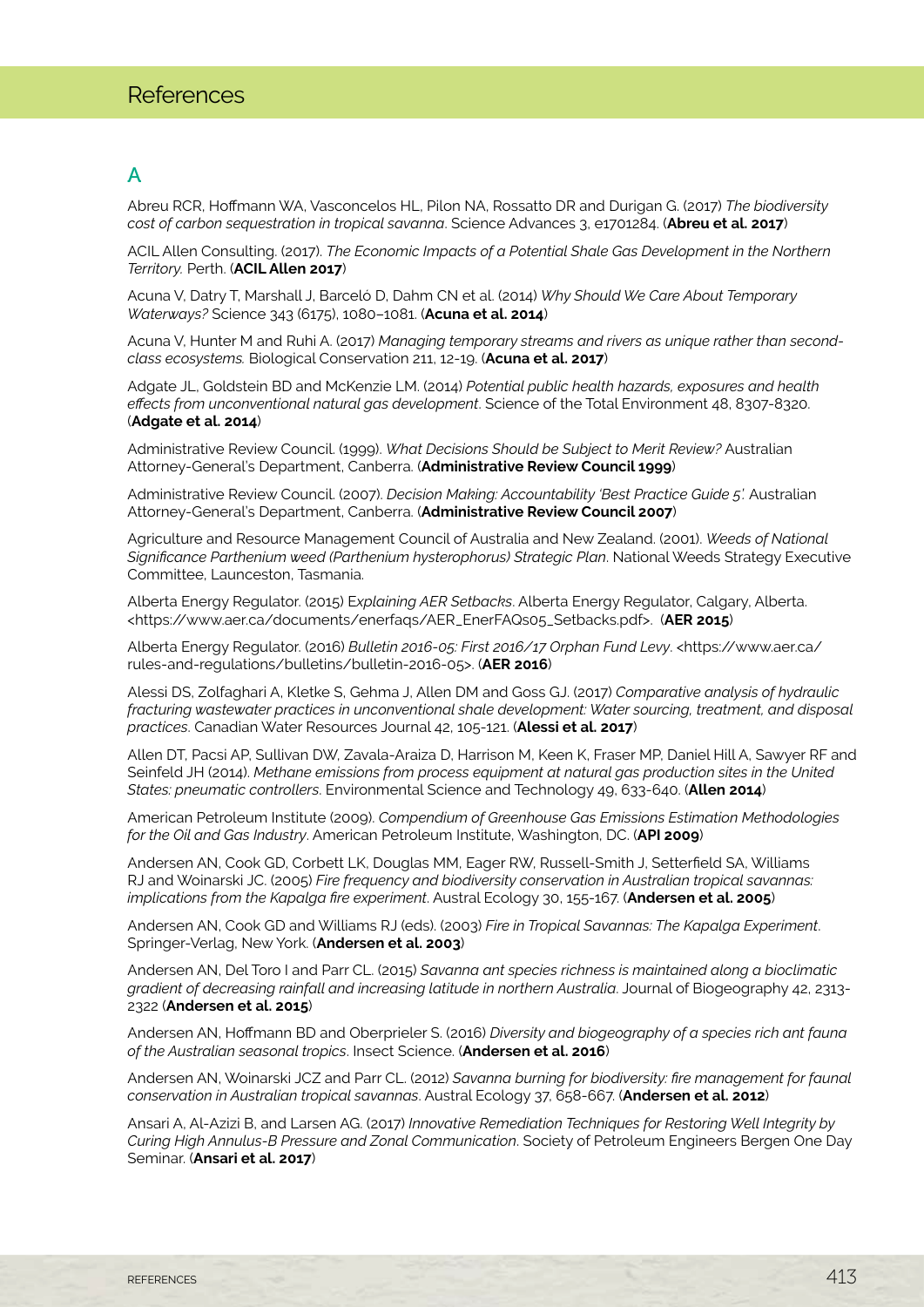# References

## A

Abreu RCR, Hoffmann WA, Vasconcelos HL, Pilon NA, Rossatto DR and Durigan G. (2017) *The biodiversity cost of carbon sequestration in tropical savanna*. Science Advances 3, e1701284. (**Abreu et al. 2017**)

ACIL Allen Consulting. (2017). *The Economic Impacts of a Potential Shale Gas Development in the Northern Territory.* Perth. (**ACIL Allen 2017**)

Acuna V, Datry T, Marshall J, Barceló D, Dahm CN et al. (2014) *Why Should We Care About Temporary Waterways?* Science 343 (6175), 1080–1081. (**Acuna et al. 2014**)

Acuna V, Hunter M and Ruhi A. (2017) *Managing temporary streams and rivers as unique rather than second-class ecosystems.* Biological Conservation 211, 12-19. (**Acuna et al. 2017**)

Adgate JL, Goldstein BD and McKenzie LM. (2014) *Potential public health hazards, exposures and health effects from unconventional natural gas development*. Science of the Total Environment 48, 8307-8320. (**Adgate et al. 2014**)

Administrative Review Council. (1999). *What Decisions Should be Subject to Merit Review?* Australian Attorney-General's Department, Canberra. (**Administrative Review Council 1999**)

Administrative Review Council. (2007). *Decision Making: Accountability 'Best Practice Guide 5'.* Australian Attorney-General's Department, Canberra. (**Administrative Review Council 2007**)

Agriculture and Resource Management Council of Australia and New Zealand. (2001). *Weeds of National Significance Parthenium weed (Parthenium hysterophorus) Strategic Plan*. National Weeds Strategy Executive Committee, Launceston, Tasmania.

Alberta Energy Regulator. (2015) E*xplaining AER Setbacks*. Alberta Energy Regulator, Calgary, Alberta. <https://www.aer.ca/documents/enerfaqs/AER_EnerFAQs05_Setbacks.pdf>. (**AER 2015**)

Alberta Energy Regulator. (2016) *Bulletin 2016-05: First 2016/17 Orphan Fund Levy*. <https://www.aer.ca/rules-and-regulations/bulletins/bulletin-2016-05>. (**AER 2016**)

Alessi DS, Zolfaghari A, Kletke S, Gehma J, Allen DM and Goss GJ. (2017) *Comparative analysis of hydraulic fracturing wastewater practices in unconventional shale development: Water sourcing, treatment, and disposal practices*. Canadian Water Resources Journal 42, 105-121. (**Alessi et al. 2017**)

Allen DT, Pacsi AP, Sullivan DW, Zavala-Araiza D, Harrison M, Keen K, Fraser MP, Daniel Hill A, Sawyer RF and Seinfeld JH (2014). *Methane emissions from process equipment at natural gas production sites in the United States: pneumatic controllers*. Environmental Science and Technology 49, 633-640. (**Allen 2014**)

American Petroleum Institute (2009). *Compendium of Greenhouse Gas Emissions Estimation Methodologies for the Oil and Gas Industry*. American Petroleum Institute, Washington, DC. (**API 2009**)

Andersen AN, Cook GD, Corbett LK, Douglas MM, Eager RW, Russell-Smith J, Setterfield SA, Williams RJ and Woinarski JC. (2005) *Fire frequency and biodiversity conservation in Australian tropical savannas: implications from the Kapalga fire experiment*. Austral Ecology 30, 155-167. (**Andersen et al. 2005**)

Andersen AN, Cook GD and Williams RJ (eds). (2003) *Fire in Tropical Savannas: The Kapalga Experiment*. Springer-Verlag, New York. (**Andersen et al. 2003**)

Andersen AN, Del Toro I and Parr CL. (2015) *Savanna ant species richness is maintained along a bioclimatic gradient of decreasing rainfall and increasing latitude in northern Australia*. Journal of Biogeography 42, 2313-2322 (**Andersen et al. 2015**)

Andersen AN, Hoffmann BD and Oberprieler S. (2016) *Diversity and biogeography of a species rich ant fauna of the Australian seasonal tropics*. Insect Science. (**Andersen et al. 2016**)

Andersen AN, Woinarski JCZ and Parr CL. (2012) *Savanna burning for biodiversity: fire management for faunal conservation in Australian tropical savannas*. Austral Ecology 37, 658-667. (**Andersen et al. 2012**)

Ansari A, Al-Azizi B, and Larsen AG. (2017) *Innovative Remediation Techniques for Restoring Well Integrity by Curing High Annulus-B Pressure and Zonal Communication*. Society of Petroleum Engineers Bergen One Day Seminar. (**Ansari et al. 2017**)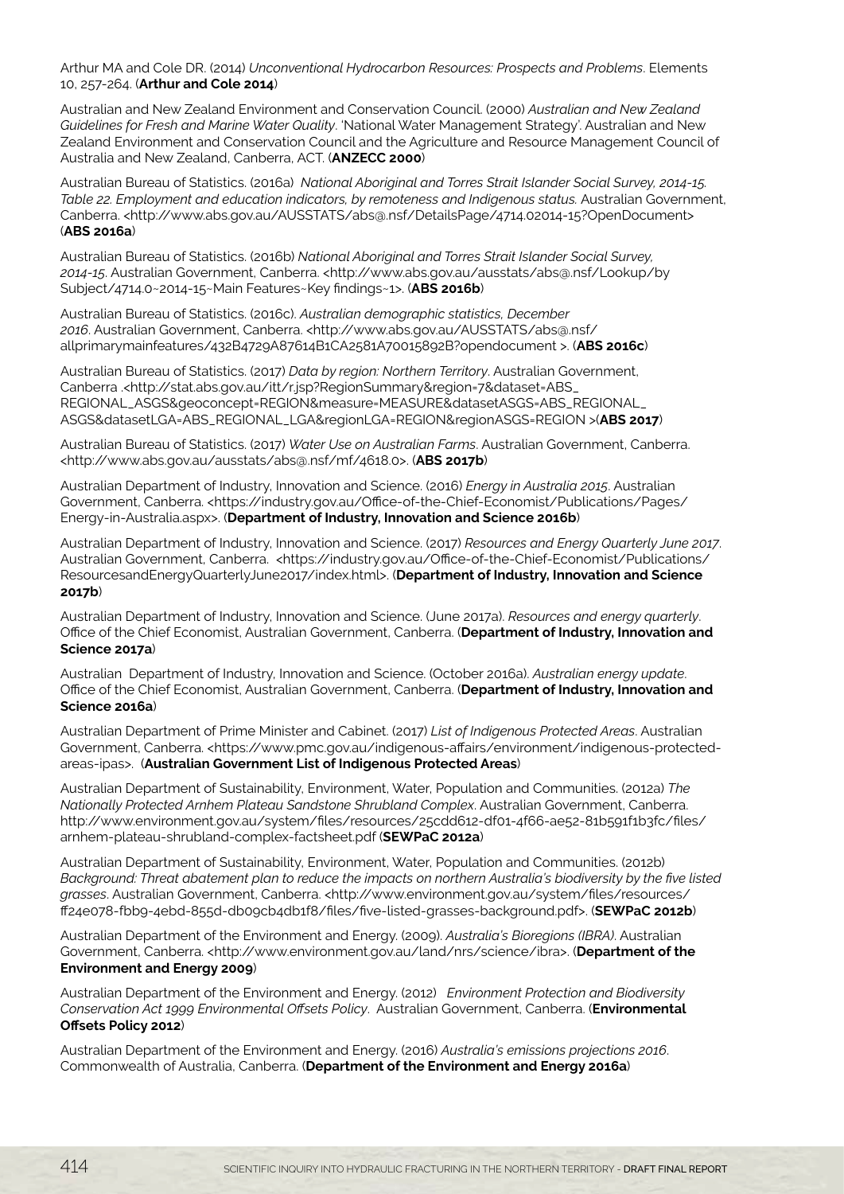Arthur MA and Cole DR. (2014) *Unconventional Hydrocarbon Resources: Prospects and Problems*. Elements 10, 257-264. (**Arthur and Cole 2014**)

Australian and New Zealand Environment and Conservation Council. (2000) *Australian and New Zealand Guidelines for Fresh and Marine Water Quality*. 'National Water Management Strategy'. Australian and New Zealand Environment and Conservation Council and the Agriculture and Resource Management Council of Australia and New Zealand, Canberra, ACT. (**ANZECC 2000**)

Australian Bureau of Statistics. (2016a) *National Aboriginal and Torres Strait Islander Social Survey, 2014-15. Table 22. Employment and education indicators, by remoteness and Indigenous status.* Australian Government, Canberra. <http://www.abs.gov.au/AUSSTATS/abs@.nsf/DetailsPage/4714.02014-15?OpenDocument> (**ABS 2016a**)

Australian Bureau of Statistics. (2016b) *National Aboriginal and Torres Strait Islander Social Survey, 2014-15*. Australian Government, Canberra. <http://www.abs.gov.au/ausstats/abs@.nsf/Lookup/by Subject/4714.0~2014-15~Main Features~Key findings~1>. (**ABS 2016b**)

Australian Bureau of Statistics. (2016c). *Australian demographic statistics, December 2016*. Australian Government, Canberra. <http://www.abs.gov.au/AUSSTATS/abs@.nsf/allprimarymainfeatures/432B4729A87614B1CA2581A70015892B?opendocument >. (**ABS 2016c**)

Australian Bureau of Statistics. (2017) *Data by region: Northern Territory*. Australian Government, Canberra .<http://stat.abs.gov.au/itt/r.jsp?RegionSummary&region=7&dataset=ABS_REGIONAL_ASGS&geoconcept=REGION&measure=MEASURE&datasetASGS=ABS_REGIONAL_ASGS&datasetLGA=ABS_REGIONAL_LGA&regionLGA=REGION&regionASGS=REGION >(**ABS 2017**)

Australian Bureau of Statistics. (2017) *Water Use on Australian Farms*. Australian Government, Canberra. <http://www.abs.gov.au/ausstats/abs@.nsf/mf/4618.0>. (**ABS 2017b**)

Australian Department of Industry, Innovation and Science. (2016) *Energy in Australia 2015*. Australian Government, Canberra. <https://industry.gov.au/Office-of-the-Chief-Economist/Publications/Pages/Energy-in-Australia.aspx>. (**Department of Industry, Innovation and Science 2016b**)

Australian Department of Industry, Innovation and Science. (2017) *Resources and Energy Quarterly June 2017*. Australian Government, Canberra. <https://industry.gov.au/Office-of-the-Chief-Economist/Publications/ResourcesandEnergyQuarterlyJune2017/index.html>. (**Department of Industry, Innovation and Science 2017b**)

Australian Department of Industry, Innovation and Science. (June 2017a). *Resources and energy quarterly*. Office of the Chief Economist, Australian Government, Canberra. (**Department of Industry, Innovation and Science 2017a**)

Australian Department of Industry, Innovation and Science. (October 2016a). *Australian energy update*. Office of the Chief Economist, Australian Government, Canberra. (**Department of Industry, Innovation and Science 2016a**)

Australian Department of Prime Minister and Cabinet. (2017) *List of Indigenous Protected Areas*. Australian Government, Canberra. <https://www.pmc.gov.au/indigenous-affairs/environment/indigenous-protected-areas-ipas>. (**Australian Government List of Indigenous Protected Areas**)

Australian Department of Sustainability, Environment, Water, Population and Communities. (2012a) *The Nationally Protected Arnhem Plateau Sandstone Shrubland Complex*. Australian Government, Canberra. http://www.environment.gov.au/system/files/resources/25cdd612-df01-4f66-ae52-81b591f1b3fc/files/arnhem-plateau-shrubland-complex-factsheet.pdf (**SEWPaC 2012a**)

Australian Department of Sustainability, Environment, Water, Population and Communities. (2012b) *Background: Threat abatement plan to reduce the impacts on northern Australia's biodiversity by the five listed grasses*. Australian Government, Canberra. <http://www.environment.gov.au/system/files/resources/ff24e078-fbb9-4ebd-855d-db09cb4db1f8/files/five-listed-grasses-background.pdf>. (**SEWPaC 2012b**)

Australian Department of the Environment and Energy. (2009). *Australia's Bioregions (IBRA)*. Australian Government, Canberra. <http://www.environment.gov.au/land/nrs/science/ibra>. (**Department of the Environment and Energy 2009**)

Australian Department of the Environment and Energy. (2012) *Environment Protection and Biodiversity Conservation Act 1999 Environmental Offsets Policy*. Australian Government, Canberra. (**Environmental Offsets Policy 2012**)

Australian Department of the Environment and Energy. (2016) *Australia's emissions projections 2016*. Commonwealth of Australia, Canberra. (**Department of the Environment and Energy 2016a**)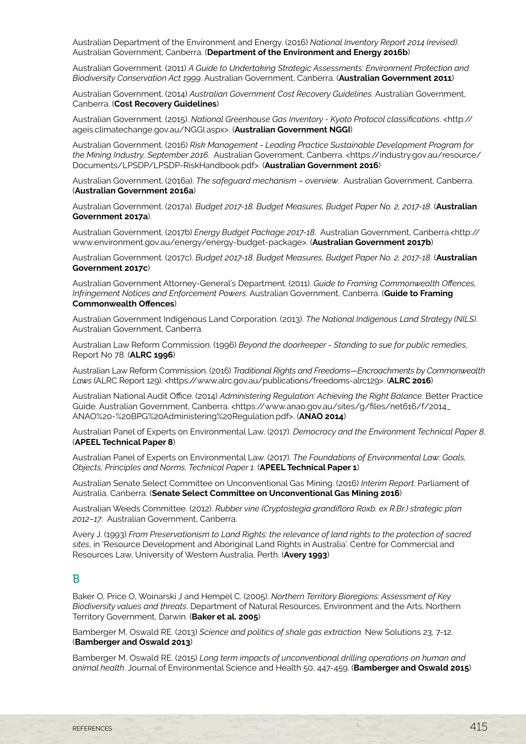Australian Department of the Environment and Energy. (2016) *National Inventory Report 2014 (revised)*. Australian Government, Canberra. (**Department of the Environment and Energy 2016b**)

Australian Government. (2011) *A Guide to Undertaking Strategic Assessments: Environment Protection and Biodiversity Conservation Act 1999*. Australian Government, Canberra. (**Australian Government 2011**)

Australian Government. (2014) *Australian Government Cost Recovery Guidelines*. Australian Government, Canberra. (**Cost Recovery Guidelines**)

Australian Government. (2015). *National Greenhouse Gas Inventory - Kyoto Protocol classifications*. <http://ageis.climatechange.gov.au/NGGI.aspx>. (**Australian Government NGGI**)

Australian Government. (2016) *Risk Management - Leading Practice Sustainable Development Program for the Mining Industry, September 2016*. Australian Government, Canberra. <https://industry.gov.au/resource/Documents/LPSDP/LPSDP-RiskHandbook.pdf>. (**Australian Government 2016**)

Australian Government. (2016a). *The safeguard mechanism – overview*. Australian Government, Canberra. (**Australian Government 2016a**)

Australian Government. (2017a). *Budget 2017-18. Budget Measures, Budget Paper No. 2, 2017-18*. (**Australian Government 2017a**).

Australian Government. (2017b) *Energy Budget Package 2017-18*. Australian Government, Canberra.<http://www.environment.gov.au/energy/energy-budget-package>. (**Australian Government 2017b**)

Australian Government. (2017c). *Budget 2017-18. Budget Measures, Budget Paper No. 2, 2017-18*. (**Australian Government 2017c**)

Australian Government Attorney-General's Department. (2011). *Guide to Framing Commonwealth Offences, Infringement Notices and Enforcement Powers*. Australian Government, Canberra. (**Guide to Framing Commonwealth Offences**)

Australian Government Indigenous Land Corporation. (2013). *The National Indigenous Land Strategy (NILS)*. Australian Government, Canberra.

Australian Law Reform Commission. (1996) *Beyond the doorkeeper - Standing to sue for public remedies*, Report No 78. (**ALRC 1996**)

Australian Law Reform Commission. (2016) *Traditional Rights and Freedoms—Encroachments by Commonwealth Laws* (ALRC Report 129). <https://www.alrc.gov.au/publications/freedoms-alrc129>. (**ALRC 2016**)

Australian National Audit Office. (2014) *Administering Regulation: Achieving the Right Balance*. Better Practice Guide. Australian Government, Canberra. <https://www.anao.gov.au/sites/g/files/net616/f/2014_ANAO%20-%20BPG%20Administering%20Regulation.pdf>. (**ANAO 2014**)

Australian Panel of Experts on Environmental Law. (2017). *Democracy and the Environment Technical Paper 8*. (**APEEL Technical Paper 8**)

Australian Panel of Experts on Environmental Law. (2017). *The Foundations of Environmental Law: Goals, Objects, Principles and Norms. Technical Paper 1*. (**APEEL Technical Paper 1**)

Australian Senate Select Committee on Unconventional Gas Mining. (2016) *Interim Report*. Parliament of Australia, Canberra. (**Senate Select Committee on Unconventional Gas Mining 2016**)

Australian Weeds Committee. (2012). *Rubber vine (Cryptostegia grandiflora Roxb. ex R.Br.) strategic plan 2012–17*. Australian Government, Canberra.

Avery J. (1993) *From Preservationism to Land Rights: the relevance of land rights to the protection of sacred sites*, in 'Resource Development and Aboriginal Land Rights in Australia'. Centre for Commercial and Resources Law, University of Western Australia, Perth. (**Avery 1993**)

## B

Baker O, Price O, Woinarski J and Hempel C. (2005). *Northern Territory Bioregions: Assessment of Key Biodiversity values and threats*. Department of Natural Resources, Environment and the Arts, Northern Territory Government, Darwin. (**Baker et al. 2005**)

Bamberger M, Oswald RE. (2013) *Science and politics of shale gas extraction.* New Solutions 23, 7-12. (**Bamberger and Oswald 2013**)

Bamberger M, Oswald RE. (2015) *Long term impacts of unconventional drilling operations on human and animal health*. Journal of Environmental Science and Health 50, 447-459. (**Bamberger and Oswald 2015**)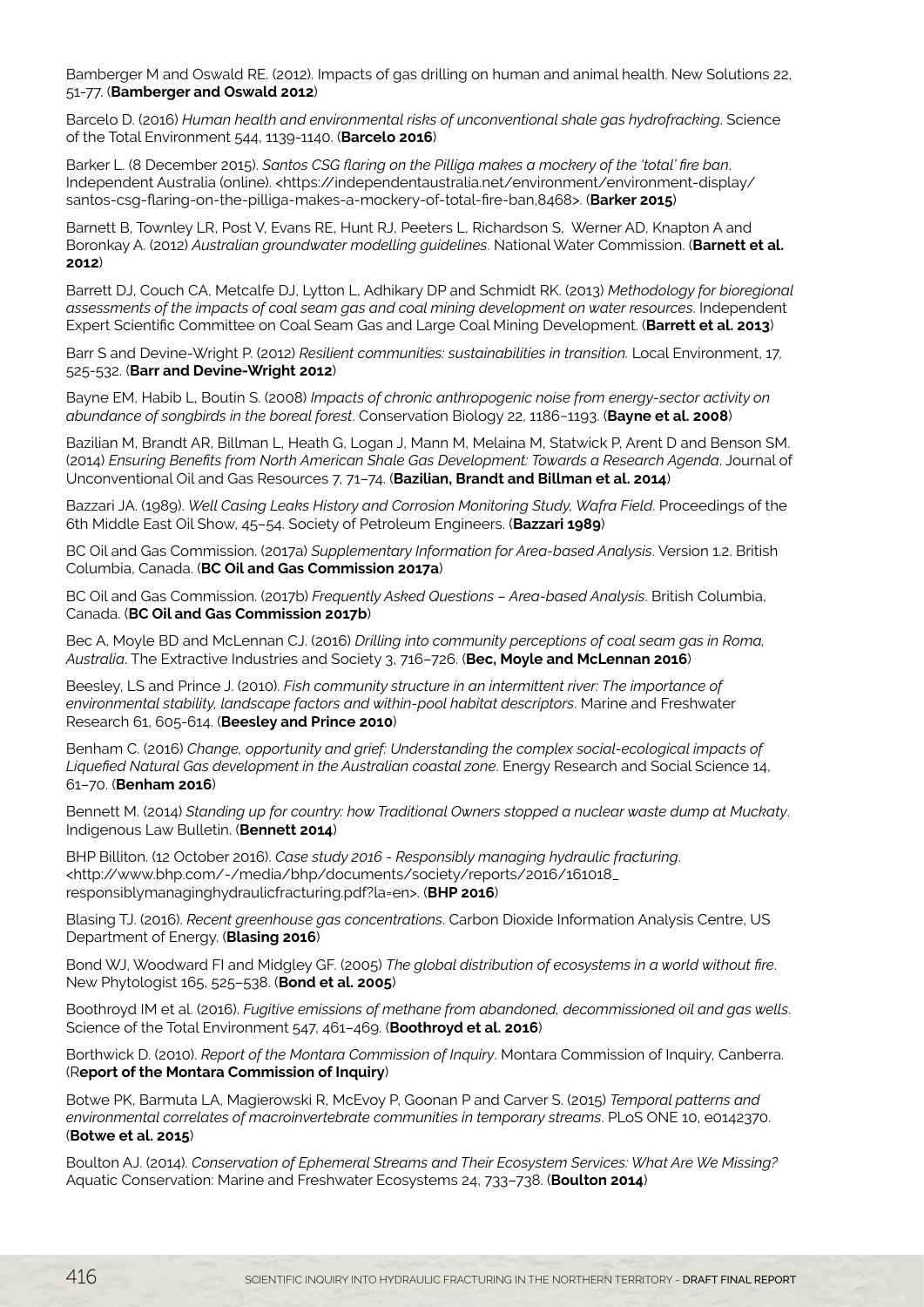Bamberger M and Oswald RE. (2012). Impacts of gas drilling on human and animal health. New Solutions 22, 51-77. (**Bamberger and Oswald 2012**)

Barcelo D. (2016) *Human health and environmental risks of unconventional shale gas hydrofracking*. Science of the Total Environment 544, 1139-1140. (**Barcelo 2016**)

Barker L. (8 December 2015). *Santos CSG flaring on the Pilliga makes a mockery of the 'total' fire ban*. Independent Australia (online). <https://independentaustralia.net/environment/environment-display/santos-csg-flaring-on-the-pilliga-makes-a-mockery-of-total-fire-ban,8468>. (**Barker 2015**)

Barnett B, Townley LR, Post V, Evans RE, Hunt RJ, Peeters L, Richardson S, Werner AD, Knapton A and Boronkay A. (2012) *Australian groundwater modelling guidelines*. National Water Commission. (**Barnett et al. 2012**)

Barrett DJ, Couch CA, Metcalfe DJ, Lytton L, Adhikary DP and Schmidt RK. (2013) *Methodology for bioregional assessments of the impacts of coal seam gas and coal mining development on water resources*. Independent Expert Scientific Committee on Coal Seam Gas and Large Coal Mining Development. (**Barrett et al. 2013**)

Barr S and Devine-Wright P. (2012) *Resilient communities: sustainabilities in transition.* Local Environment, 17, 525-532. (**Barr and Devine-Wright 2012**)

Bayne EM, Habib L, Boutin S. (2008) *Impacts of chronic anthropogenic noise from energy-sector activity on abundance of songbirds in the boreal forest*. Conservation Biology 22, 1186–1193. (**Bayne et al. 2008**)

Bazilian M, Brandt AR, Billman L, Heath G, Logan J, Mann M, Melaina M, Statwick P, Arent D and Benson SM. (2014) *Ensuring Benefits from North American Shale Gas Development: Towards a Research Agenda*. Journal of Unconventional Oil and Gas Resources 7, 71–74. (**Bazilian, Brandt and Billman et al. 2014**)

Bazzari JA. (1989). *Well Casing Leaks History and Corrosion Monitoring Study, Wafra Field*. Proceedings of the 6th Middle East Oil Show, 45–54. Society of Petroleum Engineers. (**Bazzari 1989**)

BC Oil and Gas Commission. (2017a) *Supplementary Information for Area-based Analysis*. Version 1.2. British Columbia, Canada. (**BC Oil and Gas Commission 2017a**)

BC Oil and Gas Commission. (2017b) *Frequently Asked Questions – Area-based Analysis*. British Columbia, Canada. (**BC Oil and Gas Commission 2017b**)

Bec A, Moyle BD and McLennan CJ. (2016) *Drilling into community perceptions of coal seam gas in Roma, Australia*. The Extractive Industries and Society 3, 716–726. (**Bec, Moyle and McLennan 2016**)

Beesley, LS and Prince J. (2010). *Fish community structure in an intermittent river: The importance of environmental stability, landscape factors and within-pool habitat descriptors*. Marine and Freshwater Research 61, 605-614. (**Beesley and Prince 2010**)

Benham C. (2016) *Change, opportunity and grief: Understanding the complex social-ecological impacts of Liquefied Natural Gas development in the Australian coastal zone*. Energy Research and Social Science 14, 61–70. (**Benham 2016**)

Bennett M. (2014) *Standing up for country: how Traditional Owners stopped a nuclear waste dump at Muckaty*. Indigenous Law Bulletin. (**Bennett 2014**)

BHP Billiton. (12 October 2016). *Case study 2016 - Responsibly managing hydraulic fracturing*. <http://www.bhp.com/-/media/bhp/documents/society/reports/2016/161018_responsiblymanaginghydraulicfracturing.pdf?la=en>. (**BHP 2016**)

Blasing TJ. (2016). *Recent greenhouse gas concentrations*. Carbon Dioxide Information Analysis Centre, US Department of Energy. (**Blasing 2016**)

Bond WJ, Woodward FI and Midgley GF. (2005) *The global distribution of ecosystems in a world without fire*. New Phytologist 165, 525–538. (**Bond et al. 2005**)

Boothroyd IM et al. (2016). *Fugitive emissions of methane from abandoned, decommissioned oil and gas wells*. Science of the Total Environment 547, 461–469. (**Boothroyd et al. 2016**)

Borthwick D. (2010). *Report of the Montara Commission of Inquiry*. Montara Commission of Inquiry, Canberra. (R**eport of the Montara Commission of Inquiry**)

Botwe PK, Barmuta LA, Magierowski R, McEvoy P, Goonan P and Carver S. (2015) *Temporal patterns and environmental correlates of macroinvertebrate communities in temporary streams*. PLoS ONE 10, e0142370. (**Botwe et al. 2015**)

Boulton AJ. (2014). *Conservation of Ephemeral Streams and Their Ecosystem Services: What Are We Missing?* Aquatic Conservation: Marine and Freshwater Ecosystems 24, 733–738. (**Boulton 2014**)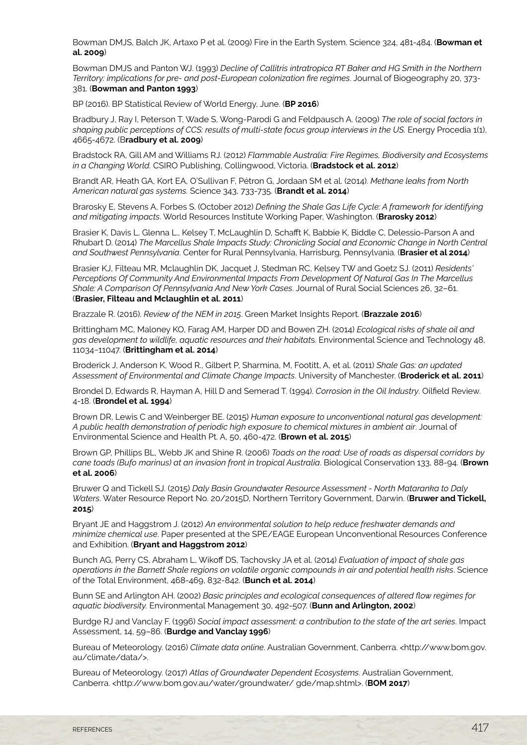Bowman DMJS, Balch JK, Artaxo P et al. (2009) Fire in the Earth System. Science 324, 481-484. (**Bowman et al. 2009**)

Bowman DMJS and Panton WJ. (1993) *Decline of Callitris intratropica RT Baker and HG Smith in the Northern Territory: implications for pre- and post-European colonization fire regimes*. Journal of Biogeography 20, 373-381. (**Bowman and Panton 1993**)

BP (2016). BP Statistical Review of World Energy, June. (**BP 2016**)

Bradbury J, Ray I, Peterson T, Wade S, Wong-Parodi G and Feldpausch A. (2009) *The role of social factors in shaping public perceptions of CCS: results of multi-state focus group interviews in the US.* Energy Procedia 1(1), 4665-4672. (B**radbury et al. 2009**)

Bradstock RA, Gill AM and Williams RJ. (2012) *Flammable Australia: Fire Regimes, Biodiversity and Ecosystems in a Changing World.* CSIRO Publishing, Collingwood, Victoria. (**Bradstock et al. 2012**)

Brandt AR, Heath GA, Kort EA, O'Sullivan F, Pétron G, Jordaan SM et al. (2014). *Methane leaks from North American natural gas systems.* Science 343, 733-735. (**Brandt et al. 2014**)

Brarosky E, Stevens A, Forbes S. (October 2012) *Defining the Shale Gas Life Cycle: A framework for identifying and mitigating impacts*. World Resources Institute Working Paper, Washington. (**Brarosky 2012**)

Brasier K, Davis L, Glenna L., Kelsey T, McLaughlin D, Schafft K, Babbie K, Biddle C, Delessio-Parson A and Rhubart D. (2014) *The Marcellus Shale Impacts Study: Chronicling Social and Economic Change in North Central and Southwest Pennsylvania*. Center for Rural Pennsylvania, Harrisburg, Pennsylvania. (**Brasier et al 2014**)

Brasier KJ, Filteau MR, Mclaughlin DK, Jacquet J, Stedman RC, Kelsey TW and Goetz SJ. (2011) *Residents' Perceptions Of Community And Environmental Impacts From Development Of Natural Gas In The Marcellus Shale: A Comparison Of Pennsylvania And New York Cases*. Journal of Rural Social Sciences 26, 32–61. (**Brasier, Filteau and Mclaughlin et al. 2011**)

Brazzale R. (2016). *Review of the NEM in 2015*. Green Market Insights Report. (**Brazzale 2016**)

Brittingham MC, Maloney KO, Farag AM, Harper DD and Bowen ZH. (2014) *Ecological risks of shale oil and gas development to wildlife, aquatic resources and their habitats.* Environmental Science and Technology 48, 11034–11047. (**Brittingham et al. 2014**)

Broderick J, Anderson K, Wood R., Gilbert P, Sharmina, M, Footitt, A, et al. (2011) *Shale Gas: an updated Assessment of Environmental and Climate Change Impacts*. University of Manchester. (**Broderick et al. 2011**)

Brondel D, Edwards R, Hayman A, Hill D and Semerad T. (1994). *Corrosion in the Oil Industry*. Oilfield Review. 4-18. (**Brondel et al. 1994**)

Brown DR, Lewis C and Weinberger BE. (2015) *Human exposure to unconventional natural gas development: A public health demonstration of periodic high exposure to chemical mixtures in ambient air*. Journal of Environmental Science and Health Pt. A, 50, 460-472. (**Brown et al. 2015**)

Brown GP, Phillips BL, Webb JK and Shine R. (2006) *Toads on the road: Use of roads as dispersal corridors by cane toads (Bufo marinus) at an invasion front in tropical Australia*. Biological Conservation 133, 88-94. (**Brown et al. 2006**)

Bruwer Q and Tickell SJ. (2015) *Daly Basin Groundwater Resource Assessment - North Mataranka to Daly Waters*. Water Resource Report No. 20/2015D, Northern Territory Government, Darwin. (**Bruwer and Tickell, 2015**)

Bryant JE and Haggstrom J. (2012) *An environmental solution to help reduce freshwater demands and minimize chemical use*. Paper presented at the SPE/EAGE European Unconventional Resources Conference and Exhibition. (**Bryant and Haggstrom 2012**)

Bunch AG, Perry CS, Abraham L, Wikoff DS, Tachovsky JA et al. (2014) *Evaluation of impact of shale gas operations in the Barnett Shale regions on volatile organic compounds in air and potential health risks*. Science of the Total Environment, 468-469, 832-842. (**Bunch et al. 2014**)

Bunn SE and Arlington AH. (2002) *Basic principles and ecological consequences of altered flow regimes for aquatic biodiversity.* Environmental Management 30, 492-507. (**Bunn and Arlington, 2002**)

Burdge RJ and Vanclay F. (1996) *Social impact assessment: a contribution to the state of the art series*. Impact Assessment, 14, 59–86. (**Burdge and Vanclay 1996**)

Bureau of Meteorology. (2016) *Climate data online*. Australian Government, Canberra. <http://www.bom.gov.au/climate/data/>.

Bureau of Meteorology. (2017) *Atlas of Groundwater Dependent Ecosystems*. Australian Government, Canberra. <http://www.bom.gov.au/water/groundwater/ gde/map.shtml>. (**BOM 2017**)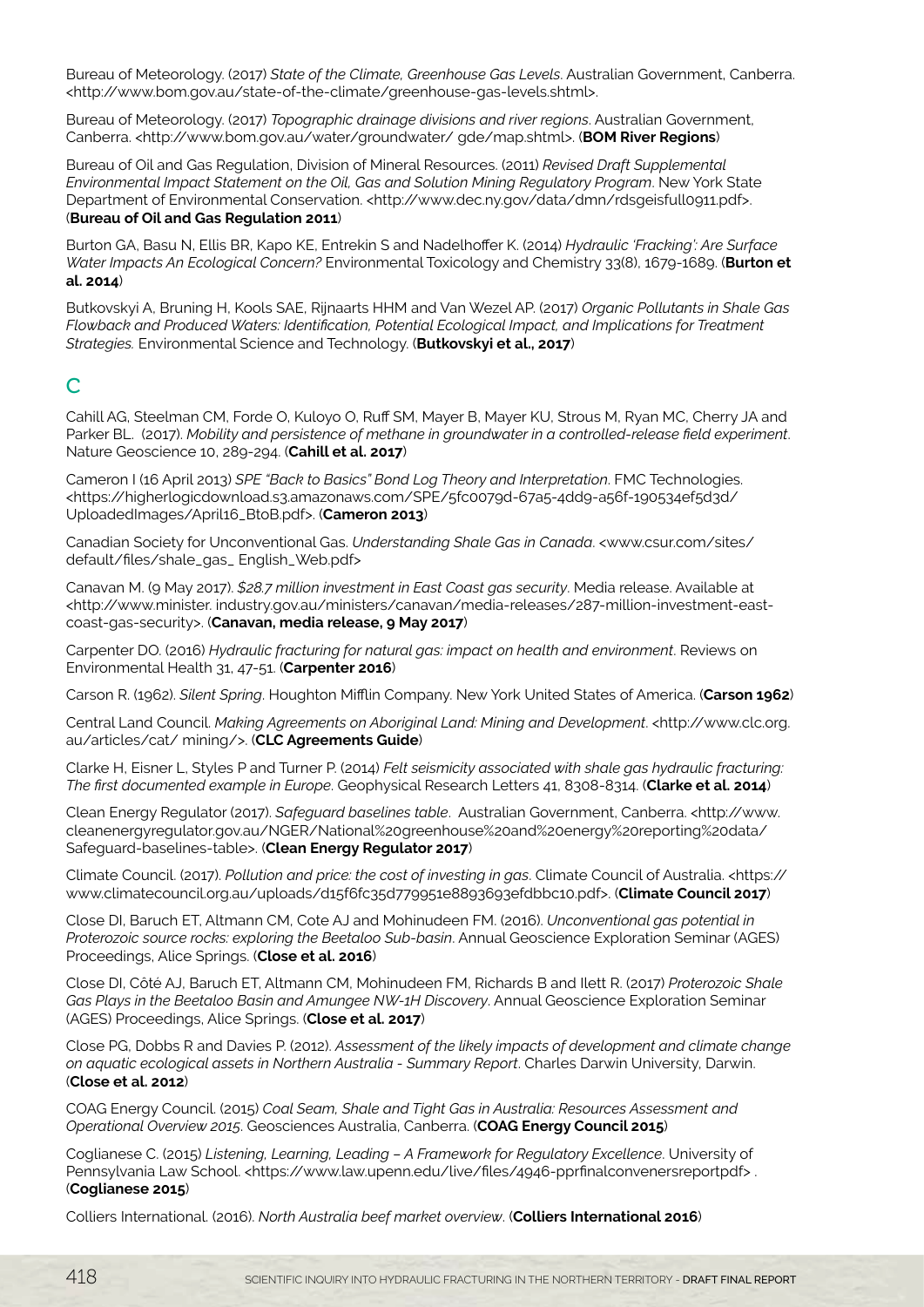Bureau of Meteorology. (2017) *State of the Climate, Greenhouse Gas Levels*. Australian Government, Canberra. <http://www.bom.gov.au/state-of-the-climate/greenhouse-gas-levels.shtml>.

Bureau of Meteorology. (2017) *Topographic drainage divisions and river regions*. Australian Government, Canberra. <http://www.bom.gov.au/water/groundwater/ gde/map.shtml>. (**BOM River Regions**)

Bureau of Oil and Gas Regulation, Division of Mineral Resources. (2011) *Revised Draft Supplemental Environmental Impact Statement on the Oil, Gas and Solution Mining Regulatory Program*. New York State Department of Environmental Conservation. <http://www.dec.ny.gov/data/dmn/rdsgeisfull0911.pdf>. (**Bureau of Oil and Gas Regulation 2011**)

Burton GA, Basu N, Ellis BR, Kapo KE, Entrekin S and Nadelhoffer K. (2014) *Hydraulic 'Fracking': Are Surface Water Impacts An Ecological Concern?* Environmental Toxicology and Chemistry 33(8), 1679-1689. (**Burton et al. 2014**)

Butkovskyi A, Bruning H, Kools SAE, Rijnaarts HHM and Van Wezel AP. (2017) *Organic Pollutants in Shale Gas Flowback and Produced Waters: Identification, Potential Ecological Impact, and Implications for Treatment Strategies.* Environmental Science and Technology. (**Butkovskyi et al., 2017**)

## C

Cahill AG, Steelman CM, Forde O, Kuloyo O, Ruff SM, Mayer B, Mayer KU, Strous M, Ryan MC, Cherry JA and Parker BL. (2017). *Mobility and persistence of methane in groundwater in a controlled-release field experiment*. Nature Geoscience 10, 289-294. (**Cahill et al. 2017**)

Cameron I (16 April 2013) *SPE "Back to Basics" Bond Log Theory and Interpretation*. FMC Technologies. <https://higherlogicdownload.s3.amazonaws.com/SPE/5fc0079d-67a5-4dd9-a56f-190534ef5d3d/UploadedImages/April16_BtoB.pdf>. (**Cameron 2013**)

Canadian Society for Unconventional Gas. *Understanding Shale Gas in Canada*. <www.csur.com/sites/default/files/shale_gas_ English_Web.pdf>

Canavan M. (9 May 2017). *$28.7 million investment in East Coast gas security*. Media release. Available at <http://www.minister. industry.gov.au/ministers/canavan/media-releases/287-million-investment-east-coast-gas-security>. (**Canavan, media release, 9 May 2017**)

Carpenter DO. (2016) *Hydraulic fracturing for natural gas: impact on health and environment*. Reviews on Environmental Health 31, 47-51. (**Carpenter 2016**)

Carson R. (1962). *Silent Spring*. Houghton Mifflin Company. New York United States of America. (**Carson 1962**)

Central Land Council. *Making Agreements on Aboriginal Land: Mining and Development*. <http://www.clc.org.au/articles/cat/ mining/>. (**CLC Agreements Guide**)

Clarke H, Eisner L, Styles P and Turner P. (2014) *Felt seismicity associated with shale gas hydraulic fracturing: The first documented example in Europe*. Geophysical Research Letters 41, 8308-8314. (**Clarke et al. 2014**)

Clean Energy Regulator (2017). *Safeguard baselines table*. Australian Government, Canberra. <http://www.cleanenergyregulator.gov.au/NGER/National%20greenhouse%20and%20energy%20reporting%20data/Safeguard-baselines-table>. (**Clean Energy Regulator 2017**)

Climate Council. (2017). *Pollution and price: the cost of investing in gas*. Climate Council of Australia. <https://www.climatecouncil.org.au/uploads/d15f6fc35d779951e8893693efdbbc10.pdf>. (**Climate Council 2017**)

Close DI, Baruch ET, Altmann CM, Cote AJ and Mohinudeen FM. (2016). *Unconventional gas potential in Proterozoic source rocks: exploring the Beetaloo Sub-basin*. Annual Geoscience Exploration Seminar (AGES) Proceedings, Alice Springs. (**Close et al. 2016**)

Close DI, Côté AJ, Baruch ET, Altmann CM, Mohinudeen FM, Richards B and Ilett R. (2017) *Proterozoic Shale Gas Plays in the Beetaloo Basin and Amungee NW-1H Discovery*. Annual Geoscience Exploration Seminar (AGES) Proceedings, Alice Springs. (**Close et al. 2017**)

Close PG, Dobbs R and Davies P. (2012). *Assessment of the likely impacts of development and climate change on aquatic ecological assets in Northern Australia - Summary Report*. Charles Darwin University, Darwin. (**Close et al. 2012**)

COAG Energy Council. (2015) *Coal Seam, Shale and Tight Gas in Australia: Resources Assessment and Operational Overview 2015*. Geosciences Australia, Canberra. (**COAG Energy Council 2015**)

Coglianese C. (2015) *Listening, Learning, Leading – A Framework for Regulatory Excellence*. University of Pennsylvania Law School. <https://www.law.upenn.edu/live/files/4946-pprfinalconvenersreportpdf> . (**Coglianese 2015**)

Colliers International. (2016). *North Australia beef market overview*. (**Colliers International 2016**)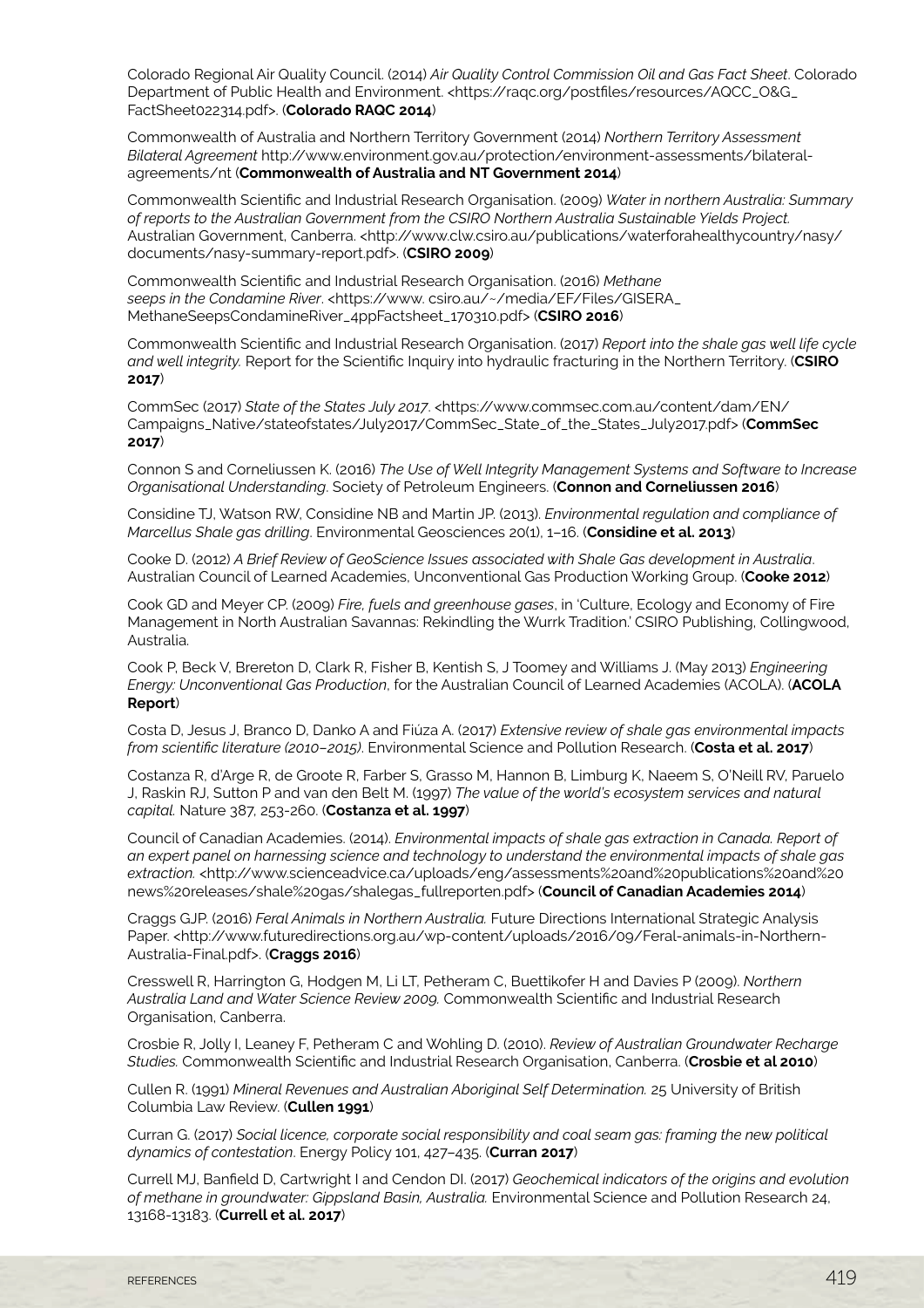Colorado Regional Air Quality Council. (2014) *Air Quality Control Commission Oil and Gas Fact Sheet*. Colorado Department of Public Health and Environment. <https://raqc.org/postfiles/resources/AQCC_O&G_FactSheet022314.pdf>. (**Colorado RAQC 2014**)

Commonwealth of Australia and Northern Territory Government (2014) *Northern Territory Assessment Bilateral Agreement* http://www.environment.gov.au/protection/environment-assessments/bilateral-agreements/nt (**Commonwealth of Australia and NT Government 2014**)

Commonwealth Scientific and Industrial Research Organisation. (2009) *Water in northern Australia: Summary of reports to the Australian Government from the CSIRO Northern Australia Sustainable Yields Project.* Australian Government, Canberra. <http://www.clw.csiro.au/publications/waterforahealthycountry/nasy/documents/nasy-summary-report.pdf>. (**CSIRO 2009**)

Commonwealth Scientific and Industrial Research Organisation. (2016) *Methane seeps in the Condamine River*. <https://www. csiro.au/~/media/EF/Files/GISERA_MethaneSeepsCondamineRiver_4ppFactsheet_170310.pdf> (**CSIRO 2016**)

Commonwealth Scientific and Industrial Research Organisation. (2017) *Report into the shale gas well life cycle and well integrity.* Report for the Scientific Inquiry into hydraulic fracturing in the Northern Territory. (**CSIRO 2017**)

CommSec (2017) *State of the States July 2017*. <https://www.commsec.com.au/content/dam/EN/Campaigns_Native/stateofstates/July2017/CommSec_State_of_the_States_July2017.pdf> (**CommSec 2017**)

Connon S and Corneliussen K. (2016) *The Use of Well Integrity Management Systems and Software to Increase Organisational Understanding*. Society of Petroleum Engineers. (**Connon and Corneliussen 2016**)

Considine TJ, Watson RW, Considine NB and Martin JP. (2013). *Environmental regulation and compliance of Marcellus Shale gas drilling*. Environmental Geosciences 20(1), 1–16. (**Considine et al. 2013**)

Cooke D. (2012) *A Brief Review of GeoScience Issues associated with Shale Gas development in Australia*. Australian Council of Learned Academies, Unconventional Gas Production Working Group. (**Cooke 2012**)

Cook GD and Meyer CP. (2009) *Fire, fuels and greenhouse gases*, in 'Culture, Ecology and Economy of Fire Management in North Australian Savannas: Rekindling the Wurrk Tradition.' CSIRO Publishing, Collingwood, Australia.

Cook P, Beck V, Brereton D, Clark R, Fisher B, Kentish S, J Toomey and Williams J. (May 2013) *Engineering Energy: Unconventional Gas Production*, for the Australian Council of Learned Academies (ACOLA). (**ACOLA Report**)

Costa D, Jesus J, Branco D, Danko A and Fiúza A. (2017) *Extensive review of shale gas environmental impacts from scientific literature (2010–2015)*. Environmental Science and Pollution Research. (**Costa et al. 2017**)

Costanza R, d'Arge R, de Groote R, Farber S, Grasso M, Hannon B, Limburg K, Naeem S, O'Neill RV, Paruelo J, Raskin RJ, Sutton P and van den Belt M. (1997) *The value of the world's ecosystem services and natural capital.* Nature 387, 253-260. (**Costanza et al. 1997**)

Council of Canadian Academies. (2014). *Environmental impacts of shale gas extraction in Canada. Report of an expert panel on harnessing science and technology to understand the environmental impacts of shale gas extraction.* <http://www.scienceadvice.ca/uploads/eng/assessments%20and%20publications%20and%20news%20releases/shale%20gas/shalegas_fullreporten.pdf> (**Council of Canadian Academies 2014**)

Craggs GJP. (2016) *Feral Animals in Northern Australia.* Future Directions International Strategic Analysis Paper. <http://www.futuredirections.org.au/wp-content/uploads/2016/09/Feral-animals-in-Northern-Australia-Final.pdf>. (**Craggs 2016**)

Cresswell R, Harrington G, Hodgen M, Li LT, Petheram C, Buettikofer H and Davies P (2009). *Northern Australia Land and Water Science Review 2009.* Commonwealth Scientific and Industrial Research Organisation, Canberra.

Crosbie R, Jolly I, Leaney F, Petheram C and Wohling D. (2010). *Review of Australian Groundwater Recharge Studies.* Commonwealth Scientific and Industrial Research Organisation, Canberra. (**Crosbie et al 2010**)

Cullen R. (1991) *Mineral Revenues and Australian Aboriginal Self Determination.* 25 University of British Columbia Law Review. (**Cullen 1991**)

Curran G. (2017) *Social licence, corporate social responsibility and coal seam gas: framing the new political dynamics of contestation*. Energy Policy 101, 427–435. (**Curran 2017**)

Currell MJ, Banfield D, Cartwright I and Cendon DI. (2017) *Geochemical indicators of the origins and evolution of methane in groundwater: Gippsland Basin, Australia.* Environmental Science and Pollution Research 24, 13168-13183. (**Currell et al. 2017**)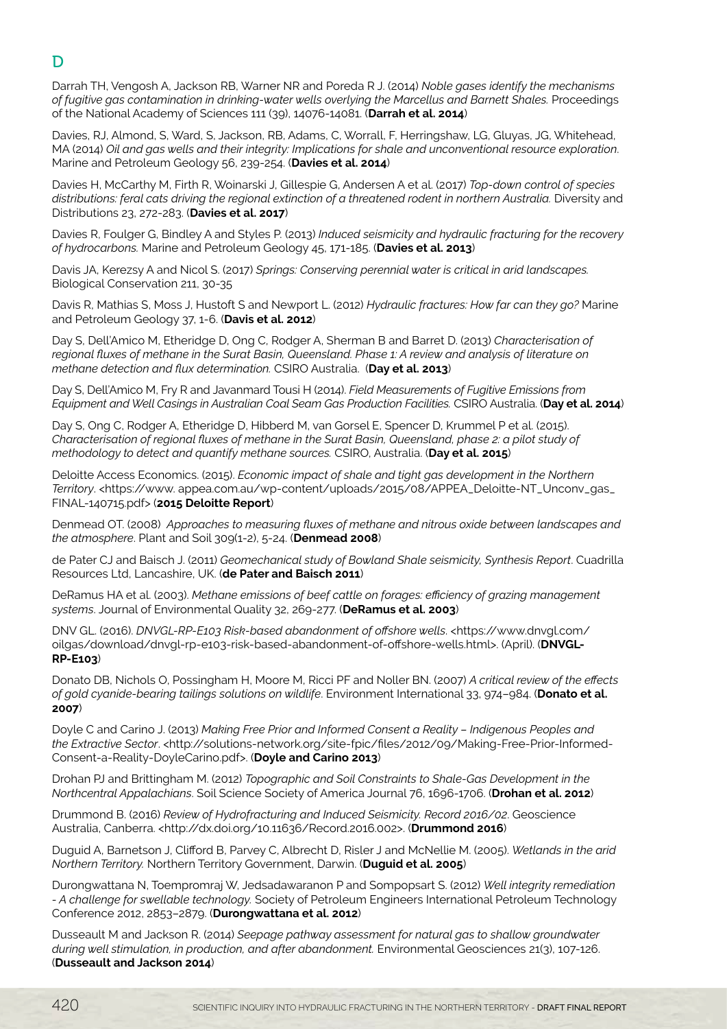## D

Darrah TH, Vengosh A, Jackson RB, Warner NR and Poreda R J. (2014) *Noble gases identify the mechanisms of fugitive gas contamination in drinking-water wells overlying the Marcellus and Barnett Shales.* Proceedings of the National Academy of Sciences 111 (39), 14076-14081. (**Darrah et al. 2014**)

Davies, RJ, Almond, S, Ward, S, Jackson, RB, Adams, C, Worrall, F, Herringshaw, LG, Gluyas, JG, Whitehead, MA (2014) *Oil and gas wells and their integrity: Implications for shale and unconventional resource exploration*. Marine and Petroleum Geology 56, 239-254. (**Davies et al. 2014**)

Davies H, McCarthy M, Firth R, Woinarski J, Gillespie G, Andersen A et al. (2017) *Top-down control of species distributions: feral cats driving the regional extinction of a threatened rodent in northern Australia.* Diversity and Distributions 23, 272-283. (**Davies et al. 2017**)

Davies R, Foulger G, Bindley A and Styles P. (2013) *Induced seismicity and hydraulic fracturing for the recovery of hydrocarbons.* Marine and Petroleum Geology 45, 171-185. (**Davies et al. 2013**)

Davis JA, Kerezsy A and Nicol S. (2017) *Springs: Conserving perennial water is critical in arid landscapes.* Biological Conservation 211, 30-35

Davis R, Mathias S, Moss J, Hustoft S and Newport L. (2012) *Hydraulic fractures: How far can they go?* Marine and Petroleum Geology 37, 1-6. (**Davis et al. 2012**)

Day S, Dell'Amico M, Etheridge D, Ong C, Rodger A, Sherman B and Barret D. (2013) *Characterisation of regional fluxes of methane in the Surat Basin, Queensland. Phase 1: A review and analysis of literature on methane detection and flux determination.* CSIRO Australia. (**Day et al. 2013**)

Day S, Dell'Amico M, Fry R and Javanmard Tousi H (2014). *Field Measurements of Fugitive Emissions from Equipment and Well Casings in Australian Coal Seam Gas Production Facilities.* CSIRO Australia. (**Day et al. 2014**)

Day S, Ong C, Rodger A, Etheridge D, Hibberd M, van Gorsel E, Spencer D, Krummel P et al. (2015). *Characterisation of regional fluxes of methane in the Surat Basin, Queensland, phase 2: a pilot study of methodology to detect and quantify methane sources.* CSIRO, Australia. (**Day et al. 2015**)

Deloitte Access Economics. (2015). *Economic impact of shale and tight gas development in the Northern Territory*. <https://www. appea.com.au/wp-content/uploads/2015/08/APPEA_Deloitte-NT_Unconv_gas_FINAL-140715.pdf> (**2015 Deloitte Report**)

Denmead OT. (2008) *Approaches to measuring fluxes of methane and nitrous oxide between landscapes and the atmosphere*. Plant and Soil 309(1-2), 5-24. (**Denmead 2008**)

de Pater CJ and Baisch J. (2011) *Geomechanical study of Bowland Shale seismicity, Synthesis Report*. Cuadrilla Resources Ltd, Lancashire, UK. (**de Pater and Baisch 2011**)

DeRamus HA et al. (2003). *Methane emissions of beef cattle on forages: efficiency of grazing management systems*. Journal of Environmental Quality 32, 269-277. (**DeRamus et al. 2003**)

DNV GL. (2016). *DNVGL-RP-E103 Risk-based abandonment of offshore wells*. <https://www.dnvgl.com/oilgas/download/dnvgl-rp-e103-risk-based-abandonment-of-offshore-wells.html>. (April). (**DNVGL-RP-E103**)

Donato DB, Nichols O, Possingham H, Moore M, Ricci PF and Noller BN. (2007) *A critical review of the effects of gold cyanide-bearing tailings solutions on wildlife*. Environment International 33, 974–984. (**Donato et al. 2007**)

Doyle C and Carino J. (2013) *Making Free Prior and Informed Consent a Reality – Indigenous Peoples and the Extractive Sector*. <http://solutions-network.org/site-fpic/files/2012/09/Making-Free-Prior-Informed-Consent-a-Reality-DoyleCarino.pdf>. (**Doyle and Carino 2013**)

Drohan PJ and Brittingham M. (2012) *Topographic and Soil Constraints to Shale-Gas Development in the Northcentral Appalachians*. Soil Science Society of America Journal 76, 1696-1706. (**Drohan et al. 2012**)

Drummond B. (2016) *Review of Hydrofracturing and Induced Seismicity. Record 2016/02*. Geoscience Australia, Canberra. <http://dx.doi.org/10.11636/Record.2016.002>. (**Drummond 2016**)

Duguid A, Barnetson J, Clifford B, Parvey C, Albrecht D, Risler J and McNellie M. (2005). *Wetlands in the arid Northern Territory.* Northern Territory Government, Darwin. (**Duguid et al. 2005**)

Durongwattana N, Toempromraj W, Jedsadawaranon P and Sompopsart S. (2012) *Well integrity remediation - A challenge for swellable technology.* Society of Petroleum Engineers International Petroleum Technology Conference 2012, 2853–2879. (**Durongwattana et al. 2012**)

Dusseault M and Jackson R. (2014) *Seepage pathway assessment for natural gas to shallow groundwater during well stimulation, in production, and after abandonment.* Environmental Geosciences 21(3), 107-126. (**Dusseault and Jackson 2014**)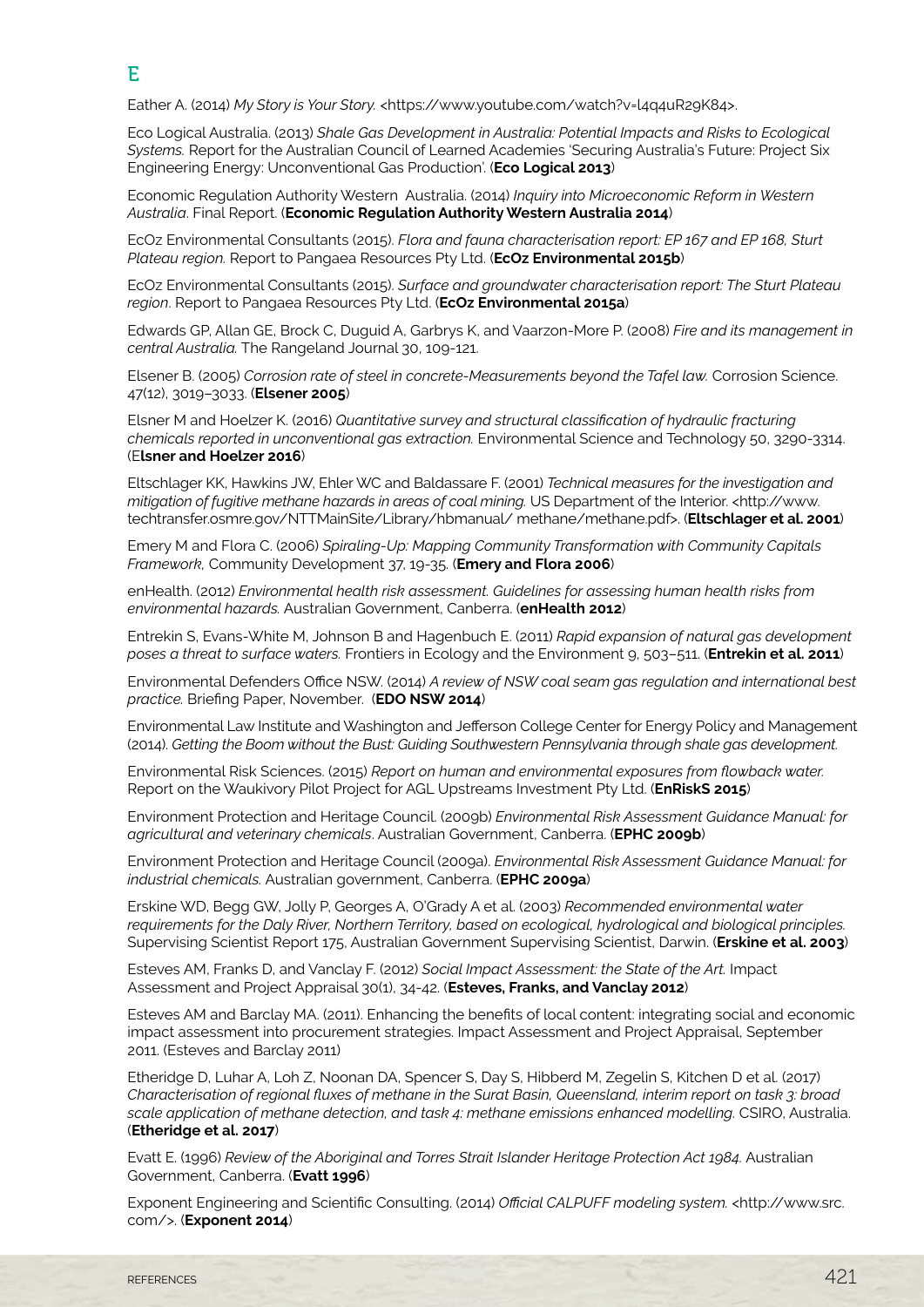## E

Eather A. (2014) *My Story is Your Story.* <https://www.youtube.com/watch?v=l4q4uR29K84>.

Eco Logical Australia. (2013) *Shale Gas Development in Australia: Potential Impacts and Risks to Ecological Systems.* Report for the Australian Council of Learned Academies 'Securing Australia's Future: Project Six Engineering Energy: Unconventional Gas Production'. (**Eco Logical 2013**)

Economic Regulation Authority Western Australia. (2014) *Inquiry into Microeconomic Reform in Western Australia*. Final Report. (**Economic Regulation Authority Western Australia 2014**)

EcOz Environmental Consultants (2015). *Flora and fauna characterisation report: EP 167 and EP 168, Sturt Plateau region.* Report to Pangaea Resources Pty Ltd. (**EcOz Environmental 2015b**)

EcOz Environmental Consultants (2015). *Surface and groundwater characterisation report: The Sturt Plateau region*. Report to Pangaea Resources Pty Ltd. (**EcOz Environmental 2015a**)

Edwards GP, Allan GE, Brock C, Duguid A, Garbrys K, and Vaarzon-More P. (2008) *Fire and its management in central Australia.* The Rangeland Journal 30, 109-121.

Elsener B. (2005) *Corrosion rate of steel in concrete-Measurements beyond the Tafel law.* Corrosion Science. 47(12), 3019–3033. (**Elsener 2005**)

Elsner M and Hoelzer K. (2016) *Quantitative survey and structural classification of hydraulic fracturing chemicals reported in unconventional gas extraction.* Environmental Science and Technology 50, 3290-3314. (E**lsner and Hoelzer 2016**)

Eltschlager KK, Hawkins JW, Ehler WC and Baldassare F. (2001) *Technical measures for the investigation and mitigation of fugitive methane hazards in areas of coal mining.* US Department of the Interior. <http://www.techtransfer.osmre.gov/NTTMainSite/Library/hbmanual/ methane/methane.pdf>. (**Eltschlager et al. 2001**)

Emery M and Flora C. (2006) *Spiraling-Up: Mapping Community Transformation with Community Capitals Framework*, Community Development 37, 19-35. (**Emery and Flora 2006**)

enHealth. (2012) *Environmental health risk assessment. Guidelines for assessing human health risks from environmental hazards.* Australian Government, Canberra. (**enHealth 2012**)

Entrekin S, Evans-White M, Johnson B and Hagenbuch E. (2011) *Rapid expansion of natural gas development poses a threat to surface waters.* Frontiers in Ecology and the Environment 9, 503–511. (**Entrekin et al. 2011**)

Environmental Defenders Office NSW. (2014) *A review of NSW coal seam gas regulation and international best practice.* Briefing Paper, November. (**EDO NSW 2014**)

Environmental Law Institute and Washington and Jefferson College Center for Energy Policy and Management (2014). *Getting the Boom without the Bust: Guiding Southwestern Pennsylvania through shale gas development.*

Environmental Risk Sciences. (2015) *Report on human and environmental exposures from flowback water.* Report on the Waukivory Pilot Project for AGL Upstreams Investment Pty Ltd. (**EnRiskS 2015**)

Environment Protection and Heritage Council. (2009b) *Environmental Risk Assessment Guidance Manual: for agricultural and veterinary chemicals*. Australian Government, Canberra. (**EPHC 2009b**)

Environment Protection and Heritage Council (2009a). *Environmental Risk Assessment Guidance Manual: for industrial chemicals.* Australian government, Canberra. (**EPHC 2009a**)

Erskine WD, Begg GW, Jolly P, Georges A, O'Grady A et al. (2003) *Recommended environmental water requirements for the Daly River, Northern Territory, based on ecological, hydrological and biological principles.* Supervising Scientist Report 175, Australian Government Supervising Scientist, Darwin. (**Erskine et al. 2003**)

Esteves AM, Franks D, and Vanclay F. (2012) *Social Impact Assessment: the State of the Art.* Impact Assessment and Project Appraisal 30(1), 34-42. (**Esteves, Franks, and Vanclay 2012**)

Esteves AM and Barclay MA. (2011). Enhancing the benefits of local content: integrating social and economic impact assessment into procurement strategies. Impact Assessment and Project Appraisal, September 2011. (Esteves and Barclay 2011)

Etheridge D, Luhar A, Loh Z, Noonan DA, Spencer S, Day S, Hibberd M, Zegelin S, Kitchen D et al. (2017) *Characterisation of regional fluxes of methane in the Surat Basin, Queensland, interim report on task 3: broad scale application of methane detection, and task 4: methane emissions enhanced modelling.* CSIRO, Australia. (**Etheridge et al. 2017**)

Evatt E. (1996) *Review of the Aboriginal and Torres Strait Islander Heritage Protection Act 1984.* Australian Government, Canberra. (**Evatt 1996**)

Exponent Engineering and Scientific Consulting. (2014) *Official CALPUFF modeling system.* <http://www.src.com/>. (**Exponent 2014**)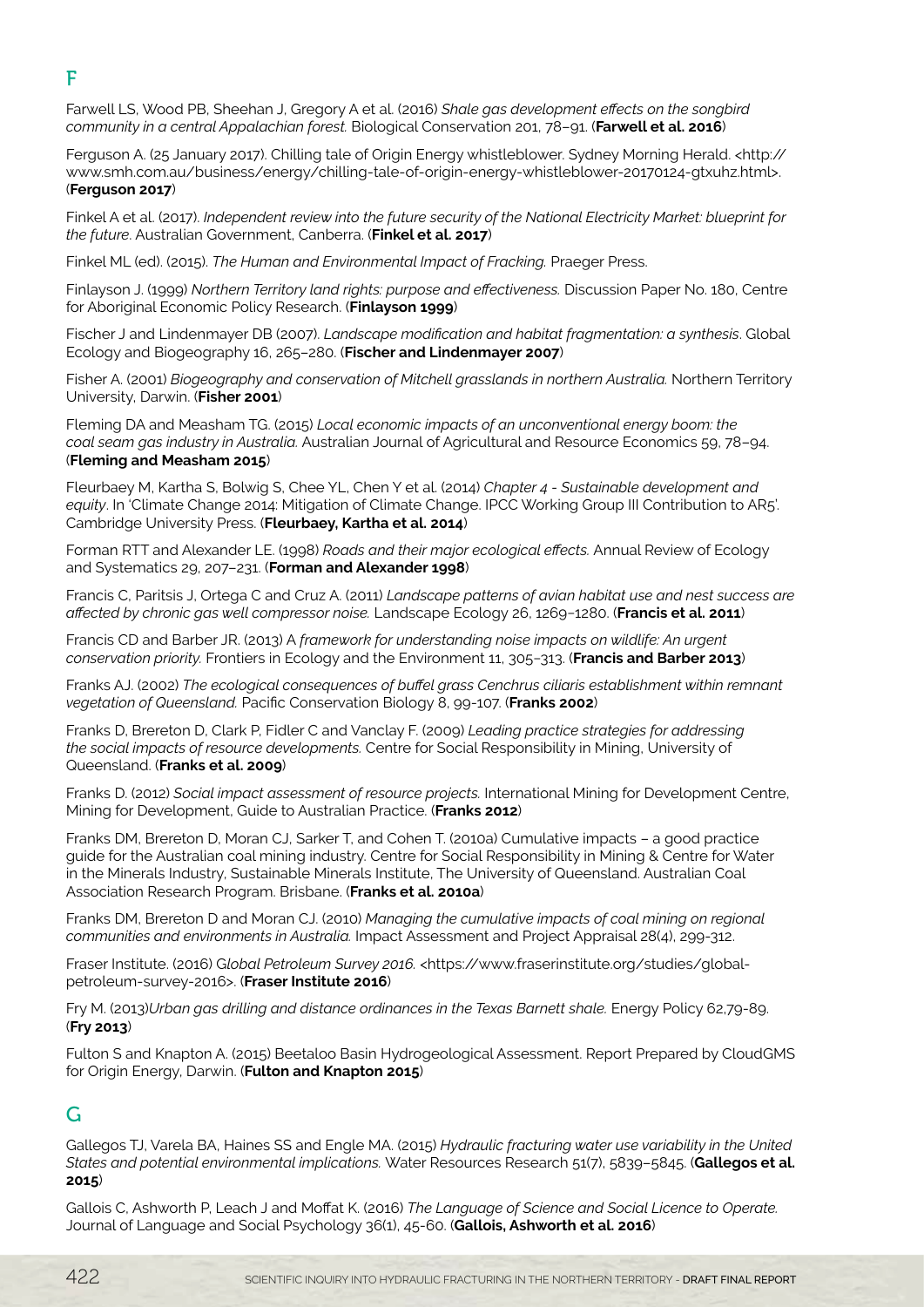## F

Farwell LS, Wood PB, Sheehan J, Gregory A et al. (2016) *Shale gas development effects on the songbird community in a central Appalachian forest.* Biological Conservation 201, 78–91. (**Farwell et al. 2016**)

Ferguson A. (25 January 2017). Chilling tale of Origin Energy whistleblower. Sydney Morning Herald. <http://www.smh.com.au/business/energy/chilling-tale-of-origin-energy-whistleblower-20170124-gtxuhz.html>. (**Ferguson 2017**)

Finkel A et al. (2017). *Independent review into the future security of the National Electricity Market: blueprint for the future*. Australian Government, Canberra. (**Finkel et al. 2017**)

Finkel ML (ed). (2015). *The Human and Environmental Impact of Fracking.* Praeger Press.

Finlayson J. (1999) *Northern Territory land rights: purpose and effectiveness.* Discussion Paper No. 180, Centre for Aboriginal Economic Policy Research. (**Finlayson 1999**)

Fischer J and Lindenmayer DB (2007). *Landscape modification and habitat fragmentation: a synthesis*. Global Ecology and Biogeography 16, 265–280. (**Fischer and Lindenmayer 2007**)

Fisher A. (2001) *Biogeography and conservation of Mitchell grasslands in northern Australia.* Northern Territory University, Darwin. (**Fisher 2001**)

Fleming DA and Measham TG. (2015) *Local economic impacts of an unconventional energy boom: the coal seam gas industry in Australia.* Australian Journal of Agricultural and Resource Economics 59, 78–94. (**Fleming and Measham 2015**)

Fleurbaey M, Kartha S, Bolwig S, Chee YL, Chen Y et al. (2014) *Chapter 4 - Sustainable development and equity*. In 'Climate Change 2014: Mitigation of Climate Change. IPCC Working Group III Contribution to AR5'. Cambridge University Press. (**Fleurbaey, Kartha et al. 2014**)

Forman RTT and Alexander LE. (1998) *Roads and their major ecological effects.* Annual Review of Ecology and Systematics 29, 207–231. (**Forman and Alexander 1998**)

Francis C, Paritsis J, Ortega C and Cruz A. (2011) *Landscape patterns of avian habitat use and nest success are affected by chronic gas well compressor noise.* Landscape Ecology 26, 1269–1280. (**Francis et al. 2011**)

Francis CD and Barber JR. (2013) A *framework for understanding noise impacts on wildlife: An urgent conservation priority.* Frontiers in Ecology and the Environment 11, 305–313. (**Francis and Barber 2013**)

Franks AJ. (2002) *The ecological consequences of buffel grass Cenchrus ciliaris establishment within remnant vegetation of Queensland.* Pacific Conservation Biology 8, 99-107. (**Franks 2002**)

Franks D, Brereton D, Clark P, Fidler C and Vanclay F. (2009) *Leading practice strategies for addressing the social impacts of resource developments.* Centre for Social Responsibility in Mining, University of Queensland. (**Franks et al. 2009**)

Franks D. (2012) *Social impact assessment of resource projects.* International Mining for Development Centre, Mining for Development, Guide to Australian Practice. (**Franks 2012**)

Franks DM, Brereton D, Moran CJ, Sarker T, and Cohen T. (2010a) Cumulative impacts – a good practice guide for the Australian coal mining industry. Centre for Social Responsibility in Mining & Centre for Water in the Minerals Industry, Sustainable Minerals Institute, The University of Queensland. Australian Coal Association Research Program. Brisbane. (**Franks et al. 2010a**)

Franks DM, Brereton D and Moran CJ. (2010) *Managing the cumulative impacts of coal mining on regional communities and environments in Australia.* Impact Assessment and Project Appraisal 28(4), 299-312.

Fraser Institute. (2016) G*lobal Petroleum Survey 2016.* <https://www.fraserinstitute.org/studies/global-petroleum-survey-2016>. (**Fraser Institute 2016**)

Fry M. (2013)*Urban gas drilling and distance ordinances in the Texas Barnett shale.* Energy Policy 62,79-89. (**Fry 2013**)

Fulton S and Knapton A. (2015) Beetaloo Basin Hydrogeological Assessment. Report Prepared by CloudGMS for Origin Energy, Darwin. (**Fulton and Knapton 2015**)

## G

Gallegos TJ, Varela BA, Haines SS and Engle MA. (2015) *Hydraulic fracturing water use variability in the United States and potential environmental implications.* Water Resources Research 51(7), 5839–5845. (**Gallegos et al. 2015**)

Gallois C, Ashworth P, Leach J and Moffat K. (2016) *The Language of Science and Social Licence to Operate.* Journal of Language and Social Psychology 36(1), 45-60. (**Gallois, Ashworth et al. 2016**)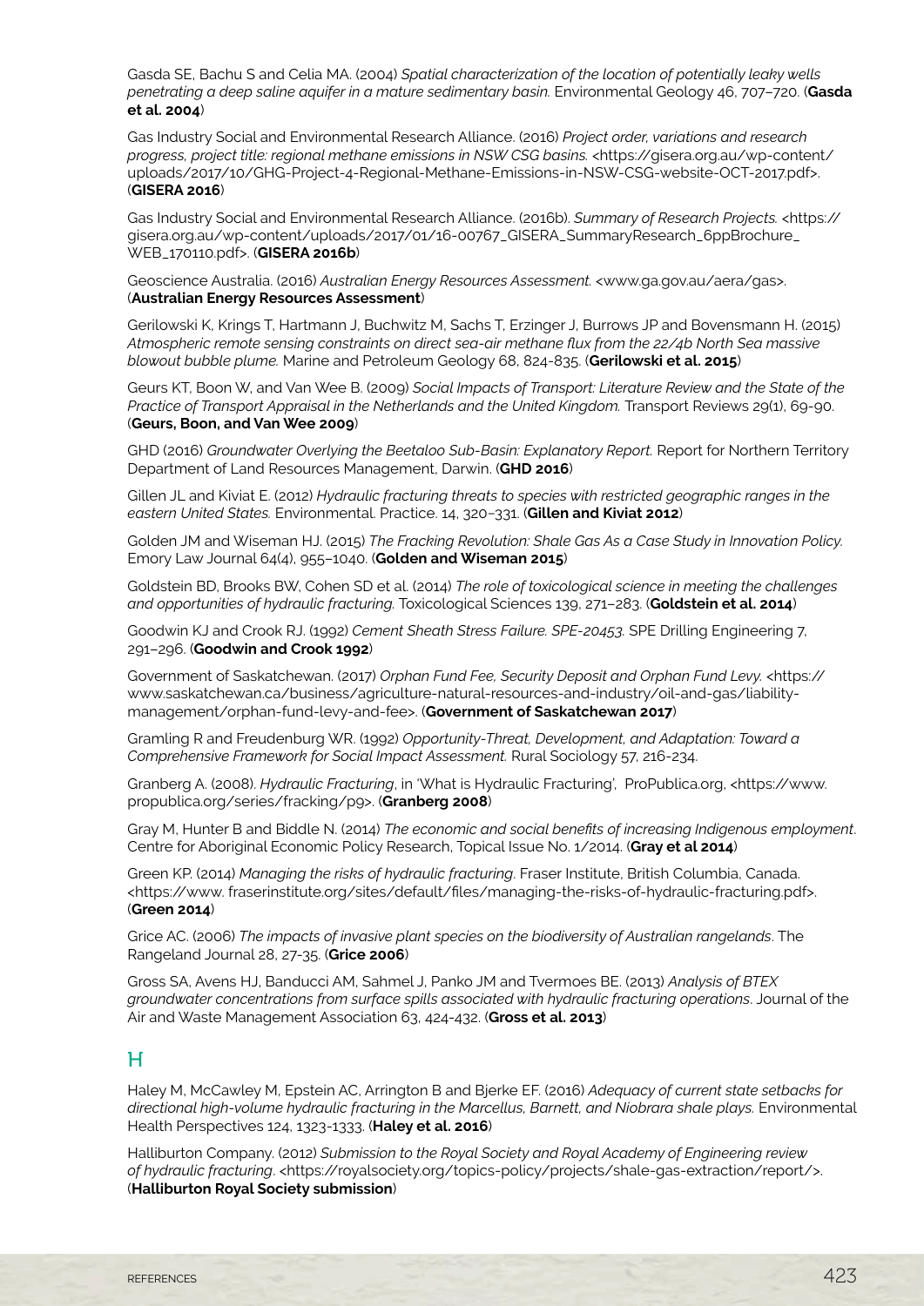Gasda SE, Bachu S and Celia MA. (2004) *Spatial characterization of the location of potentially leaky wells penetrating a deep saline aquifer in a mature sedimentary basin.* Environmental Geology 46, 707–720. (**Gasda et al. 2004**)

Gas Industry Social and Environmental Research Alliance. (2016) *Project order, variations and research progress, project title: regional methane emissions in NSW CSG basins.* <https://gisera.org.au/wp-content/uploads/2017/10/GHG-Project-4-Regional-Methane-Emissions-in-NSW-CSG-website-OCT-2017.pdf>. (**GISERA 2016**)

Gas Industry Social and Environmental Research Alliance. (2016b). *Summary of Research Projects.* <https://gisera.org.au/wp-content/uploads/2017/01/16-00767_GISERA_SummaryResearch_6ppBrochure_WEB_170110.pdf>. (**GISERA 2016b**)

Geoscience Australia. (2016) *Australian Energy Resources Assessment.* <www.ga.gov.au/aera/gas>. (**Australian Energy Resources Assessment**)

Gerilowski K, Krings T, Hartmann J, Buchwitz M, Sachs T, Erzinger J, Burrows JP and Bovensmann H. (2015) *Atmospheric remote sensing constraints on direct sea-air methane flux from the 22/4b North Sea massive blowout bubble plume.* Marine and Petroleum Geology 68, 824-835. (**Gerilowski et al. 2015**)

Geurs KT, Boon W, and Van Wee B. (2009) *Social Impacts of Transport: Literature Review and the State of the Practice of Transport Appraisal in the Netherlands and the United Kingdom.* Transport Reviews 29(1), 69-90. (**Geurs, Boon, and Van Wee 2009**)

GHD (2016) *Groundwater Overlying the Beetaloo Sub-Basin: Explanatory Report.* Report for Northern Territory Department of Land Resources Management, Darwin. (**GHD 2016**)

Gillen JL and Kiviat E. (2012) *Hydraulic fracturing threats to species with restricted geographic ranges in the eastern United States.* Environmental. Practice. 14, 320–331. (**Gillen and Kiviat 2012**)

Golden JM and Wiseman HJ. (2015) *The Fracking Revolution: Shale Gas As a Case Study in Innovation Policy.* Emory Law Journal 64(4), 955–1040. (**Golden and Wiseman 2015**)

Goldstein BD, Brooks BW, Cohen SD et al. (2014) *The role of toxicological science in meeting the challenges and opportunities of hydraulic fracturing.* Toxicological Sciences 139, 271–283. (**Goldstein et al. 2014**)

Goodwin KJ and Crook RJ. (1992) *Cement Sheath Stress Failure. SPE-20453.* SPE Drilling Engineering 7, 291–296. (**Goodwin and Crook 1992**)

Government of Saskatchewan. (2017) *Orphan Fund Fee, Security Deposit and Orphan Fund Levy.* <https://www.saskatchewan.ca/business/agriculture-natural-resources-and-industry/oil-and-gas/liability-management/orphan-fund-levy-and-fee>. (**Government of Saskatchewan 2017**)

Gramling R and Freudenburg WR. (1992) *Opportunity-Threat, Development, and Adaptation: Toward a Comprehensive Framework for Social Impact Assessment.* Rural Sociology 57, 216-234.

Granberg A. (2008). *Hydraulic Fracturing*, in 'What is Hydraulic Fracturing', ProPublica.org, <https://www.propublica.org/series/fracking/p9>. (**Granberg 2008**)

Gray M, Hunter B and Biddle N. (2014) *The economic and social benefits of increasing Indigenous employment*. Centre for Aboriginal Economic Policy Research, Topical Issue No. 1/2014. (**Gray et al 2014**)

Green KP. (2014) *Managing the risks of hydraulic fracturing*. Fraser Institute, British Columbia, Canada. <https://www.fraserinstitute.org/sites/default/files/managing-the-risks-of-hydraulic-fracturing.pdf>. (**Green 2014**)

Grice AC. (2006) *The impacts of invasive plant species on the biodiversity of Australian rangelands*. The Rangeland Journal 28, 27-35. (**Grice 2006**)

Gross SA, Avens HJ, Banducci AM, Sahmel J, Panko JM and Tvermoes BE. (2013) *Analysis of BTEX groundwater concentrations from surface spills associated with hydraulic fracturing operations*. Journal of the Air and Waste Management Association 63, 424-432. (**Gross et al. 2013**)

## H

Haley M, McCawley M, Epstein AC, Arrington B and Bjerke EF. (2016) *Adequacy of current state setbacks for directional high-volume hydraulic fracturing in the Marcellus, Barnett, and Niobrara shale plays.* Environmental Health Perspectives 124, 1323-1333. (**Haley et al. 2016**)

Halliburton Company. (2012) *Submission to the Royal Society and Royal Academy of Engineering review of hydraulic fracturing*. <https://royalsociety.org/topics-policy/projects/shale-gas-extraction/report/>. (**Halliburton Royal Society submission**)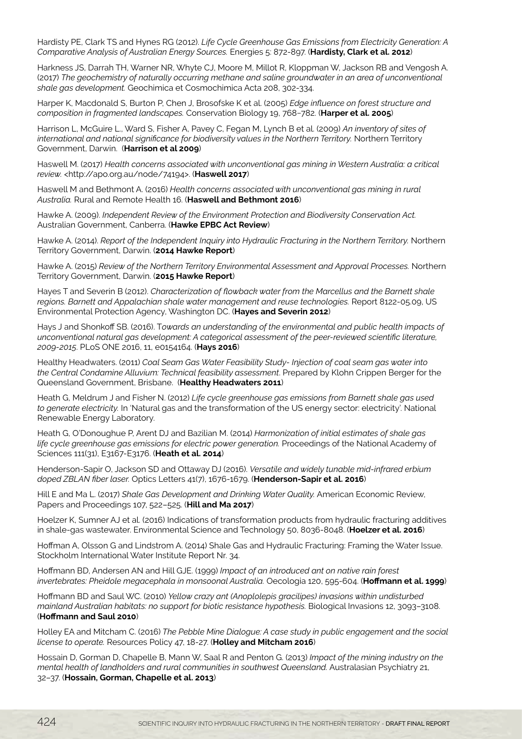Hardisty PE, Clark TS and Hynes RG (2012). *Life Cycle Greenhouse Gas Emissions from Electricity Generation: A Comparative Analysis of Australian Energy Sources.* Energies 5: 872-897. (**Hardisty, Clark et al. 2012**)

Harkness JS, Darrah TH, Warner NR, Whyte CJ, Moore M, Millot R, Kloppman W, Jackson RB and Vengosh A. (2017) *The geochemistry of naturally occurring methane and saline groundwater in an area of unconventional shale gas development.* Geochimica et Cosmochimica Acta 208, 302-334.

Harper K, Macdonald S, Burton P, Chen J, Brosofske K et al. (2005) *Edge influence on forest structure and composition in fragmented landscapes.* Conservation Biology 19, 768–782. (**Harper et al. 2005**)

Harrison L, McGuire L., Ward S, Fisher A, Pavey C, Fegan M, Lynch B et al. (2009) *An inventory of sites of international and national significance for biodiversity values in the Northern Territory.* Northern Territory Government, Darwin. (**Harrison et al 2009**)

Haswell M. (2017) *Health concerns associated with unconventional gas mining in Western Australia: a critical review.* <http://apo.org.au/node/74194>. (**Haswell 2017**)

Haswell M and Bethmont A. (2016) *Health concerns associated with unconventional gas mining in rural Australia.* Rural and Remote Health 16. (**Haswell and Bethmont 2016**)

Hawke A. (2009). *Independent Review of the Environment Protection and Biodiversity Conservation Act.* Australian Government, Canberra. (**Hawke EPBC Act Review**)

Hawke A. (2014). *Report of the Independent Inquiry into Hydraulic Fracturing in the Northern Territory.* Northern Territory Government, Darwin. (**2014 Hawke Report**)

Hawke A. (2015) *Review of the Northern Territory Environmental Assessment and Approval Processes.* Northern Territory Government, Darwin. (**2015 Hawke Report**)

Hayes T and Severin B (2012). *Characterization of flowback water from the Marcellus and the Barnett shale regions. Barnett and Appalachian shale water management and reuse technologies.* Report 8122-05.09, US Environmental Protection Agency, Washington DC. (**Hayes and Severin 2012**)

Hays J and Shonkoff SB. (2016). T*owards an understanding of the environmental and public health impacts of unconventional natural gas development: A categorical assessment of the peer-reviewed scientific literature, 2009-2015*. PLoS ONE 2016, 11, e0154164. (**Hays 2016**)

Healthy Headwaters. (2011) *Coal Seam Gas Water Feasibility Study- Injection of coal seam gas water into the Central Condamine Alluvium: Technical feasibility assessment*. Prepared by Klohn Crippen Berger for the Queensland Government, Brisbane. (**Healthy Headwaters 2011**)

Heath G, Meldrum J and Fisher N. (2012) *Life cycle greenhouse gas emissions from Barnett shale gas used to generate electricity.* In 'Natural gas and the transformation of the US energy sector: electricity'. National Renewable Energy Laboratory.

Heath G, O'Donoughue P, Arent DJ and Bazilian M. (2014) *Harmonization of initial estimates of shale gas life cycle greenhouse gas emissions for electric power generation.* Proceedings of the National Academy of Sciences 111(31), E3167-E3176. (**Heath et al. 2014**)

Henderson-Sapir O, Jackson SD and Ottaway DJ (2016). *Versatile and widely tunable mid-infrared erbium doped ZBLAN fiber laser.* Optics Letters 41(7), 1676-1679. (**Henderson-Sapir et al. 2016**)

Hill E and Ma L. (2017) *Shale Gas Development and Drinking Water Quality.* American Economic Review, Papers and Proceedings 107, 522–525. (**Hill and Ma 2017**)

Hoelzer K, Sumner AJ et al. (2016) Indications of transformation products from hydraulic fracturing additives in shale-gas wastewater. Environmental Science and Technology 50, 8036-8048. (**Hoelzer et al. 2016**)

Hoffman A, Olsson G and Lindstrom A. (2014) Shale Gas and Hydraulic Fracturing: Framing the Water Issue. Stockholm International Water Institute Report Nr. 34.

Hoffmann BD, Andersen AN and Hill GJE. (1999) *Impact of an introduced ant on native rain forest invertebrates: Pheidole megacephala in monsoonal Australia.* Oecologia 120, 595-604. (**Hoffmann et al. 1999**)

Hoffmann BD and Saul WC. (2010) *Yellow crazy ant (Anoplolepis gracilipes) invasions within undisturbed mainland Australian habitats: no support for biotic resistance hypothesis.* Biological Invasions 12, 3093–3108. (**Hoffmann and Saul 2010**)

Holley EA and Mitcham C. (2016) *The Pebble Mine Dialogue: A case study in public engagement and the social license to operate.* Resources Policy 47, 18-27. (**Holley and Mitcham 2016**)

Hossain D, Gorman D, Chapelle B, Mann W, Saal R and Penton G. (2013) *Impact of the mining industry on the mental health of landholders and rural communities in southwest Queensland.* Australasian Psychiatry 21, 32–37. (**Hossain, Gorman, Chapelle et al. 2013**)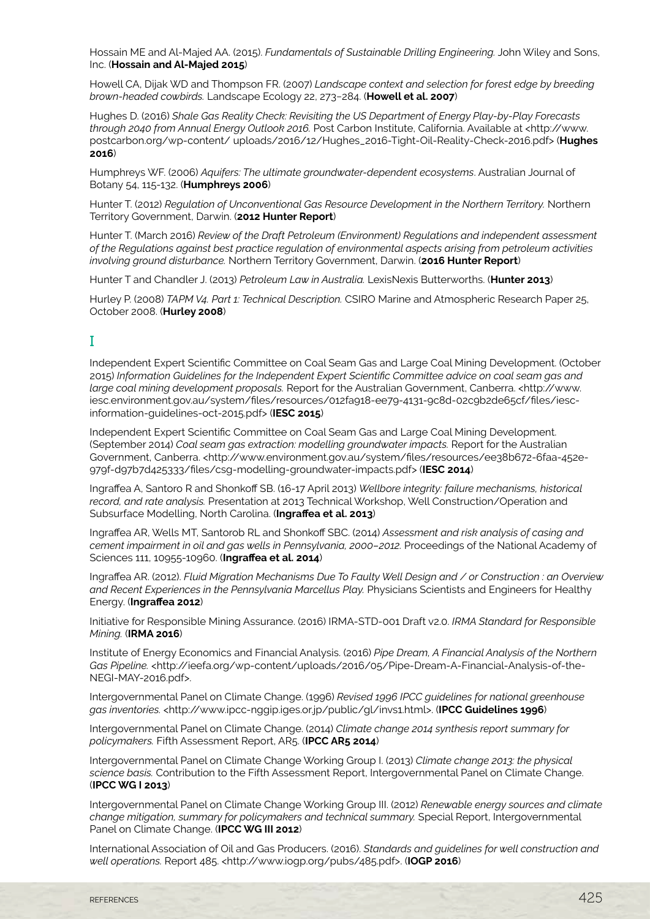Hossain ME and Al-Majed AA. (2015). *Fundamentals of Sustainable Drilling Engineering.* John Wiley and Sons, Inc. (**Hossain and Al-Majed 2015**)

Howell CA, Dijak WD and Thompson FR. (2007) *Landscape context and selection for forest edge by breeding brown-headed cowbirds.* Landscape Ecology 22, 273–284. (**Howell et al. 2007**)

Hughes D. (2016) *Shale Gas Reality Check: Revisiting the US Department of Energy Play-by-Play Forecasts through 2040 from Annual Energy Outlook 2016.* Post Carbon Institute, California. Available at <http://www.postcarbon.org/wp-content/ uploads/2016/12/Hughes_2016-Tight-Oil-Reality-Check-2016.pdf> (**Hughes 2016**)

Humphreys WF. (2006) *Aquifers: The ultimate groundwater-dependent ecosystems*. Australian Journal of Botany 54, 115-132. (**Humphreys 2006**)

Hunter T. (2012) *Regulation of Unconventional Gas Resource Development in the Northern Territory.* Northern Territory Government, Darwin. (**2012 Hunter Report**)

Hunter T. (March 2016) *Review of the Draft Petroleum (Environment) Regulations and independent assessment of the Regulations against best practice regulation of environmental aspects arising from petroleum activities involving ground disturbance.* Northern Territory Government, Darwin. (**2016 Hunter Report**)

Hunter T and Chandler J. (2013) *Petroleum Law in Australia.* LexisNexis Butterworths. (**Hunter 2013**)

Hurley P. (2008) *TAPM V4. Part 1: Technical Description.* CSIRO Marine and Atmospheric Research Paper 25, October 2008. (**Hurley 2008**)

## I

Independent Expert Scientific Committee on Coal Seam Gas and Large Coal Mining Development. (October 2015) *Information Guidelines for the Independent Expert Scientific Committee advice on coal seam gas and large coal mining development proposals.* Report for the Australian Government, Canberra. <http://www.iesc.environment.gov.au/system/files/resources/012fa918-ee79-4131-9c8d-02c9b2de65cf/files/iesc-information-guidelines-oct-2015.pdf> (**IESC 2015**)

Independent Expert Scientific Committee on Coal Seam Gas and Large Coal Mining Development. (September 2014) *Coal seam gas extraction: modelling groundwater impacts.* Report for the Australian Government, Canberra. <http://www.environment.gov.au/system/files/resources/ee38b672-6faa-452e-979f-d97b7d425333/files/csg-modelling-groundwater-impacts.pdf> (**IESC 2014**)

Ingraffea A, Santoro R and Shonkoff SB. (16-17 April 2013) *Wellbore integrity: failure mechanisms, historical record, and rate analysis.* Presentation at 2013 Technical Workshop, Well Construction/Operation and Subsurface Modelling, North Carolina. (**Ingraffea et al. 2013**)

Ingraffea AR, Wells MT, Santorob RL and Shonkoff SBC. (2014) *Assessment and risk analysis of casing and cement impairment in oil and gas wells in Pennsylvania, 2000–2012.* Proceedings of the National Academy of Sciences 111, 10955-10960. (**Ingraffea et al. 2014**)

Ingraffea AR. (2012). *Fluid Migration Mechanisms Due To Faulty Well Design and / or Construction : an Overview and Recent Experiences in the Pennsylvania Marcellus Play.* Physicians Scientists and Engineers for Healthy Energy. (**Ingraffea 2012**)

Initiative for Responsible Mining Assurance. (2016) IRMA-STD-001 Draft v2.0. *IRMA Standard for Responsible Mining.* (**IRMA 2016**)

Institute of Energy Economics and Financial Analysis. (2016) *Pipe Dream, A Financial Analysis of the Northern Gas Pipeline.* <http://ieefa.org/wp-content/uploads/2016/05/Pipe-Dream-A-Financial-Analysis-of-the-NEGI-MAY-2016.pdf>.

Intergovernmental Panel on Climate Change. (1996) *Revised 1996 IPCC guidelines for national greenhouse gas inventories.* <http://www.ipcc-nggip.iges.or.jp/public/gl/invs1.html>. (**IPCC Guidelines 1996**)

Intergovernmental Panel on Climate Change. (2014) *Climate change 2014 synthesis report summary for policymakers.* Fifth Assessment Report, AR5. (**IPCC AR5 2014**)

Intergovernmental Panel on Climate Change Working Group I. (2013) *Climate change 2013: the physical science basis.* Contribution to the Fifth Assessment Report, Intergovernmental Panel on Climate Change. (**IPCC WG I 2013**)

Intergovernmental Panel on Climate Change Working Group III. (2012) *Renewable energy sources and climate change mitigation, summary for policymakers and technical summary.* Special Report, Intergovernmental Panel on Climate Change. (**IPCC WG III 2012**)

International Association of Oil and Gas Producers. (2016). *Standards and guidelines for well construction and well operations.* Report 485. <http://www.iogp.org/pubs/485.pdf>. (**IOGP 2016**)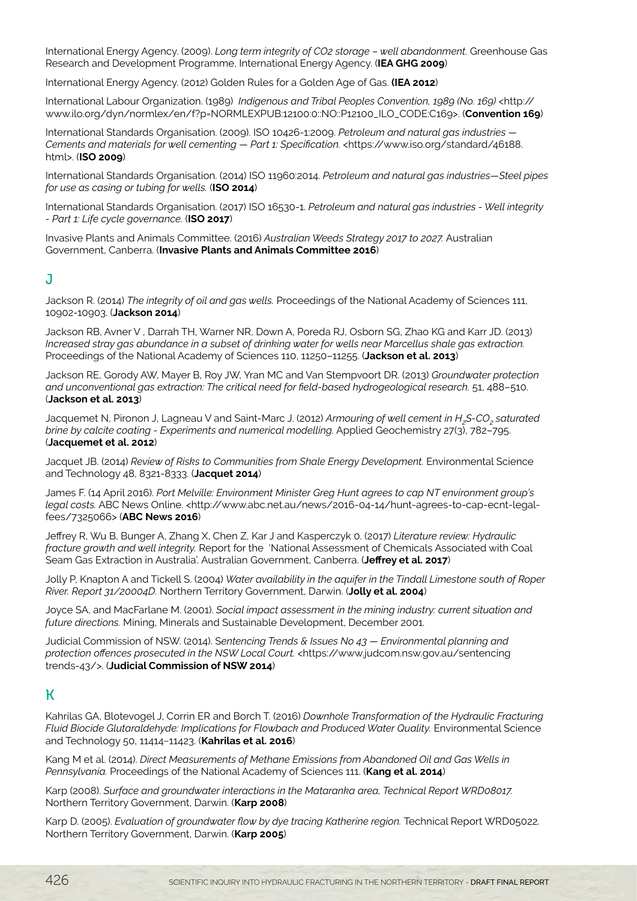International Energy Agency. (2009). *Long term integrity of CO2 storage – well abandonment.* Greenhouse Gas Research and Development Programme, International Energy Agency. (**IEA GHG 2009**)

International Energy Agency. (2012) Golden Rules for a Golden Age of Gas. **(IEA 2012**)

International Labour Organization. (1989) *Indigenous and Tribal Peoples Convention, 1989 (No. 169)* <http://www.ilo.org/dyn/normlex/en/f?p=NORMLEXPUB:12100:0::NO::P12100_ILO_CODE:C169>. (**Convention 169**)

International Standards Organisation. (2009). ISO 10426-1:2009. *Petroleum and natural gas industries — Cements and materials for well cementing — Part 1: Specification.* <https://www.iso.org/standard/46188.html>. (**ISO 2009**)

International Standards Organisation. (2014) ISO 11960:2014. *Petroleum and natural gas industries—Steel pipes for use as casing or tubing for wells.* (**ISO 2014**)

International Standards Organisation. (2017) ISO 16530-1. *Petroleum and natural gas industries - Well integrity - Part 1: Life cycle governance.* (**ISO 2017**)

Invasive Plants and Animals Committee. (2016) *Australian Weeds Strategy 2017 to 2027.* Australian Government, Canberra. (**Invasive Plants and Animals Committee 2016**)

## J

Jackson R. (2014) *The integrity of oil and gas wells.* Proceedings of the National Academy of Sciences 111, 10902-10903. (**Jackson 2014**)

Jackson RB, Avner V , Darrah TH, Warner NR, Down A, Poreda RJ, Osborn SG, Zhao KG and Karr JD. (2013) *Increased stray gas abundance in a subset of drinking water for wells near Marcellus shale gas extraction.* Proceedings of the National Academy of Sciences 110, 11250–11255. (**Jackson et al. 2013**)

Jackson RE, Gorody AW, Mayer B, Roy JW, Yran MC and Van Stempvoort DR. (2013) *Groundwater protection and unconventional gas extraction: The critical need for field-based hydrogeological research.* 51, 488–510. (**Jackson et al. 2013**)

Jacquemet N, Pironon J, Lagneau V and Saint-Marc J. (2012) *Armouring of well cement in $H_2S$-$CO_2$ saturated brine by calcite coating - Experiments and numerical modelling.* Applied Geochemistry 27(3), 782–795. (**Jacquemet et al. 2012**)

Jacquet JB. (2014) *Review of Risks to Communities from Shale Energy Development.* Environmental Science and Technology 48, 8321-8333. (**Jacquet 2014**)

James F. (14 April 2016). *Port Melville: Environment Minister Greg Hunt agrees to cap NT environment group's legal costs.* ABC News Online. <http://www.abc.net.au/news/2016-04-14/hunt-agrees-to-cap-ecnt-legal-fees/7325066> (**ABC News 2016**)

Jeffrey R, Wu B, Bunger A, Zhang X, Chen Z, Kar J and Kasperczyk 0. (2017) *Literature review: Hydraulic fracture growth and well integrity.* Report for the 'National Assessment of Chemicals Associated with Coal Seam Gas Extraction in Australia'. Australian Government, Canberra. (**Jeffrey et al. 2017**)

Jolly P, Knapton A and Tickell S. (2004) *Water availability in the aquifer in the Tindall Limestone south of Roper River. Report 31/20004D.* Northern Territory Government, Darwin. (**Jolly et al. 2004**)

Joyce SA, and MacFarlane M. (2001). *Social impact assessment in the mining industry: current situation and future directions.* Mining, Minerals and Sustainable Development, December 2001.

Judicial Commission of NSW. (2014). S*entencing Trends & Issues No 43 — Environmental planning and protection offences prosecuted in the NSW Local Court.* <https://www.judcom.nsw.gov.au/sentencing trends-43/>. (**Judicial Commission of NSW 2014**)

## K

Kahrilas GA, Blotevogel J, Corrin ER and Borch T. (2016) *Downhole Transformation of the Hydraulic Fracturing Fluid Biocide Glutaraldehyde: Implications for Flowback and Produced Water Quality.* Environmental Science and Technology 50, 11414–11423. (**Kahrilas et al. 2016**)

Kang M et al. (2014). *Direct Measurements of Methane Emissions from Abandoned Oil and Gas Wells in Pennsylvania.* Proceedings of the National Academy of Sciences 111. (**Kang et al. 2014**)

Karp (2008). *Surface and groundwater interactions in the Mataranka area, Technical Report WRD08017.* Northern Territory Government, Darwin. (**Karp 2008**)

Karp D. (2005). *Evaluation of groundwater flow by dye tracing Katherine region.* Technical Report WRD05022. Northern Territory Government, Darwin. (**Karp 2005**)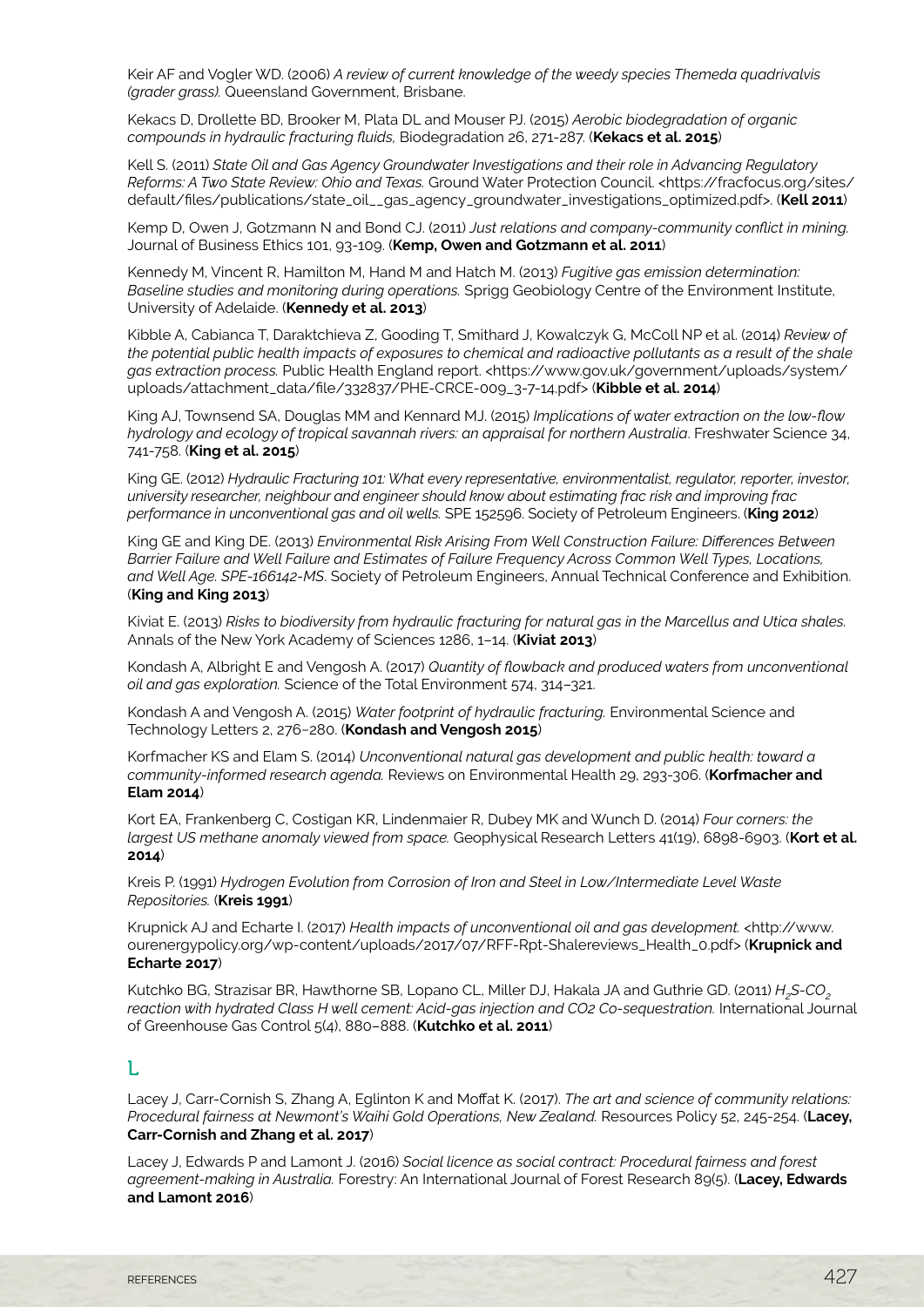Keir AF and Vogler WD. (2006) *A review of current knowledge of the weedy species Themeda quadrivalvis (grader grass).* Queensland Government, Brisbane.

Kekacs D, Drollette BD, Brooker M, Plata DL and Mouser PJ. (2015) *Aerobic biodegradation of organic compounds in hydraulic fracturing fluids,* Biodegradation 26, 271-287. (**Kekacs et al. 2015**)

Kell S. (2011) *State Oil and Gas Agency Groundwater Investigations and their role in Advancing Regulatory Reforms: A Two State Review: Ohio and Texas.* Ground Water Protection Council. <https://fracfocus.org/sites/default/files/publications/state_oil__gas_agency_groundwater_investigations_optimized.pdf>. (**Kell 2011**)

Kemp D, Owen J, Gotzmann N and Bond CJ. (2011) *Just relations and company-community conflict in mining.* Journal of Business Ethics 101, 93-109. (**Kemp, Owen and Gotzmann et al. 2011**)

Kennedy M, Vincent R, Hamilton M, Hand M and Hatch M. (2013) *Fugitive gas emission determination: Baseline studies and monitoring during operations.* Sprigg Geobiology Centre of the Environment Institute, University of Adelaide. (**Kennedy et al. 2013**)

Kibble A, Cabianca T, Daraktchieva Z, Gooding T, Smithard J, Kowalczyk G, McColl NP et al. (2014) *Review of the potential public health impacts of exposures to chemical and radioactive pollutants as a result of the shale gas extraction process.* Public Health England report. <https://www.gov.uk/government/uploads/system/uploads/attachment_data/file/332837/PHE-CRCE-009_3-7-14.pdf> (**Kibble et al. 2014**)

King AJ, Townsend SA, Douglas MM and Kennard MJ. (2015) *Implications of water extraction on the low-flow hydrology and ecology of tropical savannah rivers: an appraisal for northern Australia*. Freshwater Science 34, 741-758. (**King et al. 2015**)

King GE. (2012) *Hydraulic Fracturing 101: What every representative, environmentalist, regulator, reporter, investor, university researcher, neighbour and engineer should know about estimating frac risk and improving frac performance in unconventional gas and oil wells.* SPE 152596. Society of Petroleum Engineers. (**King 2012**)

King GE and King DE. (2013) *Environmental Risk Arising From Well Construction Failure: Differences Between Barrier Failure and Well Failure and Estimates of Failure Frequency Across Common Well Types, Locations, and Well Age. SPE-166142-MS*. Society of Petroleum Engineers, Annual Technical Conference and Exhibition. (**King and King 2013**)

Kiviat E. (2013) *Risks to biodiversity from hydraulic fracturing for natural gas in the Marcellus and Utica shales.* Annals of the New York Academy of Sciences 1286, 1–14. (**Kiviat 2013**)

Kondash A, Albright E and Vengosh A. (2017) *Quantity of flowback and produced waters from unconventional oil and gas exploration.* Science of the Total Environment 574, 314–321.

Kondash A and Vengosh A. (2015) *Water footprint of hydraulic fracturing.* Environmental Science and Technology Letters 2, 276–280. (**Kondash and Vengosh 2015**)

Korfmacher KS and Elam S. (2014) *Unconventional natural gas development and public health: toward a community-informed research agenda.* Reviews on Environmental Health 29, 293-306. (**Korfmacher and Elam 2014**)

Kort EA, Frankenberg C, Costigan KR, Lindenmaier R, Dubey MK and Wunch D. (2014) *Four corners: the largest US methane anomaly viewed from space.* Geophysical Research Letters 41(19), 6898-6903. (**Kort et al. 2014**)

Kreis P. (1991) *Hydrogen Evolution from Corrosion of Iron and Steel in Low/Intermediate Level Waste Repositories.* (**Kreis 1991**)

Krupnick AJ and Echarte I. (2017) *Health impacts of unconventional oil and gas development.* <http://www.ourenergypolicy.org/wp-content/uploads/2017/07/RFF-Rpt-Shalereviews_Health_0.pdf> (**Krupnick and Echarte 2017**)

Kutchko BG, Strazisar BR, Hawthorne SB, Lopano CL, Miller DJ, Hakala JA and Guthrie GD. (2011) *$H_2S$-$CO_2$ reaction with hydrated Class H well cement: Acid-gas injection and CO2 Co-sequestration.* International Journal of Greenhouse Gas Control 5(4), 880–888. (**Kutchko et al. 2011**)

## L

Lacey J, Carr-Cornish S, Zhang A, Eglinton K and Moffat K. (2017). *The art and science of community relations: Procedural fairness at Newmont's Waihi Gold Operations, New Zealand.* Resources Policy 52, 245-254. (**Lacey, Carr-Cornish and Zhang et al. 2017**)

Lacey J, Edwards P and Lamont J. (2016) *Social licence as social contract: Procedural fairness and forest agreement-making in Australia.* Forestry: An International Journal of Forest Research 89(5). (**Lacey, Edwards and Lamont 2016**)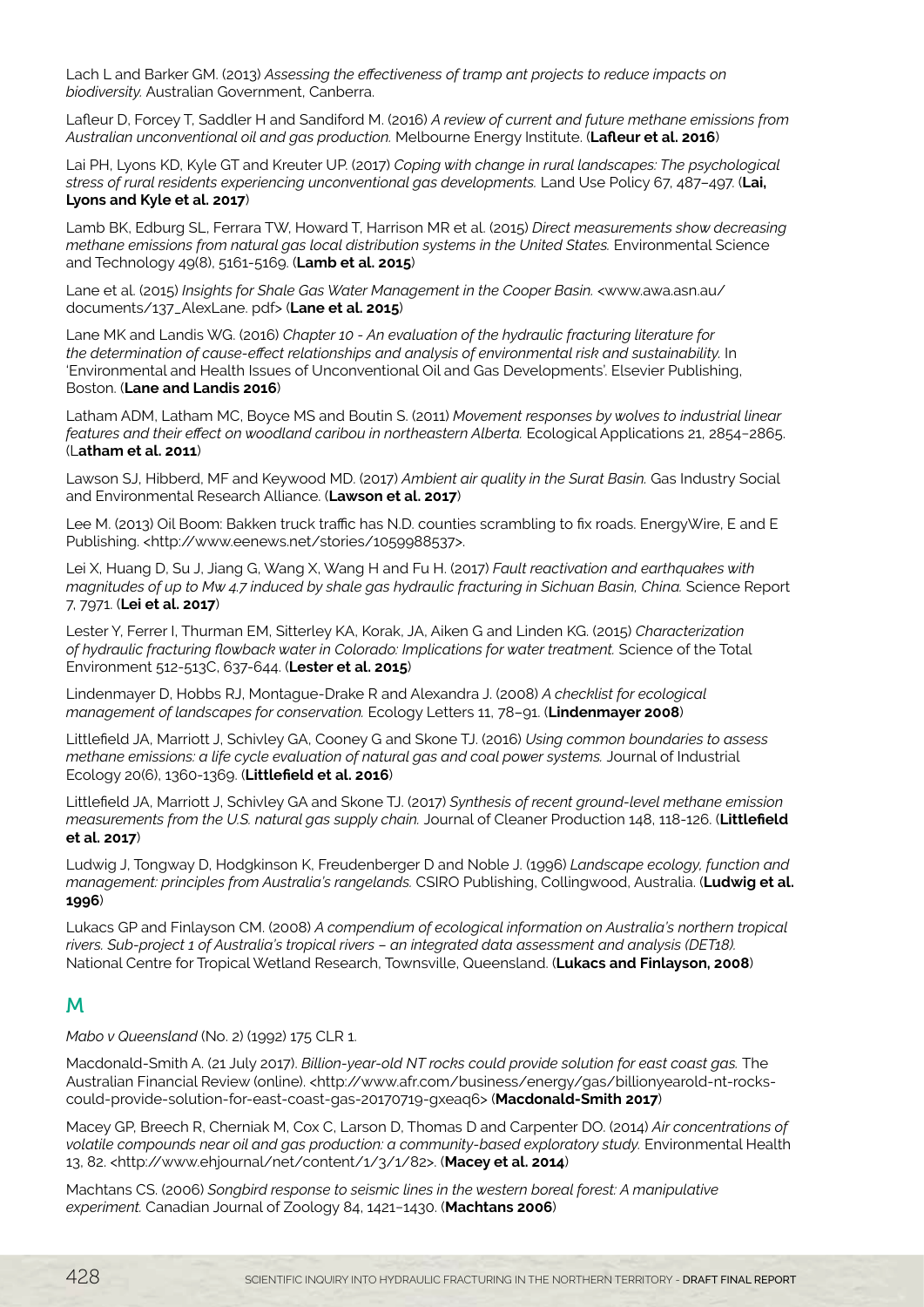Lach L and Barker GM. (2013) *Assessing the effectiveness of tramp ant projects to reduce impacts on biodiversity.* Australian Government, Canberra.

Lafleur D, Forcey T, Saddler H and Sandiford M. (2016) *A review of current and future methane emissions from Australian unconventional oil and gas production.* Melbourne Energy Institute. (**Lafleur et al. 2016**)

Lai PH, Lyons KD, Kyle GT and Kreuter UP. (2017) *Coping with change in rural landscapes: The psychological stress of rural residents experiencing unconventional gas developments.* Land Use Policy 67, 487–497. (**Lai, Lyons and Kyle et al. 2017**)

Lamb BK, Edburg SL, Ferrara TW, Howard T, Harrison MR et al. (2015) *Direct measurements show decreasing methane emissions from natural gas local distribution systems in the United States.* Environmental Science and Technology 49(8), 5161-5169. (**Lamb et al. 2015**)

Lane et al. (2015) *Insights for Shale Gas Water Management in the Cooper Basin.* <www.awa.asn.au/documents/137_AlexLane. pdf> (**Lane et al. 2015**)

Lane MK and Landis WG. (2016) *Chapter 10 - An evaluation of the hydraulic fracturing literature for the determination of cause-effect relationships and analysis of environmental risk and sustainability.* In 'Environmental and Health Issues of Unconventional Oil and Gas Developments'. Elsevier Publishing, Boston. (**Lane and Landis 2016**)

Latham ADM, Latham MC, Boyce MS and Boutin S. (2011) *Movement responses by wolves to industrial linear features and their effect on woodland caribou in northeastern Alberta.* Ecological Applications 21, 2854–2865. (L**atham et al. 2011**)

Lawson SJ, Hibberd, MF and Keywood MD. (2017) *Ambient air quality in the Surat Basin.* Gas Industry Social and Environmental Research Alliance. (**Lawson et al. 2017**)

Lee M. (2013) Oil Boom: Bakken truck traffic has N.D. counties scrambling to fix roads. EnergyWire, E and E Publishing. <http://www.eenews.net/stories/1059988537>.

Lei X, Huang D, Su J, Jiang G, Wang X, Wang H and Fu H. (2017) *Fault reactivation and earthquakes with magnitudes of up to Mw 4.7 induced by shale gas hydraulic fracturing in Sichuan Basin, China.* Science Report 7, 7971. (**Lei et al. 2017**)

Lester Y, Ferrer I, Thurman EM, Sitterley KA, Korak, JA, Aiken G and Linden KG. (2015) *Characterization of hydraulic fracturing flowback water in Colorado: Implications for water treatment.* Science of the Total Environment 512-513C, 637-644. (**Lester et al. 2015**)

Lindenmayer D, Hobbs RJ, Montague-Drake R and Alexandra J. (2008) *A checklist for ecological management of landscapes for conservation.* Ecology Letters 11, 78–91. (**Lindenmayer 2008**)

Littlefield JA, Marriott J, Schivley GA, Cooney G and Skone TJ. (2016) *Using common boundaries to assess methane emissions: a life cycle evaluation of natural gas and coal power systems.* Journal of Industrial Ecology 20(6), 1360-1369. (**Littlefield et al. 2016**)

Littlefield JA, Marriott J, Schivley GA and Skone TJ. (2017) *Synthesis of recent ground-level methane emission measurements from the U.S. natural gas supply chain.* Journal of Cleaner Production 148, 118-126. (**Littlefield et al. 2017**)

Ludwig J, Tongway D, Hodgkinson K, Freudenberger D and Noble J. (1996) *Landscape ecology, function and management: principles from Australia's rangelands.* CSIRO Publishing, Collingwood, Australia. (**Ludwig et al. 1996**)

Lukacs GP and Finlayson CM. (2008) *A compendium of ecological information on Australia's northern tropical rivers. Sub-project 1 of Australia's tropical rivers – an integrated data assessment and analysis (DET18).* National Centre for Tropical Wetland Research, Townsville, Queensland. (**Lukacs and Finlayson, 2008**)

## M

*Mabo v Queensland* (No. 2) (1992) 175 CLR 1.

Macdonald-Smith A. (21 July 2017). *Billion-year-old NT rocks could provide solution for east coast gas.* The Australian Financial Review (online). <http://www.afr.com/business/energy/gas/billionyearold-nt-rocks-could-provide-solution-for-east-coast-gas-20170719-gxeaq6> (**Macdonald-Smith 2017**)

Macey GP, Breech R, Cherniak M, Cox C, Larson D, Thomas D and Carpenter DO. (2014) *Air concentrations of volatile compounds near oil and gas production: a community-based exploratory study.* Environmental Health 13, 82. <http://www.ehjournal/net/content/1/3/1/82>. (**Macey et al. 2014**)

Machtans CS. (2006) *Songbird response to seismic lines in the western boreal forest: A manipulative experiment.* Canadian Journal of Zoology 84, 1421–1430. (**Machtans 2006**)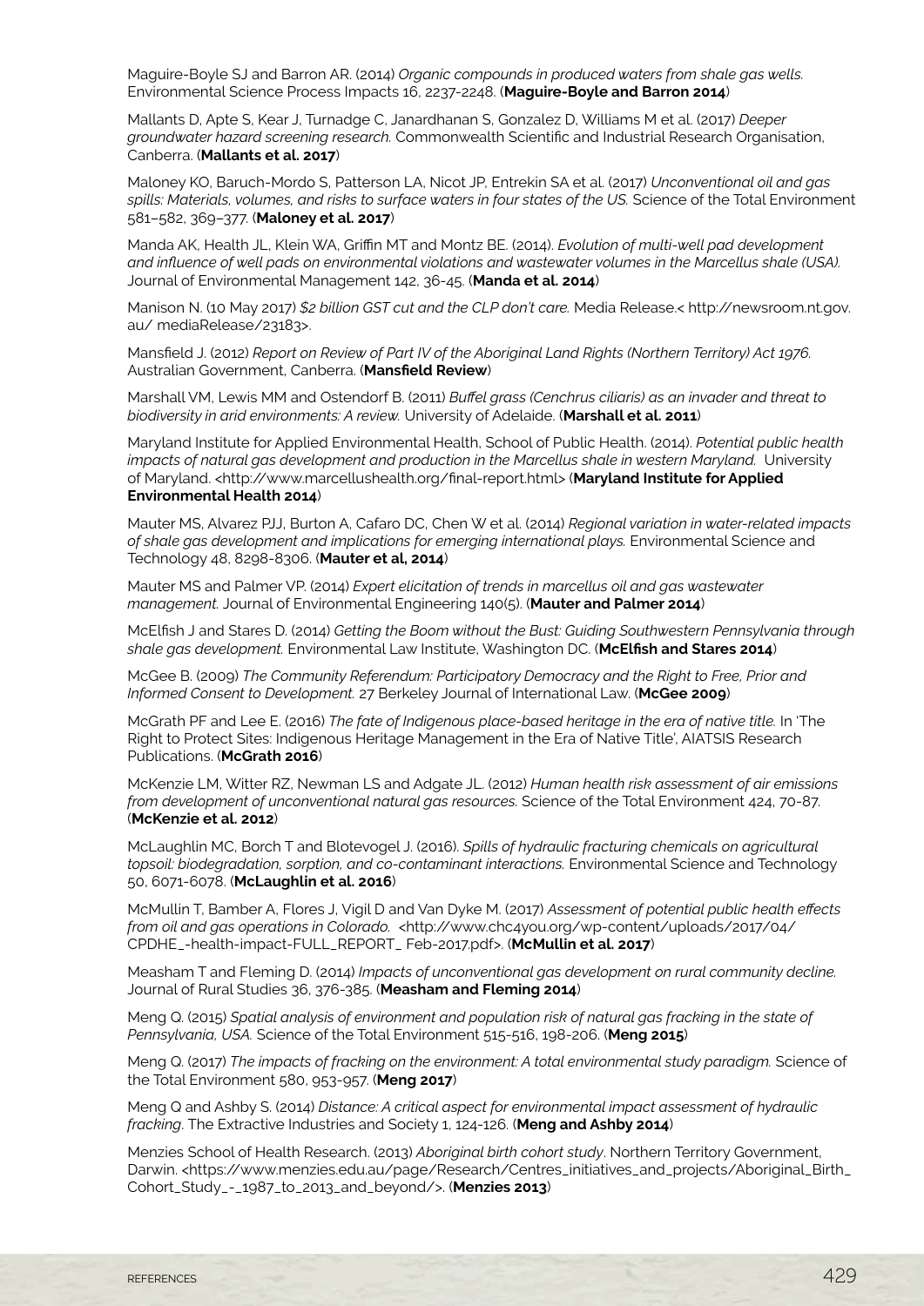Maguire-Boyle SJ and Barron AR. (2014) *Organic compounds in produced waters from shale gas wells.* Environmental Science Process Impacts 16, 2237-2248. (**Maguire-Boyle and Barron 2014**)

Mallants D, Apte S, Kear J, Turnadge C, Janardhanan S, Gonzalez D, Williams M et al. (2017) *Deeper groundwater hazard screening research.* Commonwealth Scientific and Industrial Research Organisation, Canberra. (**Mallants et al. 2017**)

Maloney KO, Baruch-Mordo S, Patterson LA, Nicot JP, Entrekin SA et al. (2017) *Unconventional oil and gas spills: Materials, volumes, and risks to surface waters in four states of the US.* Science of the Total Environment 581–582, 369–377. (**Maloney et al. 2017**)

Manda AK, Health JL, Klein WA, Griffin MT and Montz BE. (2014). *Evolution of multi-well pad development and influence of well pads on environmental violations and wastewater volumes in the Marcellus shale (USA).* Journal of Environmental Management 142, 36-45. (**Manda et al. 2014**)

Manison N. (10 May 2017) *$2 billion GST cut and the CLP don't care.* Media Release.< http://newsroom.nt.gov.au/ mediaRelease/23183>.

Mansfield J. (2012) *Report on Review of Part IV of the Aboriginal Land Rights (Northern Territory) Act 1976.* Australian Government, Canberra. (**Mansfield Review**)

Marshall VM, Lewis MM and Ostendorf B. (2011) *Buffel grass (Cenchrus ciliaris) as an invader and threat to biodiversity in arid environments: A review.* University of Adelaide. (**Marshall et al. 2011**)

Maryland Institute for Applied Environmental Health, School of Public Health. (2014). *Potential public health impacts of natural gas development and production in the Marcellus shale in western Maryland.* University of Maryland. <http://www.marcellushealth.org/final-report.html> (**Maryland Institute for Applied Environmental Health 2014**)

Mauter MS, Alvarez PJJ, Burton A, Cafaro DC, Chen W et al. (2014) *Regional variation in water-related impacts of shale gas development and implications for emerging international plays.* Environmental Science and Technology 48, 8298-8306. (**Mauter et al, 2014**)

Mauter MS and Palmer VP. (2014) *Expert elicitation of trends in marcellus oil and gas wastewater management.* Journal of Environmental Engineering 140(5). (**Mauter and Palmer 2014**)

McElfish J and Stares D. (2014) *Getting the Boom without the Bust: Guiding Southwestern Pennsylvania through shale gas development.* Environmental Law Institute, Washington DC. (**McElfish and Stares 2014**)

McGee B. (2009) *The Community Referendum: Participatory Democracy and the Right to Free, Prior and Informed Consent to Development.* 27 Berkeley Journal of International Law. (**McGee 2009**)

McGrath PF and Lee E. (2016) *The fate of Indigenous place-based heritage in the era of native title.* In 'The Right to Protect Sites: Indigenous Heritage Management in the Era of Native Title', AIATSIS Research Publications. (**McGrath 2016**)

McKenzie LM, Witter RZ, Newman LS and Adgate JL. (2012) *Human health risk assessment of air emissions from development of unconventional natural gas resources.* Science of the Total Environment 424, 70-87. (**McKenzie et al. 2012**)

McLaughlin MC, Borch T and Blotevogel J. (2016). *Spills of hydraulic fracturing chemicals on agricultural topsoil: biodegradation, sorption, and co-contaminant interactions.* Environmental Science and Technology 50, 6071-6078. (**McLaughlin et al. 2016**)

McMullin T, Bamber A, Flores J, Vigil D and Van Dyke M. (2017) *Assessment of potential public health effects from oil and gas operations in Colorado.* <http://www.chc4you.org/wp-content/uploads/2017/04/CPDHE_-health-impact-FULL_REPORT_ Feb-2017.pdf>. (**McMullin et al. 2017**)

Measham T and Fleming D. (2014) *Impacts of unconventional gas development on rural community decline.* Journal of Rural Studies 36, 376-385. (**Measham and Fleming 2014**)

Meng Q. (2015) *Spatial analysis of environment and population risk of natural gas fracking in the state of Pennsylvania, USA.* Science of the Total Environment 515-516, 198-206. (**Meng 2015**)

Meng Q. (2017) *The impacts of fracking on the environment: A total environmental study paradigm.* Science of the Total Environment 580, 953-957. (**Meng 2017**)

Meng Q and Ashby S. (2014) *Distance: A critical aspect for environmental impact assessment of hydraulic fracking*. The Extractive Industries and Society 1, 124-126. (**Meng and Ashby 2014**)

Menzies School of Health Research. (2013) *Aboriginal birth cohort study*. Northern Territory Government, Darwin. <https://www.menzies.edu.au/page/Research/Centres_initiatives_and_projects/Aboriginal_Birth_Cohort_Study_-_1987_to_2013_and_beyond/>. (**Menzies 2013**)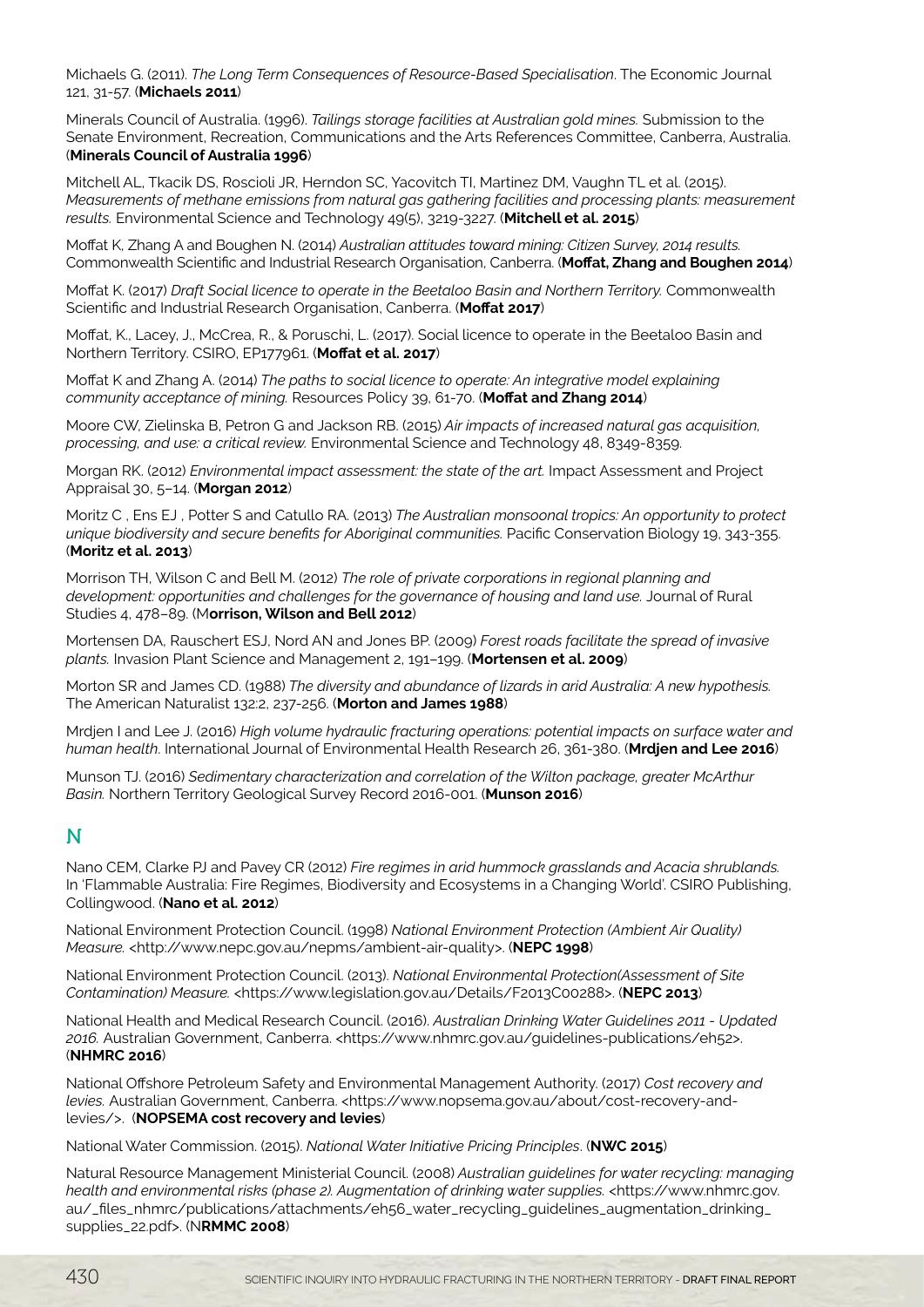Michaels G. (2011). *The Long Term Consequences of Resource-Based Specialisation*. The Economic Journal 121, 31-57. (**Michaels 2011**)

Minerals Council of Australia. (1996). *Tailings storage facilities at Australian gold mines.* Submission to the Senate Environment, Recreation, Communications and the Arts References Committee, Canberra, Australia. (**Minerals Council of Australia 1996**)

Mitchell AL, Tkacik DS, Roscioli JR, Herndon SC, Yacovitch TI, Martinez DM, Vaughn TL et al. (2015). *Measurements of methane emissions from natural gas gathering facilities and processing plants: measurement results.* Environmental Science and Technology 49(5), 3219-3227. (**Mitchell et al. 2015**)

Moffat K, Zhang A and Boughen N. (2014) *Australian attitudes toward mining: Citizen Survey, 2014 results.* Commonwealth Scientific and Industrial Research Organisation, Canberra. (**Moffat, Zhang and Boughen 2014**)

Moffat K. (2017) *Draft Social licence to operate in the Beetaloo Basin and Northern Territory.* Commonwealth Scientific and Industrial Research Organisation, Canberra. (**Moffat 2017**)

Moffat, K., Lacey, J., McCrea, R., & Poruschi, L. (2017). Social licence to operate in the Beetaloo Basin and Northern Territory. CSIRO, EP177961. (**Moffat et al. 2017**)

Moffat K and Zhang A. (2014) *The paths to social licence to operate: An integrative model explaining community acceptance of mining.* Resources Policy 39, 61-70. (**Moffat and Zhang 2014**)

Moore CW, Zielinska B, Petron G and Jackson RB. (2015) *Air impacts of increased natural gas acquisition, processing, and use: a critical review.* Environmental Science and Technology 48, 8349-8359.

Morgan RK. (2012) *Environmental impact assessment: the state of the art.* Impact Assessment and Project Appraisal 30, 5–14. (**Morgan 2012**)

Moritz C , Ens EJ , Potter S and Catullo RA. (2013) *The Australian monsoonal tropics: An opportunity to protect unique biodiversity and secure benefits for Aboriginal communities.* Pacific Conservation Biology 19, 343-355. (**Moritz et al. 2013**)

Morrison TH, Wilson C and Bell M. (2012) *The role of private corporations in regional planning and development: opportunities and challenges for the governance of housing and land use.* Journal of Rural Studies 4, 478–89. (M**orrison, Wilson and Bell 2012**)

Mortensen DA, Rauschert ESJ, Nord AN and Jones BP. (2009) *Forest roads facilitate the spread of invasive plants.* Invasion Plant Science and Management 2, 191–199. (**Mortensen et al. 2009**)

Morton SR and James CD. (1988) *The diversity and abundance of lizards in arid Australia: A new hypothesis.* The American Naturalist 132:2, 237-256. (**Morton and James 1988**)

Mrdjen I and Lee J. (2016) *High volume hydraulic fracturing operations: potential impacts on surface water and human health.* International Journal of Environmental Health Research 26, 361-380. (**Mrdjen and Lee 2016**)

Munson TJ. (2016) *Sedimentary characterization and correlation of the Wilton package, greater McArthur Basin.* Northern Territory Geological Survey Record 2016-001. (**Munson 2016**)

## N

Nano CEM, Clarke PJ and Pavey CR (2012) *Fire regimes in arid hummock grasslands and Acacia shrublands.* In 'Flammable Australia: Fire Regimes, Biodiversity and Ecosystems in a Changing World'. CSIRO Publishing, Collingwood. (**Nano et al. 2012**)

National Environment Protection Council. (1998) *National Environment Protection (Ambient Air Quality) Measure.* <http://www.nepc.gov.au/nepms/ambient-air-quality>. (**NEPC 1998**)

National Environment Protection Council. (2013). *National Environmental Protection(Assessment of Site Contamination) Measure.* <https://www.legislation.gov.au/Details/F2013C00288>. (**NEPC 2013**)

National Health and Medical Research Council. (2016). *Australian Drinking Water Guidelines 2011 - Updated 2016.* Australian Government, Canberra. <https://www.nhmrc.gov.au/guidelines-publications/eh52>. (**NHMRC 2016**)

National Offshore Petroleum Safety and Environmental Management Authority. (2017) *Cost recovery and levies.* Australian Government, Canberra. <https://www.nopsema.gov.au/about/cost-recovery-and-levies/>. (**NOPSEMA cost recovery and levies**)

National Water Commission. (2015). *National Water Initiative Pricing Principles*. (**NWC 2015**)

Natural Resource Management Ministerial Council. (2008) *Australian guidelines for water recycling: managing health and environmental risks (phase 2). Augmentation of drinking water supplies.* <https://www.nhmrc.gov.au/_files_nhmrc/publications/attachments/eh56_water_recycling_guidelines_augmentation_drinking_supplies_22.pdf>. (N**RMMC 2008**)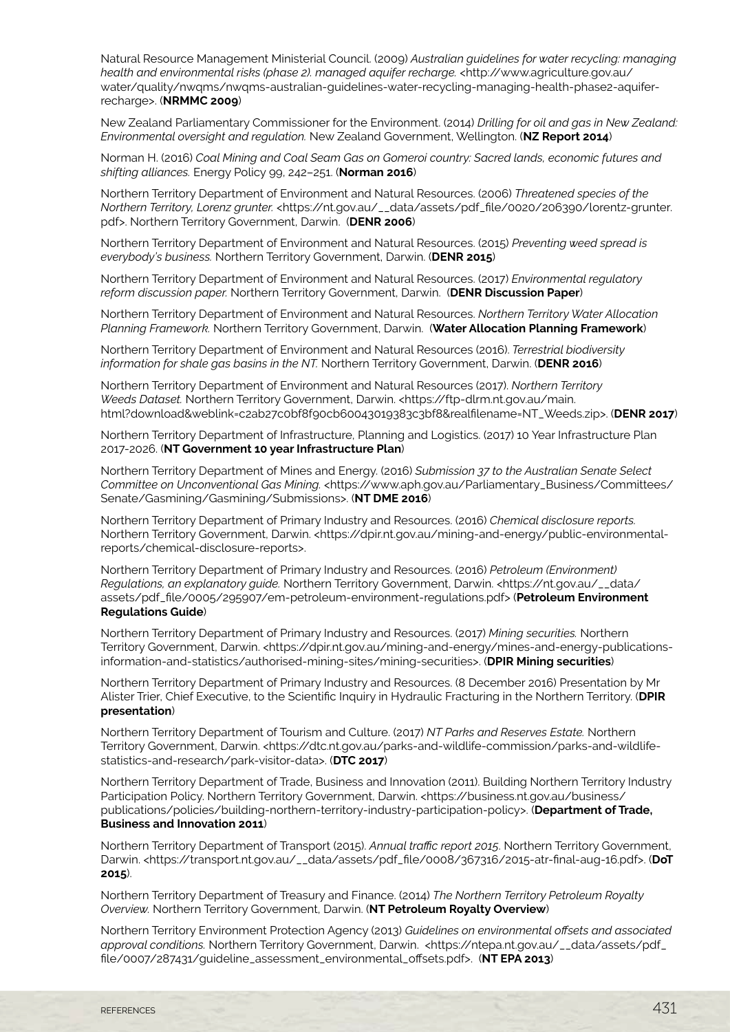Natural Resource Management Ministerial Council. (2009) *Australian guidelines for water recycling: managing health and environmental risks (phase 2). managed aquifer recharge.* <http://www.agriculture.gov.au/water/quality/nwqms/nwqms-australian-guidelines-water-recycling-managing-health-phase2-aquifer-recharge>. (**NRMMC 2009**)

New Zealand Parliamentary Commissioner for the Environment. (2014) *Drilling for oil and gas in New Zealand: Environmental oversight and regulation.* New Zealand Government, Wellington. (**NZ Report 2014**)

Norman H. (2016) *Coal Mining and Coal Seam Gas on Gomeroi country: Sacred lands, economic futures and shifting alliances.* Energy Policy 99, 242–251. (**Norman 2016**)

Northern Territory Department of Environment and Natural Resources. (2006) *Threatened species of the Northern Territory, Lorenz grunter.* <https://nt.gov.au/__data/assets/pdf_file/0020/206390/lorentz-grunter.pdf>. Northern Territory Government, Darwin. (**DENR 2006**)

Northern Territory Department of Environment and Natural Resources. (2015) *Preventing weed spread is everybody's business.* Northern Territory Government, Darwin. (**DENR 2015**)

Northern Territory Department of Environment and Natural Resources. (2017) *Environmental regulatory reform discussion paper.* Northern Territory Government, Darwin. (**DENR Discussion Paper**)

Northern Territory Department of Environment and Natural Resources. *Northern Territory Water Allocation Planning Framework.* Northern Territory Government, Darwin. (**Water Allocation Planning Framework**)

Northern Territory Department of Environment and Natural Resources (2016). *Terrestrial biodiversity information for shale gas basins in the NT.* Northern Territory Government, Darwin. (**DENR 2016**)

Northern Territory Department of Environment and Natural Resources (2017). *Northern Territory Weeds Dataset.* Northern Territory Government, Darwin. <https://ftp-dlrm.nt.gov.au/main.html?download&weblink=c2ab27c0bf8f90cb60043019383c3bf8&realfilename=NT_Weeds.zip>. (**DENR 2017**)

Northern Territory Department of Infrastructure, Planning and Logistics. (2017) 10 Year Infrastructure Plan 2017-2026. (**NT Government 10 year Infrastructure Plan**)

Northern Territory Department of Mines and Energy. (2016) *Submission 37 to the Australian Senate Select Committee on Unconventional Gas Mining.* <https://www.aph.gov.au/Parliamentary_Business/Committees/Senate/Gasmining/Gasmining/Submissions>. (**NT DME 2016**)

Northern Territory Department of Primary Industry and Resources. (2016) *Chemical disclosure reports.* Northern Territory Government, Darwin. <https://dpir.nt.gov.au/mining-and-energy/public-environmental-reports/chemical-disclosure-reports>.

Northern Territory Department of Primary Industry and Resources. (2016) *Petroleum (Environment) Regulations, an explanatory guide.* Northern Territory Government, Darwin. <https://nt.gov.au/__data/assets/pdf_file/0005/295907/em-petroleum-environment-regulations.pdf> (**Petroleum Environment Regulations Guide**)

Northern Territory Department of Primary Industry and Resources. (2017) *Mining securities.* Northern Territory Government, Darwin. <https://dpir.nt.gov.au/mining-and-energy/mines-and-energy-publications-information-and-statistics/authorised-mining-sites/mining-securities>. (**DPIR Mining securities**)

Northern Territory Department of Primary Industry and Resources. (8 December 2016) Presentation by Mr Alister Trier, Chief Executive, to the Scientific Inquiry in Hydraulic Fracturing in the Northern Territory. (**DPIR presentation**)

Northern Territory Department of Tourism and Culture. (2017) *NT Parks and Reserves Estate.* Northern Territory Government, Darwin. <https://dtc.nt.gov.au/parks-and-wildlife-commission/parks-and-wildlife-statistics-and-research/park-visitor-data>. (**DTC 2017**)

Northern Territory Department of Trade, Business and Innovation (2011). Building Northern Territory Industry Participation Policy. Northern Territory Government, Darwin. <https://business.nt.gov.au/business/publications/policies/building-northern-territory-industry-participation-policy>. (**Department of Trade, Business and Innovation 2011**)

Northern Territory Department of Transport (2015). *Annual traffic report 2015*. Northern Territory Government, Darwin. <https://transport.nt.gov.au/__data/assets/pdf_file/0008/367316/2015-atr-final-aug-16.pdf>. (**DoT 2015**).

Northern Territory Department of Treasury and Finance. (2014) *The Northern Territory Petroleum Royalty Overview.* Northern Territory Government, Darwin. (**NT Petroleum Royalty Overview**)

Northern Territory Environment Protection Agency (2013) *Guidelines on environmental offsets and associated approval conditions.* Northern Territory Government, Darwin. <https://ntepa.nt.gov.au/__data/assets/pdf_file/0007/287431/guideline_assessment_environmental_offsets.pdf>. (**NT EPA 2013**)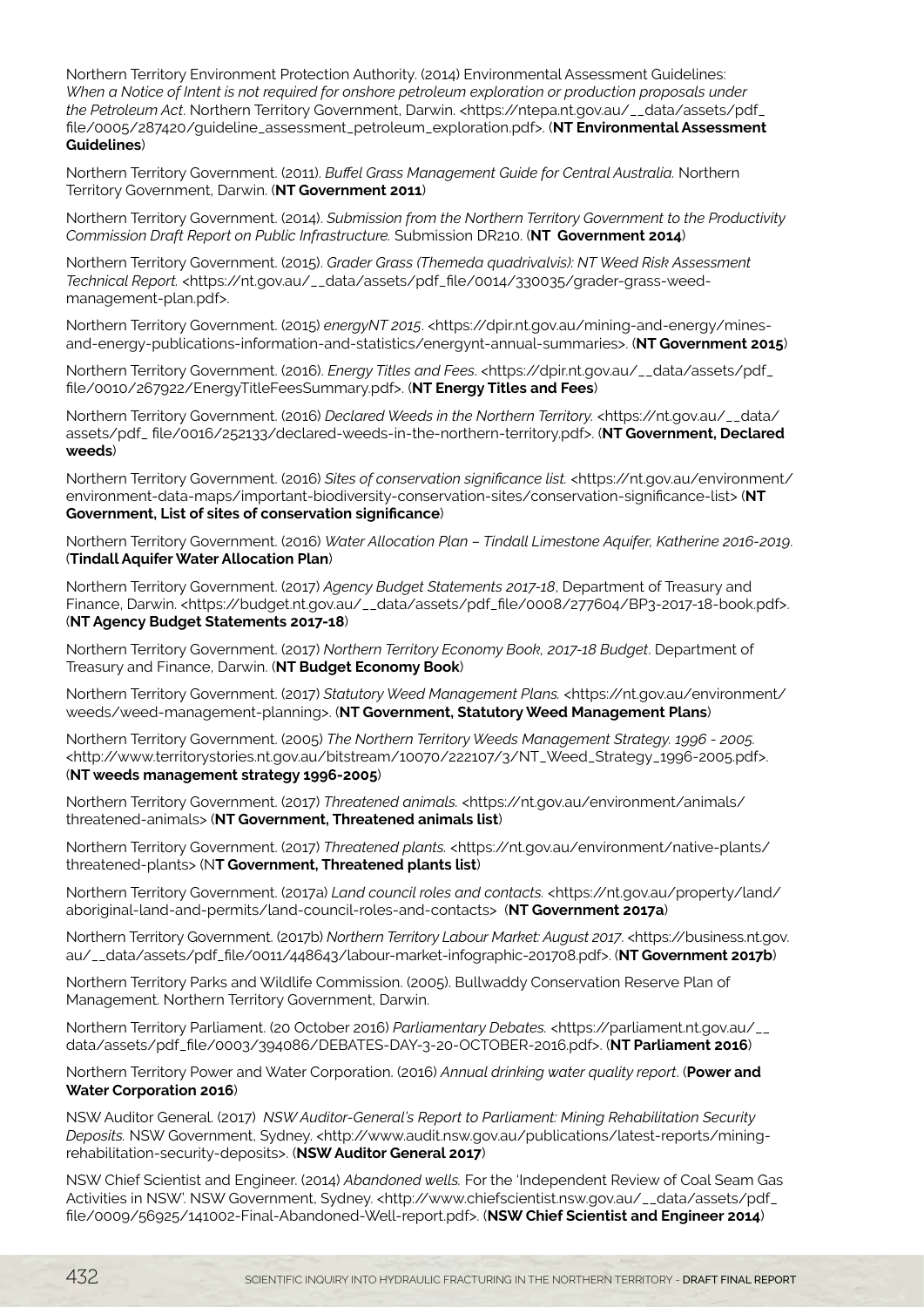Northern Territory Environment Protection Authority. (2014) Environmental Assessment Guidelines: *When a Notice of Intent is not required for onshore petroleum exploration or production proposals under the Petroleum Act*. Northern Territory Government, Darwin. <https://ntepa.nt.gov.au/__data/assets/pdf_file/0005/287420/guideline_assessment_petroleum_exploration.pdf>. (**NT Environmental Assessment Guidelines**)

Northern Territory Government. (2011). *Buffel Grass Management Guide for Central Australia.* Northern Territory Government, Darwin. (**NT Government 2011**)

Northern Territory Government. (2014). *Submission from the Northern Territory Government to the Productivity Commission Draft Report on Public Infrastructure.* Submission DR210. (**NT Government 2014**)

Northern Territory Government. (2015). *Grader Grass (Themeda quadrivalvis): NT Weed Risk Assessment Technical Report.* <https://nt.gov.au/__data/assets/pdf_file/0014/330035/grader-grass-weed-management-plan.pdf>.

Northern Territory Government. (2015) *energyNT 2015*. <https://dpir.nt.gov.au/mining-and-energy/mines-and-energy-publications-information-and-statistics/energynt-annual-summaries>. (**NT Government 2015**)

Northern Territory Government. (2016). *Energy Titles and Fees*. <https://dpir.nt.gov.au/__data/assets/pdf_file/0010/267922/EnergyTitleFeesSummary.pdf>. (**NT Energy Titles and Fees**)

Northern Territory Government. (2016) *Declared Weeds in the Northern Territory.* <https://nt.gov.au/__data/assets/pdf_ file/0016/252133/declared-weeds-in-the-northern-territory.pdf>. (**NT Government, Declared weeds**)

Northern Territory Government. (2016) *Sites of conservation significance list.* <https://nt.gov.au/environment/environment-data-maps/important-biodiversity-conservation-sites/conservation-significance-list> (**NT Government, List of sites of conservation significance**)

Northern Territory Government. (2016) *Water Allocation Plan – Tindall Limestone Aquifer, Katherine 2016-2019*. (**Tindall Aquifer Water Allocation Plan**)

Northern Territory Government. (2017) *Agency Budget Statements 2017-18*, Department of Treasury and Finance, Darwin. <https://budget.nt.gov.au/__data/assets/pdf_file/0008/277604/BP3-2017-18-book.pdf>. (**NT Agency Budget Statements 2017-18**)

Northern Territory Government. (2017) *Northern Territory Economy Book, 2017-18 Budget*. Department of Treasury and Finance, Darwin. (**NT Budget Economy Book**)

Northern Territory Government. (2017) *Statutory Weed Management Plans.* <https://nt.gov.au/environment/weeds/weed-management-planning>. (**NT Government, Statutory Weed Management Plans**)

Northern Territory Government. (2005) *The Northern Territory Weeds Management Strategy. 1996 - 2005.* <http://www.territorystories.nt.gov.au/bitstream/10070/222107/3/NT_Weed_Strategy_1996-2005.pdf>. (**NT weeds management strategy 1996-2005**)

Northern Territory Government. (2017) *Threatened animals.* <https://nt.gov.au/environment/animals/threatened-animals> (**NT Government, Threatened animals list**)

Northern Territory Government. (2017) *Threatened plants.* <https://nt.gov.au/environment/native-plants/threatened-plants> (N**T Government, Threatened plants list**)

Northern Territory Government. (2017a) *Land council roles and contacts.* <https://nt.gov.au/property/land/aboriginal-land-and-permits/land-council-roles-and-contacts> (**NT Government 2017a**)

Northern Territory Government. (2017b) *Northern Territory Labour Market: August 2017*. <https://business.nt.gov.au/__data/assets/pdf_file/0011/448643/labour-market-infographic-201708.pdf>. (**NT Government 2017b**)

Northern Territory Parks and Wildlife Commission. (2005). Bullwaddy Conservation Reserve Plan of Management. Northern Territory Government, Darwin.

Northern Territory Parliament. (20 October 2016) *Parliamentary Debates.* <https://parliament.nt.gov.au/__data/assets/pdf_file/0003/394086/DEBATES-DAY-3-20-OCTOBER-2016.pdf>. (**NT Parliament 2016**)

Northern Territory Power and Water Corporation. (2016) *Annual drinking water quality report*. (**Power and Water Corporation 2016**)

NSW Auditor General. (2017) *NSW Auditor-General's Report to Parliament: Mining Rehabilitation Security Deposits.* NSW Government, Sydney. <http://www.audit.nsw.gov.au/publications/latest-reports/mining-rehabilitation-security-deposits>. (**NSW Auditor General 2017**)

NSW Chief Scientist and Engineer. (2014) *Abandoned wells.* For the 'Independent Review of Coal Seam Gas Activities in NSW'. NSW Government, Sydney. <http://www.chiefscientist.nsw.gov.au/__data/assets/pdf_file/0009/56925/141002-Final-Abandoned-Well-report.pdf>. (**NSW Chief Scientist and Engineer 2014**)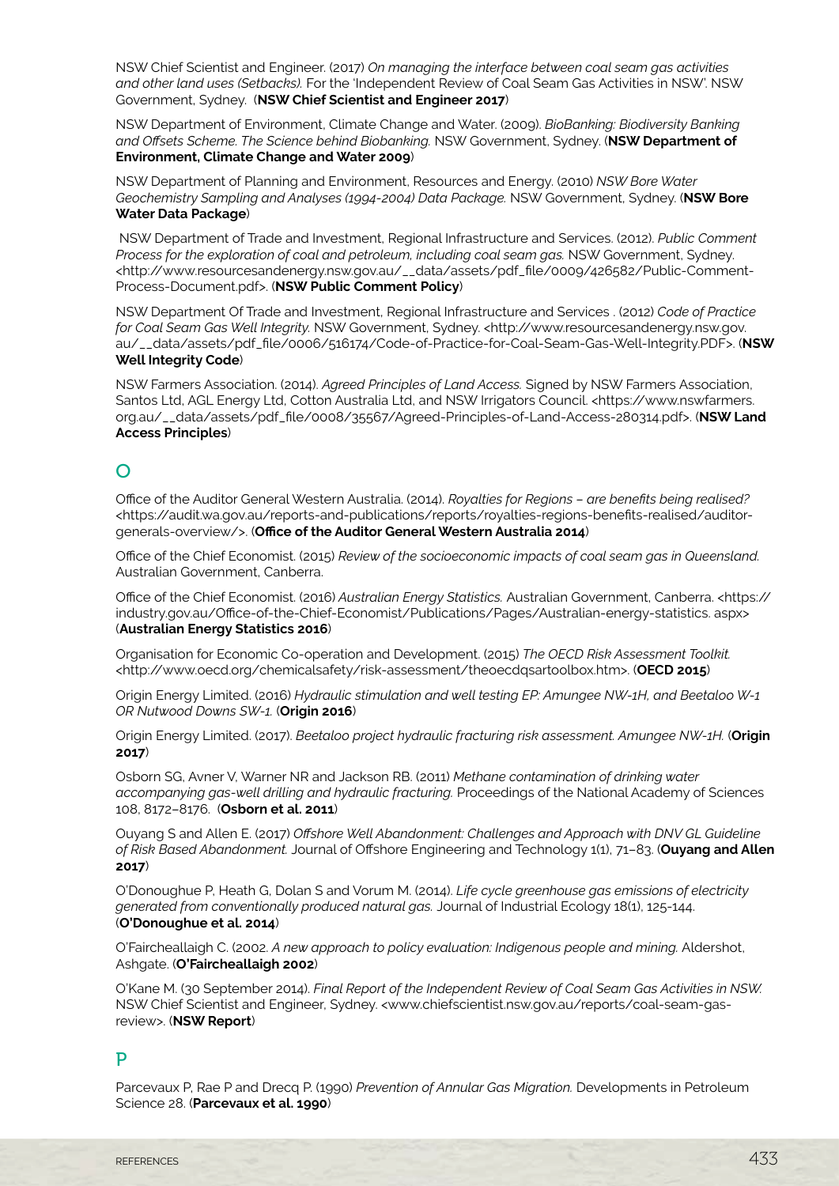NSW Chief Scientist and Engineer. (2017) *On managing the interface between coal seam gas activities and other land uses (Setbacks).* For the 'Independent Review of Coal Seam Gas Activities in NSW'. NSW Government, Sydney. (**NSW Chief Scientist and Engineer 2017**)

NSW Department of Environment, Climate Change and Water. (2009). *BioBanking: Biodiversity Banking and Offsets Scheme. The Science behind Biobanking.* NSW Government, Sydney. (**NSW Department of Environment, Climate Change and Water 2009**)

NSW Department of Planning and Environment, Resources and Energy. (2010) *NSW Bore Water Geochemistry Sampling and Analyses (1994-2004) Data Package.* NSW Government, Sydney. (**NSW Bore Water Data Package**)

NSW Department of Trade and Investment, Regional Infrastructure and Services. (2012). *Public Comment Process for the exploration of coal and petroleum, including coal seam gas.* NSW Government, Sydney. <http://www.resourcesandenergy.nsw.gov.au/__data/assets/pdf_file/0009/426582/Public-Comment-Process-Document.pdf>. (**NSW Public Comment Policy**)

NSW Department Of Trade and Investment, Regional Infrastructure and Services . (2012) *Code of Practice for Coal Seam Gas Well Integrity.* NSW Government, Sydney. <http://www.resourcesandenergy.nsw.gov.au/__data/assets/pdf_file/0006/516174/Code-of-Practice-for-Coal-Seam-Gas-Well-Integrity.PDF>. (**NSW Well Integrity Code**)

NSW Farmers Association. (2014). *Agreed Principles of Land Access.* Signed by NSW Farmers Association, Santos Ltd, AGL Energy Ltd, Cotton Australia Ltd, and NSW Irrigators Council. <https://www.nswfarmers.org.au/__data/assets/pdf_file/0008/35567/Agreed-Principles-of-Land-Access-280314.pdf>. (**NSW Land Access Principles**)

## O

Office of the Auditor General Western Australia. (2014). *Royalties for Regions – are benefits being realised?* <https://audit.wa.gov.au/reports-and-publications/reports/royalties-regions-benefits-realised/auditor-generals-overview/>. (**Office of the Auditor General Western Australia 2014**)

Office of the Chief Economist. (2015) *Review of the socioeconomic impacts of coal seam gas in Queensland.* Australian Government, Canberra.

Office of the Chief Economist. (2016) *Australian Energy Statistics.* Australian Government, Canberra. <https://industry.gov.au/Office-of-the-Chief-Economist/Publications/Pages/Australian-energy-statistics. aspx> (**Australian Energy Statistics 2016**)

Organisation for Economic Co-operation and Development. (2015) *The OECD Risk Assessment Toolkit.* <http://www.oecd.org/chemicalsafety/risk-assessment/theoecdqsartoolbox.htm>. (**OECD 2015**)

Origin Energy Limited. (2016) *Hydraulic stimulation and well testing EP: Amungee NW-1H, and Beetaloo W-1 OR Nutwood Downs SW-1.* (**Origin 2016**)

Origin Energy Limited. (2017). *Beetaloo project hydraulic fracturing risk assessment. Amungee NW-1H.* (**Origin 2017**)

Osborn SG, Avner V, Warner NR and Jackson RB. (2011) *Methane contamination of drinking water accompanying gas-well drilling and hydraulic fracturing.* Proceedings of the National Academy of Sciences 108, 8172–8176. (**Osborn et al. 2011**)

Ouyang S and Allen E. (2017) *Offshore Well Abandonment: Challenges and Approach with DNV GL Guideline of Risk Based Abandonment.* Journal of Offshore Engineering and Technology 1(1), 71–83. (**Ouyang and Allen 2017**)

O'Donoughue P, Heath G, Dolan S and Vorum M. (2014). *Life cycle greenhouse gas emissions of electricity generated from conventionally produced natural gas.* Journal of Industrial Ecology 18(1), 125-144. (**O'Donoughue et al. 2014**)

O'Faircheallaigh C. (2002. *A new approach to policy evaluation: Indigenous people and mining.* Aldershot, Ashgate. (**O'Faircheallaigh 2002**)

O'Kane M. (30 September 2014). *Final Report of the Independent Review of Coal Seam Gas Activities in NSW.* NSW Chief Scientist and Engineer, Sydney. <www.chiefscientist.nsw.gov.au/reports/coal-seam-gas-review>. (**NSW Report**)

## P

Parcevaux P, Rae P and Drecq P. (1990) *Prevention of Annular Gas Migration.* Developments in Petroleum Science 28. (**Parcevaux et al. 1990**)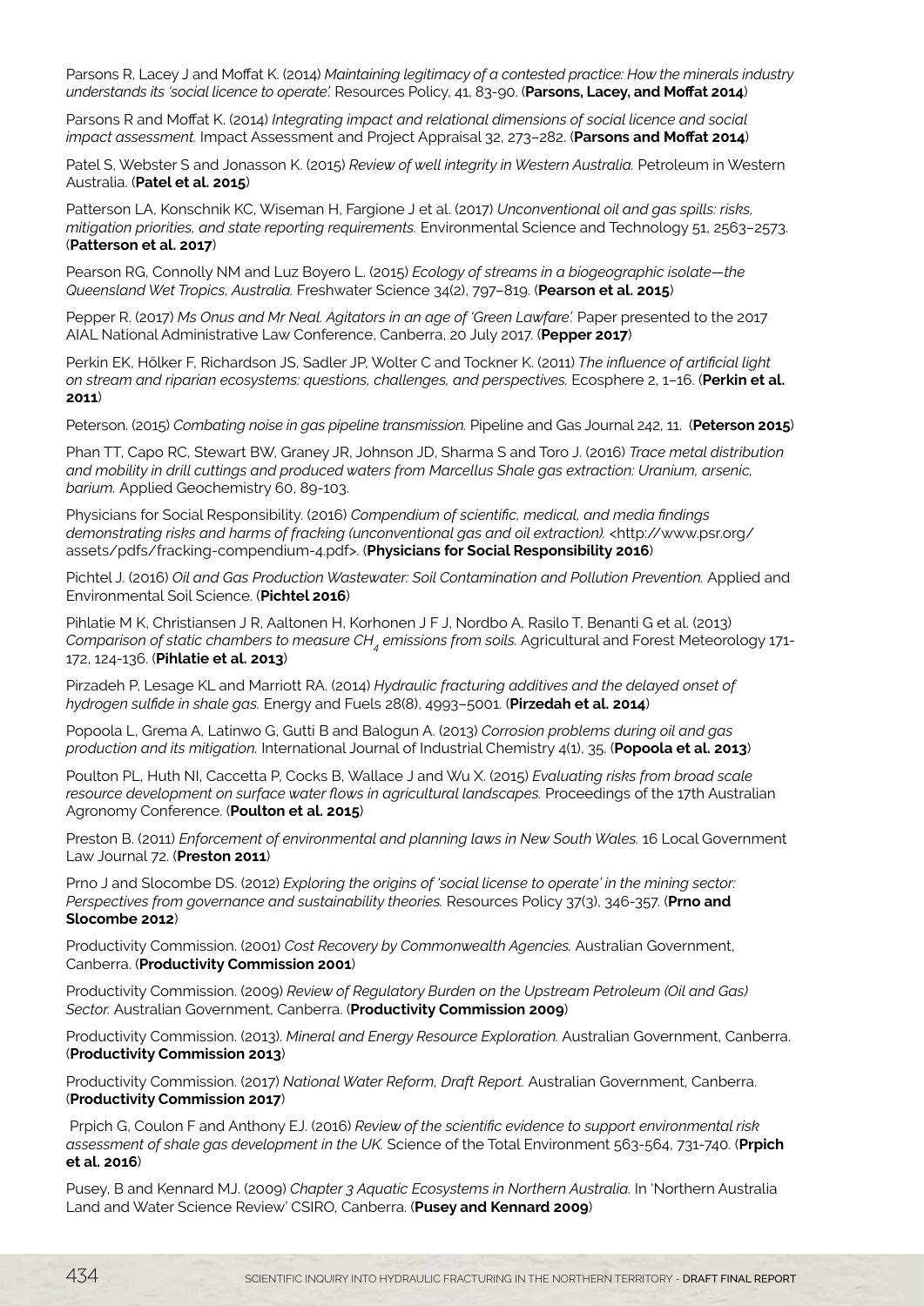Parsons R, Lacey J and Moffat K. (2014) *Maintaining legitimacy of a contested practice: How the minerals industry understands its 'social licence to operate'.* Resources Policy, 41, 83-90. (**Parsons, Lacey, and Moffat 2014**)

Parsons R and Moffat K. (2014) *Integrating impact and relational dimensions of social licence and social impact assessment.* Impact Assessment and Project Appraisal 32, 273–282. (**Parsons and Moffat 2014**)

Patel S, Webster S and Jonasson K. (2015) *Review of well integrity in Western Australia.* Petroleum in Western Australia. (**Patel et al. 2015**)

Patterson LA, Konschnik KC, Wiseman H, Fargione J et al. (2017) *Unconventional oil and gas spills: risks, mitigation priorities, and state reporting requirements.* Environmental Science and Technology 51, 2563–2573. (**Patterson et al. 2017**)

Pearson RG, Connolly NM and Luz Boyero L. (2015) *Ecology of streams in a biogeographic isolate—the Queensland Wet Tropics, Australia.* Freshwater Science 34(2), 797–819. (**Pearson et al. 2015**)

Pepper R. (2017) *Ms Onus and Mr Neal. Agitators in an age of 'Green Lawfare'.* Paper presented to the 2017 AIAL National Administrative Law Conference, Canberra, 20 July 2017. (**Pepper 2017**)

Perkin EK, Hölker F, Richardson JS, Sadler JP, Wolter C and Tockner K. (2011) *The influence of artificial light on stream and riparian ecosystems: questions, challenges, and perspectives.* Ecosphere 2, 1–16. (**Perkin et al. 2011**)

Peterson. (2015) *Combating noise in gas pipeline transmission.* Pipeline and Gas Journal 242, 11. (**Peterson 2015**)

Phan TT, Capo RC, Stewart BW, Graney JR, Johnson JD, Sharma S and Toro J. (2016) *Trace metal distribution and mobility in drill cuttings and produced waters from Marcellus Shale gas extraction: Uranium, arsenic, barium.* Applied Geochemistry 60, 89-103.

Physicians for Social Responsibility. (2016) *Compendium of scientific, medical, and media findings demonstrating risks and harms of fracking (unconventional gas and oil extraction).* <http://www.psr.org/assets/pdfs/fracking-compendium-4.pdf>. (**Physicians for Social Responsibility 2016**)

Pichtel J. (2016) *Oil and Gas Production Wastewater: Soil Contamination and Pollution Prevention.* Applied and Environmental Soil Science. (**Pichtel 2016**)

Pihlatie M K, Christiansen J R, Aaltonen H, Korhonen J F J, Nordbo A, Rasilo T, Benanti G et al. (2013) *Comparison of static chambers to measure $CH_4$ emissions from soils.* Agricultural and Forest Meteorology 171-172, 124-136. (**Pihlatie et al. 2013**)

Pirzadeh P, Lesage KL and Marriott RA. (2014) *Hydraulic fracturing additives and the delayed onset of hydrogen sulfide in shale gas.* Energy and Fuels 28(8), 4993–5001. (**Pirzedah et al. 2014**)

Popoola L, Grema A, Latinwo G, Gutti B and Balogun A. (2013) *Corrosion problems during oil and gas production and its mitigation.* International Journal of Industrial Chemistry 4(1), 35. (**Popoola et al. 2013**)

Poulton PL, Huth NI, Caccetta P, Cocks B, Wallace J and Wu X. (2015) *Evaluating risks from broad scale resource development on surface water flows in agricultural landscapes.* Proceedings of the 17th Australian Agronomy Conference. (**Poulton et al. 2015**)

Preston B. (2011) *Enforcement of environmental and planning laws in New South Wales.* 16 Local Government Law Journal 72. (**Preston 2011**)

Prno J and Slocombe DS. (2012) *Exploring the origins of 'social license to operate' in the mining sector: Perspectives from governance and sustainability theories.* Resources Policy 37(3), 346-357. (**Prno and Slocombe 2012**)

Productivity Commission. (2001) *Cost Recovery by Commonwealth Agencies.* Australian Government, Canberra. (**Productivity Commission 2001**)

Productivity Commission. (2009) *Review of Regulatory Burden on the Upstream Petroleum (Oil and Gas) Sector.* Australian Government, Canberra. (**Productivity Commission 2009**)

Productivity Commission. (2013). *Mineral and Energy Resource Exploration.* Australian Government, Canberra. (**Productivity Commission 2013**)

Productivity Commission. (2017) *National Water Reform, Draft Report.* Australian Government, Canberra. (**Productivity Commission 2017**)

Prpich G, Coulon F and Anthony EJ. (2016) *Review of the scientific evidence to support environmental risk assessment of shale gas development in the UK.* Science of the Total Environment 563-564, 731-740. (**Prpich et al. 2016**)

Pusey, B and Kennard MJ. (2009) *Chapter 3 Aquatic Ecosystems in Northern Australia.* In 'Northern Australia Land and Water Science Review' CSIRO, Canberra. (**Pusey and Kennard 2009**)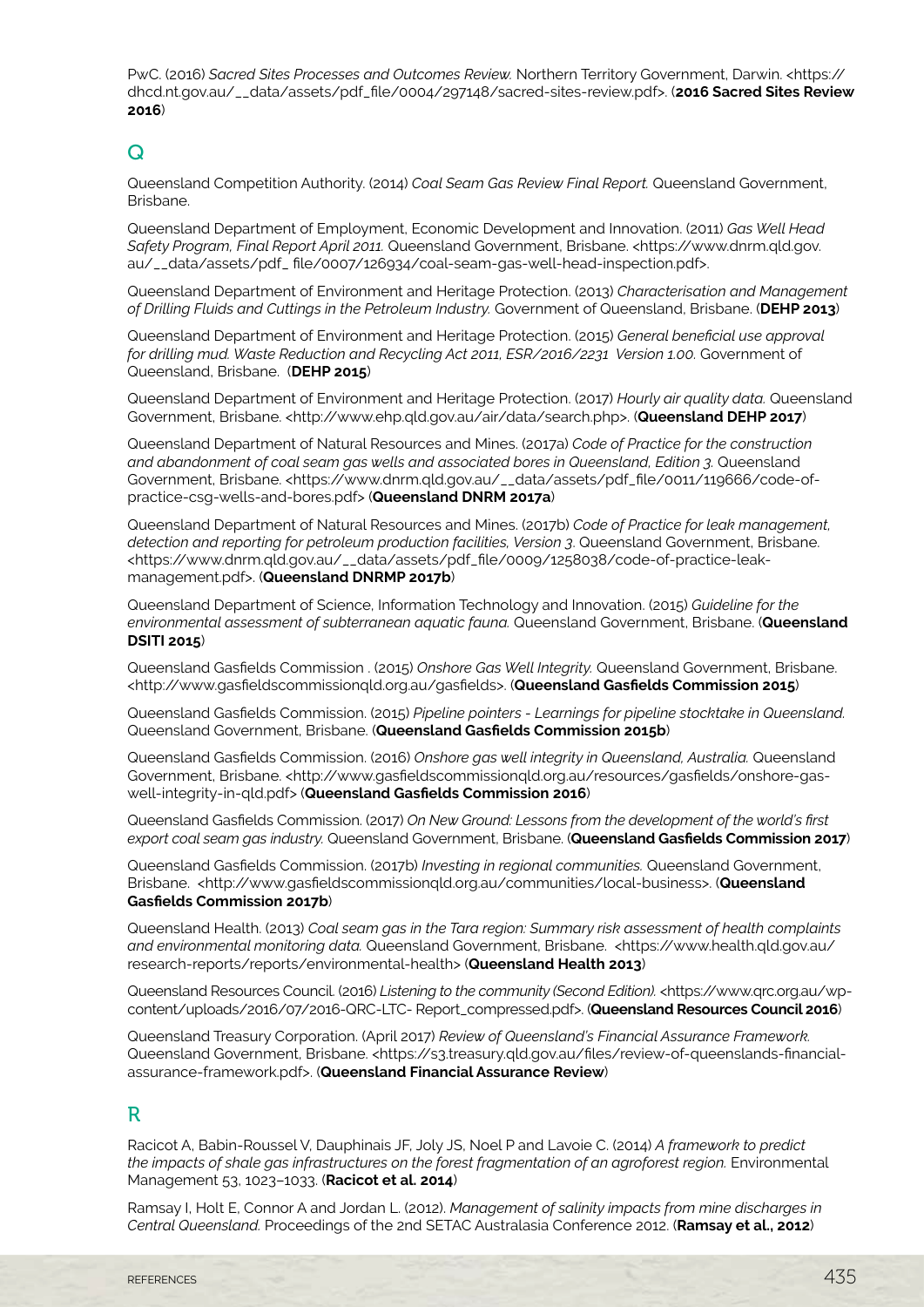PwC. (2016) *Sacred Sites Processes and Outcomes Review.* Northern Territory Government, Darwin. <https://dhcd.nt.gov.au/__data/assets/pdf_file/0004/297148/sacred-sites-review.pdf>. (**2016 Sacred Sites Review 2016**)

## Q

Queensland Competition Authority. (2014) *Coal Seam Gas Review Final Report.* Queensland Government, Brisbane.

Queensland Department of Employment, Economic Development and Innovation. (2011) *Gas Well Head Safety Program, Final Report April 2011.* Queensland Government, Brisbane. <https://www.dnrm.qld.gov.au/__data/assets/pdf_ file/0007/126934/coal-seam-gas-well-head-inspection.pdf>.

Queensland Department of Environment and Heritage Protection. (2013) *Characterisation and Management of Drilling Fluids and Cuttings in the Petroleum Industry.* Government of Queensland, Brisbane. (**DEHP 2013**)

Queensland Department of Environment and Heritage Protection. (2015) *General beneficial use approval for drilling mud. Waste Reduction and Recycling Act 2011, ESR/2016/2231 Version 1.00.* Government of Queensland, Brisbane. (**DEHP 2015**)

Queensland Department of Environment and Heritage Protection. (2017) *Hourly air quality data.* Queensland Government, Brisbane. <http://www.ehp.qld.gov.au/air/data/search.php>. (**Queensland DEHP 2017**)

Queensland Department of Natural Resources and Mines. (2017a) *Code of Practice for the construction and abandonment of coal seam gas wells and associated bores in Queensland, Edition 3.* Queensland Government, Brisbane. <https://www.dnrm.qld.gov.au/__data/assets/pdf_file/0011/119666/code-of-practice-csg-wells-and-bores.pdf> (**Queensland DNRM 2017a**)

Queensland Department of Natural Resources and Mines. (2017b) *Code of Practice for leak management, detection and reporting for petroleum production facilities, Version 3*. Queensland Government, Brisbane. <https://www.dnrm.qld.gov.au/__data/assets/pdf_file/0009/1258038/code-of-practice-leak-management.pdf>. (**Queensland DNRMP 2017b**)

Queensland Department of Science, Information Technology and Innovation. (2015) *Guideline for the environmental assessment of subterranean aquatic fauna.* Queensland Government, Brisbane. (**Queensland DSITI 2015**)

Queensland Gasfields Commission . (2015) *Onshore Gas Well Integrity.* Queensland Government, Brisbane. <http://www.gasfieldscommissionqld.org.au/gasfields>. (**Queensland Gasfields Commission 2015**)

Queensland Gasfields Commission. (2015) *Pipeline pointers - Learnings for pipeline stocktake in Queensland.* Queensland Government, Brisbane. (**Queensland Gasfields Commission 2015b**)

Queensland Gasfields Commission. (2016) *Onshore gas well integrity in Queensland, Australia.* Queensland Government, Brisbane. <http://www.gasfieldscommissionqld.org.au/resources/gasfields/onshore-gas-well-integrity-in-qld.pdf> (**Queensland Gasfields Commission 2016**)

Queensland Gasfields Commission. (2017) *On New Ground: Lessons from the development of the world's first export coal seam gas industry.* Queensland Government, Brisbane. (**Queensland Gasfields Commission 2017**)

Queensland Gasfields Commission. (2017b) *Investing in regional communities.* Queensland Government, Brisbane. <http://www.gasfieldscommissionqld.org.au/communities/local-business>. (**Queensland Gasfields Commission 2017b**)

Queensland Health. (2013) *Coal seam gas in the Tara region: Summary risk assessment of health complaints and environmental monitoring data.* Queensland Government, Brisbane. <https://www.health.qld.gov.au/research-reports/reports/environmental-health> (**Queensland Health 2013**)

Queensland Resources Council. (2016) *Listening to the community (Second Edition).* <https://www.qrc.org.au/wp-content/uploads/2016/07/2016-QRC-LTC- Report_compressed.pdf>. (**Queensland Resources Council 2016**)

Queensland Treasury Corporation. (April 2017) *Review of Queensland's Financial Assurance Framework.* Queensland Government, Brisbane. <https://s3.treasury.qld.gov.au/files/review-of-queenslands-financial-assurance-framework.pdf>. (**Queensland Financial Assurance Review**)

## R

Racicot A, Babin-Roussel V, Dauphinais JF, Joly JS, Noel P and Lavoie C. (2014) *A framework to predict the impacts of shale gas infrastructures on the forest fragmentation of an agroforest region.* Environmental Management 53, 1023–1033. (**Racicot et al. 2014**)

Ramsay I, Holt E, Connor A and Jordan L. (2012). *Management of salinity impacts from mine discharges in Central Queensland.* Proceedings of the 2nd SETAC Australasia Conference 2012. (**Ramsay et al., 2012**)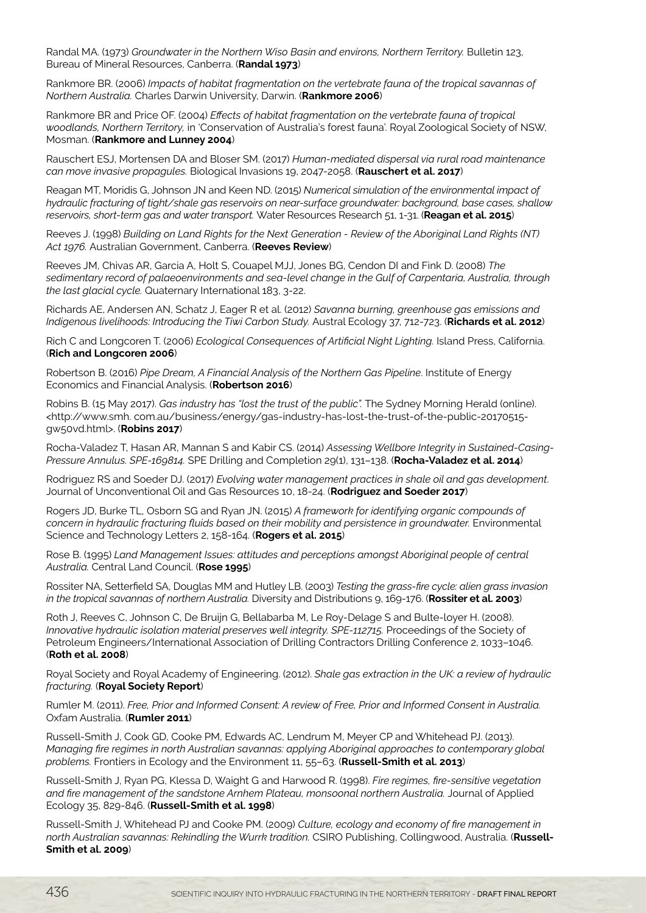Randal MA. (1973) *Groundwater in the Northern Wiso Basin and environs, Northern Territory.* Bulletin 123, Bureau of Mineral Resources, Canberra. (**Randal 1973**)

Rankmore BR. (2006) *Impacts of habitat fragmentation on the vertebrate fauna of the tropical savannas of Northern Australia.* Charles Darwin University, Darwin. (**Rankmore 2006**)

Rankmore BR and Price OF. (2004) *Effects of habitat fragmentation on the vertebrate fauna of tropical woodlands, Northern Territory,* in 'Conservation of Australia's forest fauna'. Royal Zoological Society of NSW, Mosman. (**Rankmore and Lunney 2004**)

Rauschert ESJ, Mortensen DA and Bloser SM. (2017) *Human-mediated dispersal via rural road maintenance can move invasive propagules.* Biological Invasions 19, 2047-2058. (**Rauschert et al. 2017**)

Reagan MT, Moridis G, Johnson JN and Keen ND. (2015) *Numerical simulation of the environmental impact of hydraulic fracturing of tight/shale gas reservoirs on near-surface groundwater: background, base cases, shallow reservoirs, short-term gas and water transport.* Water Resources Research 51, 1-31. (**Reagan et al. 2015**)

Reeves J. (1998) *Building on Land Rights for the Next Generation - Review of the Aboriginal Land Rights (NT) Act 1976.* Australian Government, Canberra. (**Reeves Review**)

Reeves JM, Chivas AR, Garcia A, Holt S, Couapel MJJ, Jones BG, Cendon DI and Fink D. (2008) *The sedimentary record of palaeoenvironments and sea-level change in the Gulf of Carpentaria, Australia, through the last glacial cycle.* Quaternary International 183, 3-22.

Richards AE, Andersen AN, Schatz J, Eager R et al. (2012) *Savanna burning, greenhouse gas emissions and Indigenous livelihoods: Introducing the Tiwi Carbon Study.* Austral Ecology 37, 712-723. (**Richards et al. 2012**)

Rich C and Longcoren T. (2006) *Ecological Consequences of Artificial Night Lighting.* Island Press, California. (**Rich and Longcoren 2006**)

Robertson B. (2016) *Pipe Dream, A Financial Analysis of the Northern Gas Pipeline*. Institute of Energy Economics and Financial Analysis. (**Robertson 2016**)

Robins B. (15 May 2017). *Gas industry has "lost the trust of the public".* The Sydney Morning Herald (online). <http://www.smh. com.au/business/energy/gas-industry-has-lost-the-trust-of-the-public-20170515-gw50vd.html>. (**Robins 2017**)

Rocha-Valadez T, Hasan AR, Mannan S and Kabir CS. (2014) *Assessing Wellbore Integrity in Sustained-Casing-Pressure Annulus. SPE-169814.* SPE Drilling and Completion 29(1), 131–138. (**Rocha-Valadez et al. 2014**)

Rodriguez RS and Soeder DJ. (2017) *Evolving water management practices in shale oil and gas development*. Journal of Unconventional Oil and Gas Resources 10, 18-24. (**Rodriguez and Soeder 2017**)

Rogers JD, Burke TL, Osborn SG and Ryan JN. (2015) *A framework for identifying organic compounds of concern in hydraulic fracturing fluids based on their mobility and persistence in groundwater.* Environmental Science and Technology Letters 2, 158-164. (**Rogers et al. 2015**)

Rose B. (1995) *Land Management Issues: attitudes and perceptions amongst Aboriginal people of central Australia.* Central Land Council. (**Rose 1995**)

Rossiter NA, Setterfield SA, Douglas MM and Hutley LB. (2003) *Testing the grass-fire cycle: alien grass invasion in the tropical savannas of northern Australia.* Diversity and Distributions 9, 169-176. (**Rossiter et al. 2003**)

Roth J, Reeves C, Johnson C, De Bruijn G, Bellabarba M, Le Roy-Delage S and Bulte-loyer H. (2008). *Innovative hydraulic isolation material preserves well integrity. SPE-112715.* Proceedings of the Society of Petroleum Engineers/International Association of Drilling Contractors Drilling Conference 2, 1033–1046. (**Roth et al. 2008**)

Royal Society and Royal Academy of Engineering. (2012). *Shale gas extraction in the UK: a review of hydraulic fracturing.* (**Royal Society Report**)

Rumler M. (2011). *Free, Prior and Informed Consent: A review of Free, Prior and Informed Consent in Australia.* Oxfam Australia. (**Rumler 2011**)

Russell-Smith J, Cook GD, Cooke PM, Edwards AC, Lendrum M, Meyer CP and Whitehead PJ. (2013). *Managing fire regimes in north Australian savannas: applying Aboriginal approaches to contemporary global problems.* Frontiers in Ecology and the Environment 11, 55–63. (**Russell-Smith et al. 2013**)

Russell-Smith J, Ryan PG, Klessa D, Waight G and Harwood R. (1998). *Fire regimes, fire-sensitive vegetation and fire management of the sandstone Arnhem Plateau, monsoonal northern Australia.* Journal of Applied Ecology 35, 829-846. (**Russell-Smith et al. 1998**)

Russell-Smith J, Whitehead PJ and Cooke PM. (2009) *Culture, ecology and economy of fire management in north Australian savannas: Rekindling the Wurrk tradition.* CSIRO Publishing, Collingwood, Australia. (**Russell-Smith et al. 2009**)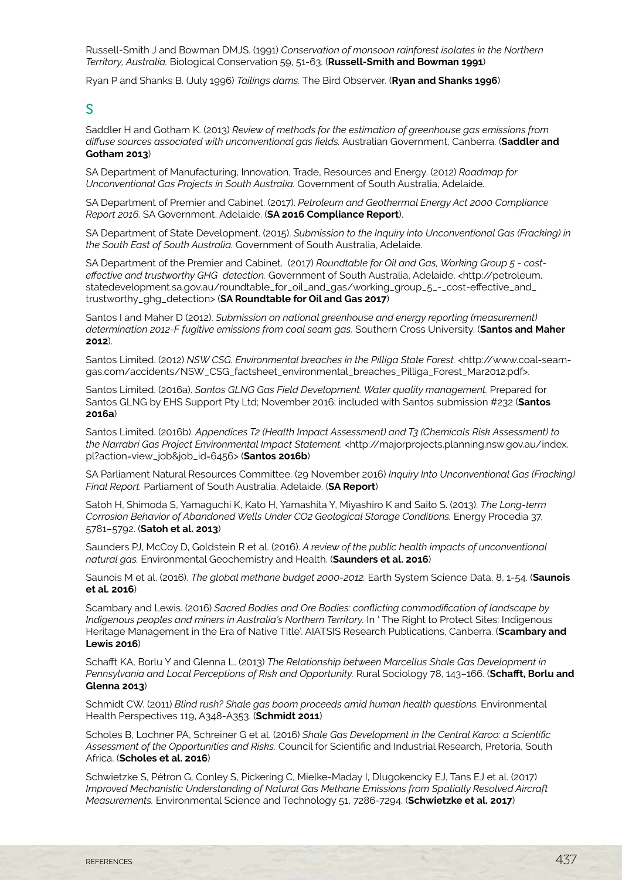Russell-Smith J and Bowman DMJS. (1991) *Conservation of monsoon rainforest isolates in the Northern Territory, Australia.* Biological Conservation 59, 51-63. (**Russell-Smith and Bowman 1991**)

Ryan P and Shanks B. (July 1996) *Tailings dams.* The Bird Observer. (**Ryan and Shanks 1996**)

## S

Saddler H and Gotham K. (2013) *Review of methods for the estimation of greenhouse gas emissions from diffuse sources associated with unconventional gas fields.* Australian Government, Canberra. (**Saddler and Gotham 2013**)

SA Department of Manufacturing, Innovation, Trade, Resources and Energy. (2012) *Roadmap for Unconventional Gas Projects in South Australia.* Government of South Australia, Adelaide.

SA Department of Premier and Cabinet. (2017). *Petroleum and Geothermal Energy Act 2000 Compliance Report 2016.* SA Government, Adelaide. (**SA 2016 Compliance Report**).

SA Department of State Development. (2015). *Submission to the Inquiry into Unconventional Gas (Fracking) in the South East of South Australia.* Government of South Australia, Adelaide.

SA Department of the Premier and Cabinet. (2017) *Roundtable for Oil and Gas, Working Group 5 - cost-effective and trustworthy GHG detection.* Government of South Australia, Adelaide. <http://petroleum.statedevelopment.sa.gov.au/roundtable_for_oil_and_gas/working_group_5_-_cost-effective_and_trustworthy_ghg_detection> (**SA Roundtable for Oil and Gas 2017**)

Santos I and Maher D (2012). *Submission on national greenhouse and energy reporting (measurement) determination 2012-F fugitive emissions from coal seam gas.* Southern Cross University. (**Santos and Maher 2012**).

Santos Limited. (2012) *NSW CSG. Environmental breaches in the Pilliga State Forest.* <http://www.coal-seam-gas.com/accidents/NSW_CSG_factsheet_environmental_breaches_Pilliga_Forest_Mar2012.pdf>.

Santos Limited. (2016a). *Santos GLNG Gas Field Development. Water quality management.* Prepared for Santos GLNG by EHS Support Pty Ltd; November 2016; included with Santos submission #232 (**Santos 2016a**)

Santos Limited. (2016b). *Appendices T2 (Health Impact Assessment) and T3 (Chemicals Risk Assessment) to the Narrabri Gas Project Environmental Impact Statement.* <http://majorprojects.planning.nsw.gov.au/index.pl?action=view_job&job_id=6456> (**Santos 2016b**)

SA Parliament Natural Resources Committee. (29 November 2016) *Inquiry Into Unconventional Gas (Fracking) Final Report.* Parliament of South Australia, Adelaide. (**SA Report**)

Satoh H, Shimoda S, Yamaguchi K, Kato H, Yamashita Y, Miyashiro K and Saito S. (2013). *The Long-term Corrosion Behavior of Abandoned Wells Under CO2 Geological Storage Conditions.* Energy Procedia 37, 5781–5792. (**Satoh et al. 2013**)

Saunders PJ, McCoy D, Goldstein R et al. (2016). *A review of the public health impacts of unconventional natural gas.* Environmental Geochemistry and Health. (**Saunders et al. 2016**)

Saunois M et al. (2016). *The global methane budget 2000-2012.* Earth System Science Data, 8, 1-54. (**Saunois et al. 2016**)

Scambary and Lewis. (2016) *Sacred Bodies and Ore Bodies: conflicting commodification of landscape by Indigenous peoples and miners in Australia's Northern Territory.* In ' The Right to Protect Sites: Indigenous Heritage Management in the Era of Native Title'. AIATSIS Research Publications, Canberra. (**Scambary and Lewis 2016**)

Schafft KA, Borlu Y and Glenna L. (2013) *The Relationship between Marcellus Shale Gas Development in Pennsylvania and Local Perceptions of Risk and Opportunity.* Rural Sociology 78, 143–166. (**Schafft, Borlu and Glenna 2013**)

Schmidt CW. (2011) *Blind rush? Shale gas boom proceeds amid human health questions.* Environmental Health Perspectives 119, A348-A353. (**Schmidt 2011**)

Scholes B, Lochner PA, Schreiner G et al. (2016) *Shale Gas Development in the Central Karoo: a Scientific Assessment of the Opportunities and Risks.* Council for Scientific and Industrial Research, Pretoria, South Africa. (**Scholes et al. 2016**)

Schwietzke S, Pétron G, Conley S, Pickering C, Mielke-Maday I, Dlugokencky EJ, Tans EJ et al. (2017) *Improved Mechanistic Understanding of Natural Gas Methane Emissions from Spatially Resolved Aircraft Measurements.* Environmental Science and Technology 51, 7286-7294. (**Schwietzke et al. 2017**)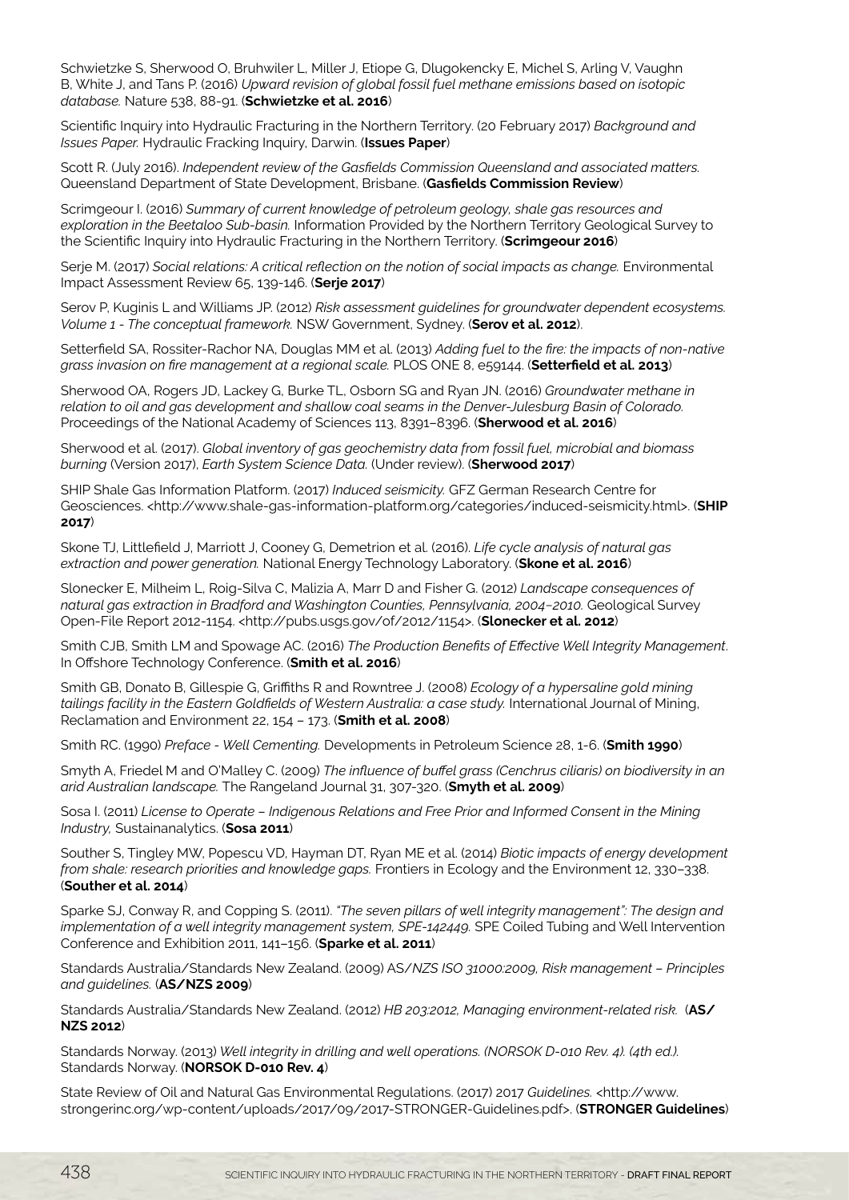Schwietzke S, Sherwood O, Bruhwiler L, Miller J, Etiope G, Dlugokencky E, Michel S, Arling V, Vaughn B, White J, and Tans P. (2016) *Upward revision of global fossil fuel methane emissions based on isotopic database.* Nature 538, 88-91. (**Schwietzke et al. 2016**)

Scientific Inquiry into Hydraulic Fracturing in the Northern Territory. (20 February 2017) *Background and Issues Paper.* Hydraulic Fracking Inquiry, Darwin. (**Issues Paper**)

Scott R. (July 2016). *Independent review of the Gasfields Commission Queensland and associated matters.* Queensland Department of State Development, Brisbane. (**Gasfields Commission Review**)

Scrimgeour I. (2016) *Summary of current knowledge of petroleum geology, shale gas resources and exploration in the Beetaloo Sub-basin.* Information Provided by the Northern Territory Geological Survey to the Scientific Inquiry into Hydraulic Fracturing in the Northern Territory. (**Scrimgeour 2016**)

Serje M. (2017) *Social relations: A critical reflection on the notion of social impacts as change.* Environmental Impact Assessment Review 65, 139-146. (**Serje 2017**)

Serov P, Kuginis L and Williams JP. (2012) *Risk assessment guidelines for groundwater dependent ecosystems. Volume 1 - The conceptual framework.* NSW Government, Sydney. (**Serov et al. 2012**).

Setterfield SA, Rossiter-Rachor NA, Douglas MM et al. (2013) *Adding fuel to the fire: the impacts of non-native grass invasion on fire management at a regional scale.* PLOS ONE 8, e59144. (**Setterfield et al. 2013**)

Sherwood OA, Rogers JD, Lackey G, Burke TL, Osborn SG and Ryan JN. (2016) *Groundwater methane in relation to oil and gas development and shallow coal seams in the Denver-Julesburg Basin of Colorado.* Proceedings of the National Academy of Sciences 113, 8391–8396. (**Sherwood et al. 2016**)

Sherwood et al. (2017). *Global inventory of gas geochemistry data from fossil fuel, microbial and biomass burning* (Version 2017), *Earth System Science Data.* (Under review). (**Sherwood 2017**)

SHIP Shale Gas Information Platform. (2017) *Induced seismicity.* GFZ German Research Centre for Geosciences. <http://www.shale-gas-information-platform.org/categories/induced-seismicity.html>. (**SHIP 2017**)

Skone TJ, Littlefield J, Marriott J, Cooney G, Demetrion et al. (2016). *Life cycle analysis of natural gas extraction and power generation.* National Energy Technology Laboratory. (**Skone et al. 2016**)

Slonecker E, Milheim L, Roig-Silva C, Malizia A, Marr D and Fisher G. (2012) *Landscape consequences of natural gas extraction in Bradford and Washington Counties, Pennsylvania, 2004–2010.* Geological Survey Open-File Report 2012-1154. <http://pubs.usgs.gov/of/2012/1154>. (**Slonecker et al. 2012**)

Smith CJB, Smith LM and Spowage AC. (2016) *The Production Benefits of Effective Well Integrity Management*. In Offshore Technology Conference. (**Smith et al. 2016**)

Smith GB, Donato B, Gillespie G, Griffiths R and Rowntree J. (2008) *Ecology of a hypersaline gold mining tailings facility in the Eastern Goldfields of Western Australia: a case study.* International Journal of Mining, Reclamation and Environment 22, 154 – 173. (**Smith et al. 2008**)

Smith RC. (1990) *Preface - Well Cementing.* Developments in Petroleum Science 28, 1-6. (**Smith 1990**)

Smyth A, Friedel M and O'Malley C. (2009) *The influence of buffel grass (Cenchrus ciliaris) on biodiversity in an arid Australian landscape.* The Rangeland Journal 31, 307-320. (**Smyth et al. 2009**)

Sosa I. (2011) *License to Operate – Indigenous Relations and Free Prior and Informed Consent in the Mining Industry,* Sustainanalytics. (**Sosa 2011**)

Souther S, Tingley MW, Popescu VD, Hayman DT, Ryan ME et al. (2014) *Biotic impacts of energy development from shale: research priorities and knowledge gaps.* Frontiers in Ecology and the Environment 12, 330–338. (**Souther et al. 2014**)

Sparke SJ, Conway R, and Copping S. (2011). *"The seven pillars of well integrity management": The design and implementation of a well integrity management system, SPE-142449.* SPE Coiled Tubing and Well Intervention Conference and Exhibition 2011, 141–156. (**Sparke et al. 2011**)

Standards Australia/Standards New Zealand. (2009) *AS/NZS ISO 31000:2009, Risk management – Principles and guidelines.* (**AS/NZS 2009**)

Standards Australia/Standards New Zealand. (2012) *HB 203:2012, Managing environment-related risk.* (**AS/NZS 2012**)

Standards Norway. (2013) *Well integrity in drilling and well operations. (NORSOK D-010 Rev. 4). (4th ed.).* Standards Norway. (**NORSOK D-010 Rev. 4**)

State Review of Oil and Natural Gas Environmental Regulations. (2017) 2017 *Guidelines.* <http://www.strongerinc.org/wp-content/uploads/2017/09/2017-STRONGER-Guidelines.pdf>. (**STRONGER Guidelines**)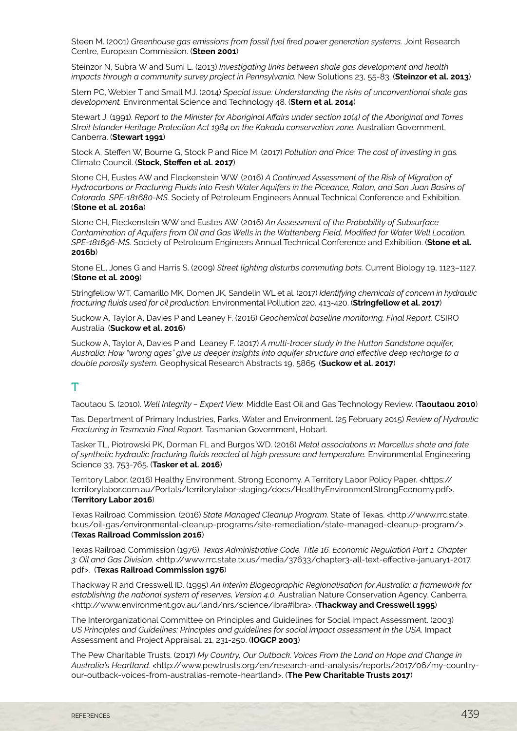Steen M. (2001) *Greenhouse gas emissions from fossil fuel fired power generation systems.* Joint Research Centre, European Commission. (**Steen 2001**)

Steinzor N, Subra W and Sumi L. (2013) *Investigating links between shale gas development and health impacts through a community survey project in Pennsylvania.* New Solutions 23, 55-83. (**Steinzor et al. 2013**)

Stern PC, Webler T and Small MJ. (2014) *Special issue: Understanding the risks of unconventional shale gas development.* Environmental Science and Technology 48. (**Stern et al. 2014**)

Stewart J. (1991). *Report to the Minister for Aboriginal Affairs under section 10(4) of the Aboriginal and Torres Strait Islander Heritage Protection Act 1984 on the Kakadu conservation zone.* Australian Government, Canberra. (**Stewart 1991**)

Stock A, Steffen W, Bourne G, Stock P and Rice M. (2017) *Pollution and Price: The cost of investing in gas.* Climate Council. (**Stock, Steffen et al. 2017**)

Stone CH, Eustes AW and Fleckenstein WW. (2016) *A Continued Assessment of the Risk of Migration of Hydrocarbons or Fracturing Fluids into Fresh Water Aquifers in the Piceance, Raton, and San Juan Basins of Colorado. SPE-181680-MS.* Society of Petroleum Engineers Annual Technical Conference and Exhibition. (**Stone et al. 2016a**)

Stone CH, Fleckenstein WW and Eustes AW. (2016) *An Assessment of the Probability of Subsurface Contamination of Aquifers from Oil and Gas Wells in the Wattenberg Field, Modified for Water Well Location. SPE-181696-MS.* Society of Petroleum Engineers Annual Technical Conference and Exhibition. (**Stone et al. 2016b**)

Stone EL, Jones G and Harris S. (2009) *Street lighting disturbs commuting bats.* Current Biology 19, 1123–1127. (**Stone et al. 2009**)

Stringfellow WT, Camarillo MK, Domen JK, Sandelin WL et al. (2017) *Identifying chemicals of concern in hydraulic fracturing fluids used for oil production.* Environmental Pollution 220, 413-420. (**Stringfellow et al. 2017**)

Suckow A, Taylor A, Davies P and Leaney F. (2016) *Geochemical baseline monitoring. Final Report*. CSIRO Australia. (**Suckow et al. 2016**)

Suckow A, Taylor A, Davies P and Leaney F. (2017) *A multi-tracer study in the Hutton Sandstone aquifer, Australia: How "wrong ages" give us deeper insights into aquifer structure and effective deep recharge to a double porosity system.* Geophysical Research Abstracts 19, 5865. (**Suckow et al. 2017**)

## T

Taoutaou S. (2010). *Well Integrity – Expert View.* Middle East Oil and Gas Technology Review. (**Taoutaou 2010**)

Tas. Department of Primary Industries, Parks, Water and Environment. (25 February 2015) *Review of Hydraulic Fracturing in Tasmania Final Report.* Tasmanian Government, Hobart.

Tasker TL, Piotrowski PK, Dorman FL and Burgos WD. (2016) *Metal associations in Marcellus shale and fate of synthetic hydraulic fracturing fluids reacted at high pressure and temperature.* Environmental Engineering Science 33, 753-765. (**Tasker et al. 2016**)

Territory Labor. (2016) Healthy Environment, Strong Economy. A Territory Labor Policy Paper. <https://territorylabor.com.au/Portals/territorylabor-staging/docs/HealthyEnvironmentStrongEconomy.pdf>. (**Territory Labor 2016**)

Texas Railroad Commission. (2016) *State Managed Cleanup Program.* State of Texas. <http://www.rrc.state.tx.us/oil-gas/environmental-cleanup-programs/site-remediation/state-managed-cleanup-program/>. (**Texas Railroad Commission 2016**)

Texas Railroad Commission (1976). *Texas Administrative Code. Title 16. Economic Regulation Part 1. Chapter 3: Oil and Gas Division.* <http://www.rrc.state.tx.us/media/37633/chapter3-all-text-effective-january1-2017.pdf>. (**Texas Railroad Commission 1976**)

Thackway R and Cresswell ID. (1995) *An Interim Biogeographic Regionalisation for Australia: a framework for establishing the national system of reserves, Version 4.0.* Australian Nature Conservation Agency, Canberra. <http://www.environment.gov.au/land/nrs/science/ibra#ibra>. (**Thackway and Cresswell 1995**)

The Interorganizational Committee on Principles and Guidelines for Social Impact Assessment. (2003) *US Principles and Guidelines: Principles and guidelines for social impact assessment in the USA.* Impact Assessment and Project Appraisal. 21, 231-250. (**IOGCP 2003**)

The Pew Charitable Trusts. (2017) *My Country, Our Outback. Voices From the Land on Hope and Change in Australia's Heartland.* <http://www.pewtrusts.org/en/research-and-analysis/reports/2017/06/my-country-our-outback-voices-from-australias-remote-heartland>. (**The Pew Charitable Trusts 2017**)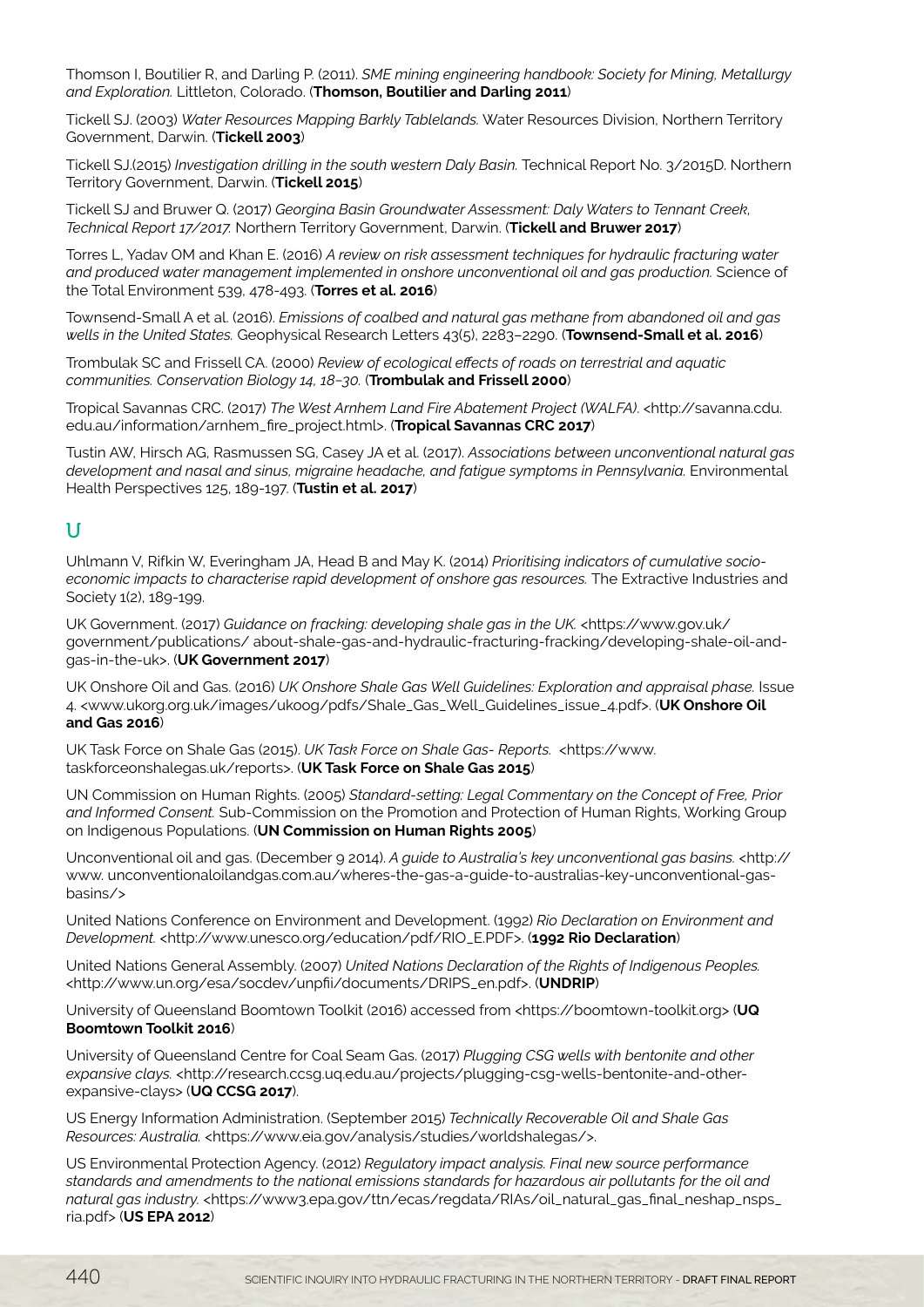Thomson I, Boutilier R, and Darling P. (2011). *SME mining engineering handbook: Society for Mining, Metallurgy and Exploration.* Littleton, Colorado. (**Thomson, Boutilier and Darling 2011**)

Tickell SJ. (2003) *Water Resources Mapping Barkly Tablelands.* Water Resources Division, Northern Territory Government, Darwin. (**Tickell 2003**)

Tickell SJ.(2015) *Investigation drilling in the south western Daly Basin.* Technical Report No. 3/2015D. Northern Territory Government, Darwin. (**Tickell 2015**)

Tickell SJ and Bruwer Q. (2017) *Georgina Basin Groundwater Assessment: Daly Waters to Tennant Creek, Technical Report 17/2017.* Northern Territory Government, Darwin. (**Tickell and Bruwer 2017**)

Torres L, Yadav OM and Khan E. (2016) *A review on risk assessment techniques for hydraulic fracturing water and produced water management implemented in onshore unconventional oil and gas production.* Science of the Total Environment 539, 478-493. (**Torres et al. 2016**)

Townsend-Small A et al. (2016). *Emissions of coalbed and natural gas methane from abandoned oil and gas wells in the United States.* Geophysical Research Letters 43(5), 2283–2290. (**Townsend-Small et al. 2016**)

Trombulak SC and Frissell CA. (2000) *Review of ecological effects of roads on terrestrial and aquatic communities. Conservation Biology 14, 18–30.* (**Trombulak and Frissell 2000**)

Tropical Savannas CRC. (2017) *The West Arnhem Land Fire Abatement Project (WALFA)*. <http://savanna.cdu.edu.au/information/arnhem_fire_project.html>. (**Tropical Savannas CRC 2017**)

Tustin AW, Hirsch AG, Rasmussen SG, Casey JA et al. (2017). *Associations between unconventional natural gas development and nasal and sinus, migraine headache, and fatigue symptoms in Pennsylvania.* Environmental Health Perspectives 125, 189-197. (**Tustin et al. 2017**)

## U

Uhlmann V, Rifkin W, Everingham JA, Head B and May K. (2014) *Prioritising indicators of cumulative socio-economic impacts to characterise rapid development of onshore gas resources.* The Extractive Industries and Society 1(2), 189-199.

UK Government. (2017) *Guidance on fracking: developing shale gas in the UK.* <https://www.gov.uk/government/publications/ about-shale-gas-and-hydraulic-fracturing-fracking/developing-shale-oil-and-gas-in-the-uk>. (**UK Government 2017**)

UK Onshore Oil and Gas. (2016) *UK Onshore Shale Gas Well Guidelines: Exploration and appraisal phase.* Issue 4. <www.ukorg.org.uk/images/ukoog/pdfs/Shale_Gas_Well_Guidelines_issue_4.pdf>. (**UK Onshore Oil and Gas 2016**)

UK Task Force on Shale Gas (2015). *UK Task Force on Shale Gas- Reports.* <https://www.taskforceonshalegas.uk/reports>. (**UK Task Force on Shale Gas 2015**)

UN Commission on Human Rights. (2005) *Standard-setting: Legal Commentary on the Concept of Free, Prior and Informed Consent.* Sub-Commission on the Promotion and Protection of Human Rights, Working Group on Indigenous Populations. (**UN Commission on Human Rights 2005**)

Unconventional oil and gas. (December 9 2014). *A guide to Australia's key unconventional gas basins.* <http://www. unconventionaloilandgas.com.au/wheres-the-gas-a-guide-to-australias-key-unconventional-gas-basins/>

United Nations Conference on Environment and Development. (1992) *Rio Declaration on Environment and Development.* <http://www.unesco.org/education/pdf/RIO_E.PDF>. (**1992 Rio Declaration**)

United Nations General Assembly. (2007) *United Nations Declaration of the Rights of Indigenous Peoples.* <http://www.un.org/esa/socdev/unpfii/documents/DRIPS_en.pdf>. (**UNDRIP**)

University of Queensland Boomtown Toolkit (2016) accessed from <https://boomtown-toolkit.org> (**UQ Boomtown Toolkit 2016**)

University of Queensland Centre for Coal Seam Gas. (2017) *Plugging CSG wells with bentonite and other expansive clays.* <http://research.ccsg.uq.edu.au/projects/plugging-csg-wells-bentonite-and-other-expansive-clays> (**UQ CCSG 2017**).

US Energy Information Administration. (September 2015) *Technically Recoverable Oil and Shale Gas Resources: Australia.* <https://www.eia.gov/analysis/studies/worldshalegas/>.

US Environmental Protection Agency. (2012) *Regulatory impact analysis. Final new source performance standards and amendments to the national emissions standards for hazardous air pollutants for the oil and natural gas industry.* <https://www3.epa.gov/ttn/ecas/regdata/RIAs/oil_natural_gas_final_neshap_nsps_ria.pdf> (**US EPA 2012**)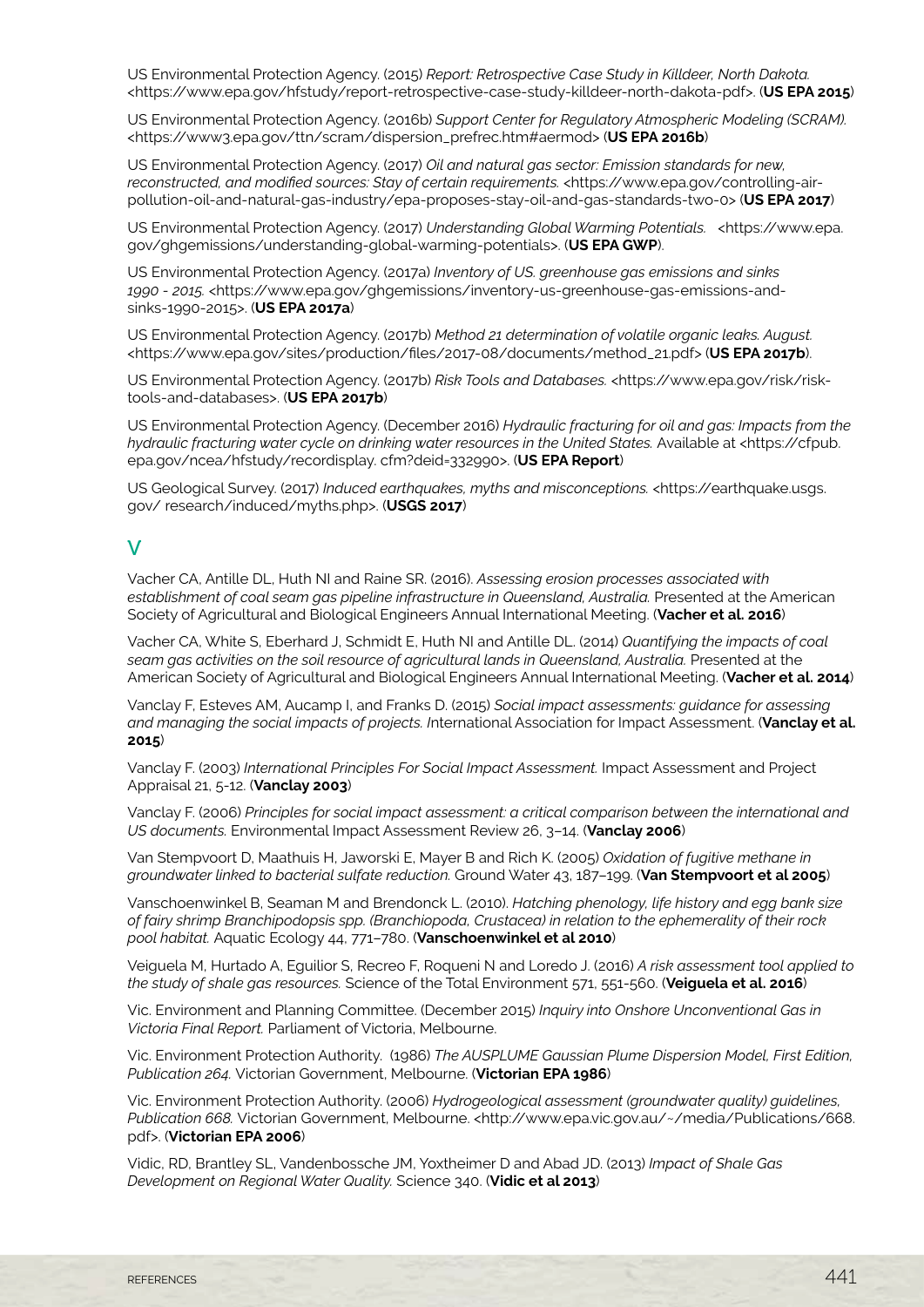US Environmental Protection Agency. (2015) *Report: Retrospective Case Study in Killdeer, North Dakota.* <https://www.epa.gov/hfstudy/report-retrospective-case-study-killdeer-north-dakota-pdf>. (**US EPA 2015**)

US Environmental Protection Agency. (2016b) *Support Center for Regulatory Atmospheric Modeling (SCRAM).* <https://www3.epa.gov/ttn/scram/dispersion_prefrec.htm#aermod> (**US EPA 2016b**)

US Environmental Protection Agency. (2017) *Oil and natural gas sector: Emission standards for new, reconstructed, and modified sources: Stay of certain requirements.* <https://www.epa.gov/controlling-air-pollution-oil-and-natural-gas-industry/epa-proposes-stay-oil-and-gas-standards-two-0> (**US EPA 2017**)

US Environmental Protection Agency. (2017) *Understanding Global Warming Potentials.* <https://www.epa.gov/ghgemissions/understanding-global-warming-potentials>. (**US EPA GWP**).

US Environmental Protection Agency. (2017a) *Inventory of US. greenhouse gas emissions and sinks 1990 - 2015.* <https://www.epa.gov/ghgemissions/inventory-us-greenhouse-gas-emissions-and-sinks-1990-2015>. (**US EPA 2017a**)

US Environmental Protection Agency. (2017b) *Method 21 determination of volatile organic leaks. August.* <https://www.epa.gov/sites/production/files/2017-08/documents/method_21.pdf> (**US EPA 2017b**).

US Environmental Protection Agency. (2017b) *Risk Tools and Databases.* <https://www.epa.gov/risk/risk-tools-and-databases>. (**US EPA 2017b**)

US Environmental Protection Agency. (December 2016) *Hydraulic fracturing for oil and gas: Impacts from the hydraulic fracturing water cycle on drinking water resources in the United States.* Available at <https://cfpub.epa.gov/ncea/hfstudy/recordisplay.cfm?deid=332990>. (**US EPA Report**)

US Geological Survey. (2017) *Induced earthquakes, myths and misconceptions.* <https://earthquake.usgs.gov/ research/induced/myths.php>. (**USGS 2017**)

## V

Vacher CA, Antille DL, Huth NI and Raine SR. (2016). *Assessing erosion processes associated with establishment of coal seam gas pipeline infrastructure in Queensland, Australia.* Presented at the American Society of Agricultural and Biological Engineers Annual International Meeting. (**Vacher et al. 2016**)

Vacher CA, White S, Eberhard J, Schmidt E, Huth NI and Antille DL. (2014) *Quantifying the impacts of coal seam gas activities on the soil resource of agricultural lands in Queensland, Australia.* Presented at the American Society of Agricultural and Biological Engineers Annual International Meeting. (**Vacher et al. 2014**)

Vanclay F, Esteves AM, Aucamp I, and Franks D. (2015) *Social impact assessments: guidance for assessing and managing the social impacts of projects. I*nternational Association for Impact Assessment. (**Vanclay et al. 2015**)

Vanclay F. (2003) *International Principles For Social Impact Assessment.* Impact Assessment and Project Appraisal 21, 5-12. (**Vanclay 2003**)

Vanclay F. (2006) *Principles for social impact assessment: a critical comparison between the international and US documents.* Environmental Impact Assessment Review 26, 3–14. (**Vanclay 2006**)

Van Stempvoort D, Maathuis H, Jaworski E, Mayer B and Rich K. (2005) *Oxidation of fugitive methane in groundwater linked to bacterial sulfate reduction.* Ground Water 43, 187–199. (**Van Stempvoort et al 2005**)

Vanschoenwinkel B, Seaman M and Brendonck L. (2010). *Hatching phenology, life history and egg bank size of fairy shrimp Branchipodopsis spp. (Branchiopoda, Crustacea) in relation to the ephemerality of their rock pool habitat.* Aquatic Ecology 44, 771–780. (**Vanschoenwinkel et al 2010**)

Veiguela M, Hurtado A, Eguilior S, Recreo F, Roqueni N and Loredo J. (2016) *A risk assessment tool applied to the study of shale gas resources.* Science of the Total Environment 571, 551-560. (**Veiguela et al. 2016**)

Vic. Environment and Planning Committee. (December 2015) *Inquiry into Onshore Unconventional Gas in Victoria Final Report.* Parliament of Victoria, Melbourne.

Vic. Environment Protection Authority. (1986) *The AUSPLUME Gaussian Plume Dispersion Model, First Edition, Publication 264.* Victorian Government, Melbourne. (**Victorian EPA 1986**)

Vic. Environment Protection Authority. (2006) *Hydrogeological assessment (groundwater quality) guidelines, Publication 668.* Victorian Government, Melbourne. <http://www.epa.vic.gov.au/~/media/Publications/668.pdf>. (**Victorian EPA 2006**)

Vidic, RD, Brantley SL, Vandenbossche JM, Yoxtheimer D and Abad JD. (2013) *Impact of Shale Gas Development on Regional Water Quality.* Science 340. (**Vidic et al 2013**)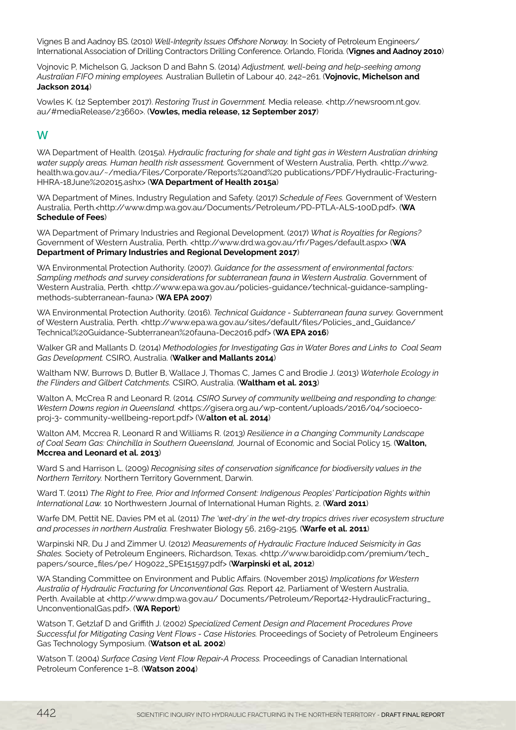Vignes B and Aadnoy BS. (2010) *Well-Integrity Issues Offshore Norway.* In Society of Petroleum Engineers/ International Association of Drilling Contractors Drilling Conference. Orlando, Florida. (**Vignes and Aadnoy 2010**)

Vojnovic P, Michelson G, Jackson D and Bahn S. (2014) *Adjustment, well-being and help-seeking among Australian FIFO mining employees.* Australian Bulletin of Labour 40, 242–261. (**Vojnovic, Michelson and Jackson 2014**)

Vowles K. (12 September 2017). *Restoring Trust in Government.* Media release. <http://newsroom.nt.gov.au/#mediaRelease/23660>. (**Vowles, media release, 12 September 2017**)

## W

WA Department of Health. (2015a). *Hydraulic fracturing for shale and tight gas in Western Australian drinking water supply areas. Human health risk assessment.* Government of Western Australia, Perth. <http://ww2.health.wa.gov.au/~/media/Files/Corporate/Reports%20and%20 publications/PDF/Hydraulic-Fracturing-HHRA-18June%202015.ashx> (**WA Department of Health 2015a**)

WA Department of Mines, Industry Regulation and Safety. (2017) *Schedule of Fees.* Government of Western Australia, Perth.<http://www.dmp.wa.gov.au/Documents/Petroleum/PD-PTLA-ALS-100D.pdf>. (**WA Schedule of Fees**)

WA Department of Primary Industries and Regional Development. (2017) *What is Royalties for Regions?* Government of Western Australia, Perth. <http://www.drd.wa.gov.au/rfr/Pages/default.aspx> (**WA Department of Primary Industries and Regional Development 2017**)

WA Environmental Protection Authority. (2007). *Guidance for the assessment of environmental factors: Sampling methods and survey considerations for subterranean fauna in Western Australia*. Government of Western Australia, Perth. <http://www.epa.wa.gov.au/policies-guidance/technical-guidance-sampling-methods-subterranean-fauna> (**WA EPA 2007**)

WA Environmental Protection Authority. (2016). *Technical Guidance - Subterranean fauna survey.* Government of Western Australia, Perth. <http://www.epa.wa.gov.au/sites/default/files/Policies_and_Guidance/Technical%20Guidance-Subterranean%20fauna-Dec2016.pdf> (**WA EPA 2016**)

Walker GR and Mallants D. (2014) *Methodologies for Investigating Gas in Water Bores and Links to Coal Seam Gas Development.* CSIRO, Australia. (**Walker and Mallants 2014**)

Waltham NW, Burrows D, Butler B, Wallace J, Thomas C, James C and Brodie J. (2013) *Waterhole Ecology in the Flinders and Gilbert Catchments.* CSIRO, Australia. (**Waltham et al. 2013**)

Walton A, McCrea R and Leonard R. (2014. *CSIRO Survey of community wellbeing and responding to change: Western Downs region in Queensland.* <https://gisera.org.au/wp-content/uploads/2016/04/socioeco-proj-3- community-wellbeing-report.pdf> (W**alton et al. 2014**)

Walton AM, Mccrea R, Leonard R and Williams R. (2013) *Resilience in a Changing Community Landscape of Coal Seam Gas: Chinchilla in Southern Queensland,* Journal of Economic and Social Policy 15. (**Walton, Mccrea and Leonard et al. 2013**)

Ward S and Harrison L. (2009) *Recognising sites of conservation significance for biodiversity values in the Northern Territory.* Northern Territory Government, Darwin.

Ward T. (2011) *The Right to Free, Prior and Informed Consent: Indigenous Peoples' Participation Rights within International Law.* 10 Northwestern Journal of International Human Rights, 2. (**Ward 2011**)

Warfe DM, Pettit NE, Davies PM et al. (2011) *The 'wet-dry' in the wet-dry tropics drives river ecosystem structure and processes in northern Australia.* Freshwater Biology 56, 2169-2195. (**Warfe et al. 2011**)

Warpinski NR, Du J and Zimmer U. (2012) *Measurements of Hydraulic Fracture Induced Seismicity in Gas Shales.* Society of Petroleum Engineers, Richardson, Texas. <http://www.baroididp.com/premium/tech_papers/source_files/pe/ H09022_SPE151597.pdf> (**Warpinski et al, 2012**)

WA Standing Committee on Environment and Public Affairs. (November 2015) *Implications for Western Australia of Hydraulic Fracturing for Unconventional Gas.* Report 42, Parliament of Western Australia, Perth. Available at <http://www.dmp.wa.gov.au/ Documents/Petroleum/Report42-HydraulicFracturing_UnconventionalGas.pdf>. (**WA Report**)

Watson T, Getzlaf D and Griffith J. (2002) *Specialized Cement Design and Placement Procedures Prove Successful for Mitigating Casing Vent Flows - Case Histories.* Proceedings of Society of Petroleum Engineers Gas Technology Symposium. (**Watson et al. 2002**)

Watson T. (2004) *Surface Casing Vent Flow Repair-A Process.* Proceedings of Canadian International Petroleum Conference 1–8. (**Watson 2004**)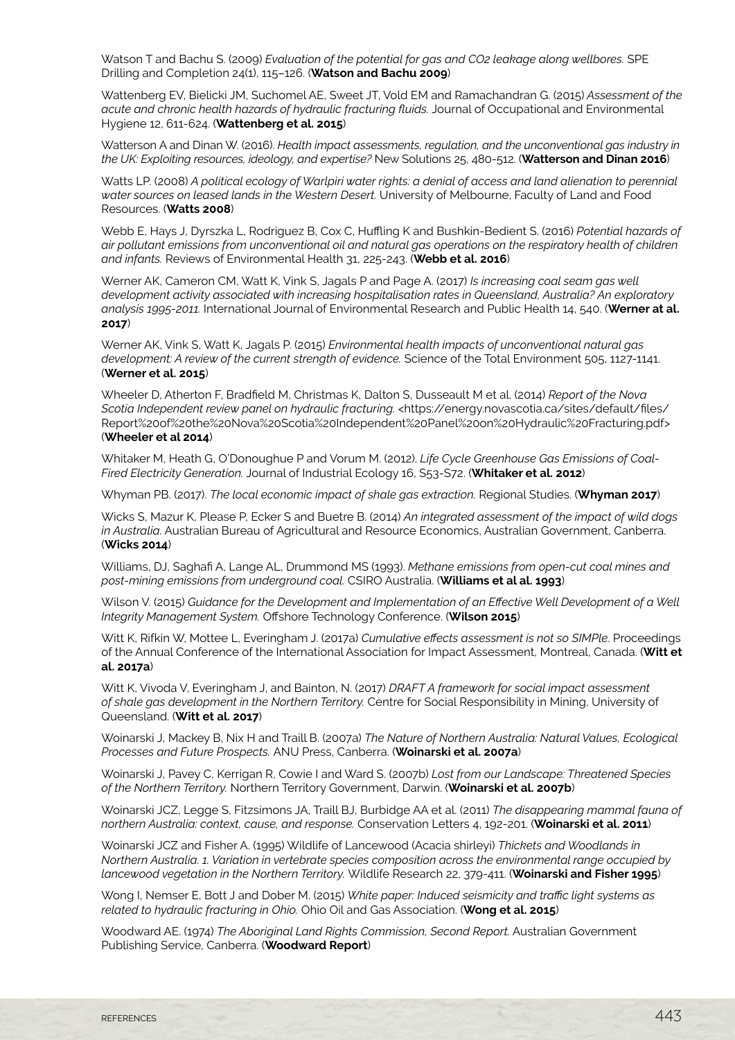Watson T and Bachu S. (2009) *Evaluation of the potential for gas and CO2 leakage along wellbores.* SPE Drilling and Completion 24(1), 115–126. (**Watson and Bachu 2009**)

Wattenberg EV, Bielicki JM, Suchomel AE, Sweet JT, Vold EM and Ramachandran G. (2015) *Assessment of the acute and chronic health hazards of hydraulic fracturing fluids.* Journal of Occupational and Environmental Hygiene 12, 611-624. (**Wattenberg et al. 2015**)

Watterson A and Dinan W. (2016). *Health impact assessments, regulation, and the unconventional gas industry in the UK: Exploiting resources, ideology, and expertise?* New Solutions 25, 480-512. (**Watterson and Dinan 2016**)

Watts LP. (2008) *A political ecology of Warlpiri water rights: a denial of access and land alienation to perennial water sources on leased lands in the Western Desert.* University of Melbourne, Faculty of Land and Food Resources. (**Watts 2008**)

Webb E, Hays J, Dyrszka L, Rodriguez B, Cox C, Huffling K and Bushkin-Bedient S. (2016) *Potential hazards of air pollutant emissions from unconventional oil and natural gas operations on the respiratory health of children and infants.* Reviews of Environmental Health 31, 225-243. (**Webb et al. 2016**)

Werner AK, Cameron CM, Watt K, Vink S, Jagals P and Page A. (2017) *Is increasing coal seam gas well development activity associated with increasing hospitalisation rates in Queensland, Australia? An exploratory analysis 1995-2011.* International Journal of Environmental Research and Public Health 14, 540. (**Werner at al. 2017**)

Werner AK, Vink S, Watt K, Jagals P. (2015) *Environmental health impacts of unconventional natural gas development: A review of the current strength of evidence.* Science of the Total Environment 505, 1127-1141. (**Werner et al. 2015**)

Wheeler D, Atherton F, Bradfield M, Christmas K, Dalton S, Dusseault M et al. (2014) *Report of the Nova Scotia Independent review panel on hydraulic fracturing.* <https://energy.novascotia.ca/sites/default/files/Report%20of%20the%20Nova%20Scotia%20Independent%20Panel%20on%20Hydraulic%20Fracturing.pdf> (**Wheeler et al 2014**)

Whitaker M, Heath G, O'Donoughue P and Vorum M. (2012). *Life Cycle Greenhouse Gas Emissions of Coal-Fired Electricity Generation.* Journal of Industrial Ecology 16, S53-S72. (**Whitaker et al. 2012**)

Whyman PB. (2017). *The local economic impact of shale gas extraction.* Regional Studies. (**Whyman 2017**)

Wicks S, Mazur K, Please P, Ecker S and Buetre B. (2014) *An integrated assessment of the impact of wild dogs in Australia.* Australian Bureau of Agricultural and Resource Economics, Australian Government, Canberra. (**Wicks 2014**)

Williams, DJ, Saghafi A, Lange AL, Drummond MS (1993). *Methane emissions from open-cut coal mines and post-mining emissions from underground coal.* CSIRO Australia. (**Williams et al al. 1993**)

Wilson V. (2015) *Guidance for the Development and Implementation of an Effective Well Development of a Well Integrity Management System.* Offshore Technology Conference. (**Wilson 2015**)

Witt K, Rifkin W, Mottee L, Everingham J. (2017a) *Cumulative effects assessment is not so SIMPle*. Proceedings of the Annual Conference of the International Association for Impact Assessment, Montreal, Canada. (**Witt et al. 2017a**)

Witt K, Vivoda V, Everingham J, and Bainton, N. (2017) *DRAFT A framework for social impact assessment of shale gas development in the Northern Territory.* Centre for Social Responsibility in Mining, University of Queensland. (**Witt et al. 2017**)

Woinarski J, Mackey B, Nix H and Traill B. (2007a) *The Nature of Northern Australia: Natural Values, Ecological Processes and Future Prospects.* ANU Press, Canberra. (**Woinarski et al. 2007a**)

Woinarski J, Pavey C, Kerrigan R, Cowie I and Ward S. (2007b) *Lost from our Landscape: Threatened Species of the Northern Territory.* Northern Territory Government, Darwin. (**Woinarski et al. 2007b**)

Woinarski JCZ, Legge S, Fitzsimons JA, Traill BJ, Burbidge AA et al. (2011) *The disappearing mammal fauna of northern Australia: context, cause, and response.* Conservation Letters 4, 192-201. (**Woinarski et al. 2011**)

Woinarski JCZ and Fisher A. (1995) Wildlife of Lancewood (Acacia shirleyi) *Thickets and Woodlands in Northern Australia. 1. Variation in vertebrate species composition across the environmental range occupied by lancewood vegetation in the Northern Territory.* Wildlife Research 22, 379-411. (**Woinarski and Fisher 1995**)

Wong I, Nemser E, Bott J and Dober M. (2015) *White paper: Induced seismicity and traffic light systems as related to hydraulic fracturing in Ohio.* Ohio Oil and Gas Association. (**Wong et al. 2015**)

Woodward AE. (1974) *The Aboriginal Land Rights Commission, Second Report.* Australian Government Publishing Service, Canberra. (**Woodward Report**)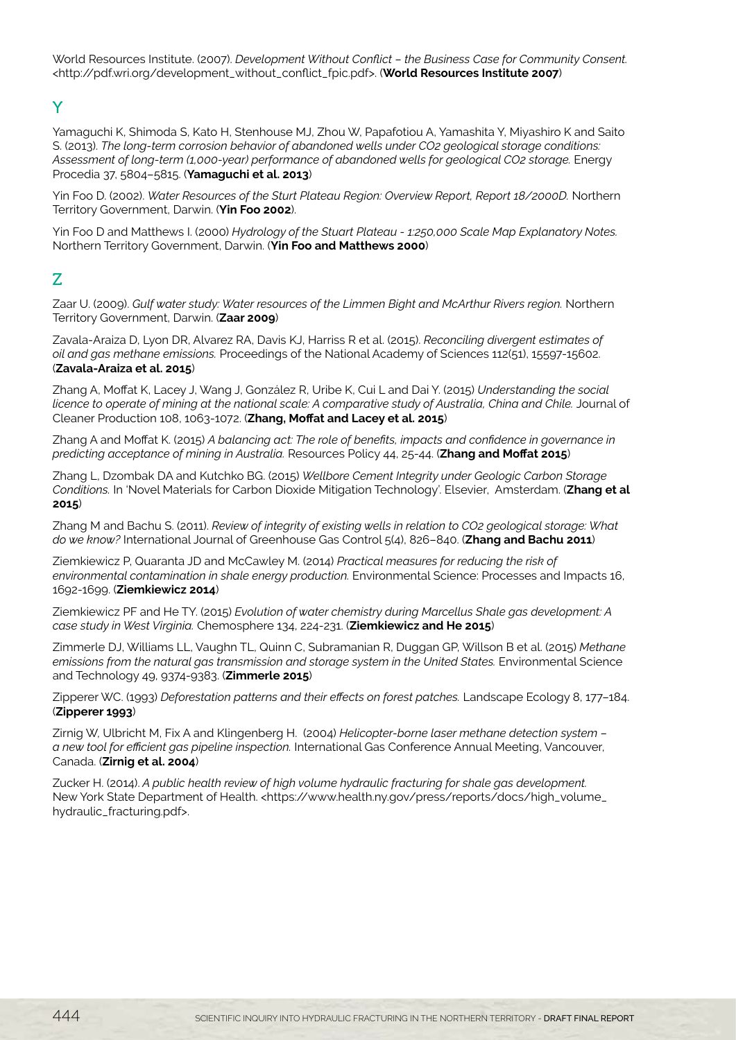World Resources Institute. (2007). *Development Without Conflict – the Business Case for Community Consent.* <http://pdf.wri.org/development_without_conflict_fpic.pdf>. (**World Resources Institute 2007**)

## Y

Yamaguchi K, Shimoda S, Kato H, Stenhouse MJ, Zhou W, Papafotiou A, Yamashita Y, Miyashiro K and Saito S. (2013). *The long-term corrosion behavior of abandoned wells under CO2 geological storage conditions: Assessment of long-term (1,000-year) performance of abandoned wells for geological CO2 storage.* Energy Procedia 37, 5804–5815. (**Yamaguchi et al. 2013**)

Yin Foo D. (2002). *Water Resources of the Sturt Plateau Region: Overview Report, Report 18/2000D.* Northern Territory Government, Darwin. (**Yin Foo 2002**).

Yin Foo D and Matthews I. (2000) *Hydrology of the Stuart Plateau - 1:250,000 Scale Map Explanatory Notes.* Northern Territory Government, Darwin. (**Yin Foo and Matthews 2000**)

## Z

Zaar U. (2009). *Gulf water study: Water resources of the Limmen Bight and McArthur Rivers region.* Northern Territory Government, Darwin. (**Zaar 2009**)

Zavala-Araiza D, Lyon DR, Alvarez RA, Davis KJ, Harriss R et al. (2015). *Reconciling divergent estimates of oil and gas methane emissions.* Proceedings of the National Academy of Sciences 112(51), 15597-15602. (**Zavala-Araiza et al. 2015**)

Zhang A, Moffat K, Lacey J, Wang J, González R, Uribe K, Cui L and Dai Y. (2015) *Understanding the social licence to operate of mining at the national scale: A comparative study of Australia, China and Chile.* Journal of Cleaner Production 108, 1063-1072. (**Zhang, Moffat and Lacey et al. 2015**)

Zhang A and Moffat K. (2015) *A balancing act: The role of benefits, impacts and confidence in governance in predicting acceptance of mining in Australia.* Resources Policy 44, 25-44. (**Zhang and Moffat 2015**)

Zhang L, Dzombak DA and Kutchko BG. (2015) *Wellbore Cement Integrity under Geologic Carbon Storage Conditions.* In 'Novel Materials for Carbon Dioxide Mitigation Technology'. Elsevier, Amsterdam. (**Zhang et al 2015**)

Zhang M and Bachu S. (2011). *Review of integrity of existing wells in relation to CO2 geological storage: What do we know?* International Journal of Greenhouse Gas Control 5(4), 826–840. (**Zhang and Bachu 2011**)

Ziemkiewicz P, Quaranta JD and McCawley M. (2014) *Practical measures for reducing the risk of environmental contamination in shale energy production.* Environmental Science: Processes and Impacts 16, 1692-1699. (**Ziemkiewicz 2014**)

Ziemkiewicz PF and He TY. (2015) *Evolution of water chemistry during Marcellus Shale gas development: A case study in West Virginia.* Chemosphere 134, 224-231. (**Ziemkiewicz and He 2015**)

Zimmerle DJ, Williams LL, Vaughn TL, Quinn C, Subramanian R, Duggan GP, Willson B et al. (2015) *Methane emissions from the natural gas transmission and storage system in the United States.* Environmental Science and Technology 49, 9374-9383. (**Zimmerle 2015**)

Zipperer WC. (1993) *Deforestation patterns and their effects on forest patches.* Landscape Ecology 8, 177–184. (**Zipperer 1993**)

Zirnig W, Ulbricht M, Fix A and Klingenberg H. (2004) *Helicopter-borne laser methane detection system – a new tool for efficient gas pipeline inspection.* International Gas Conference Annual Meeting, Vancouver, Canada. (**Zirnig et al. 2004**)

Zucker H. (2014). *A public health review of high volume hydraulic fracturing for shale gas development.* New York State Department of Health. <https://www.health.ny.gov/press/reports/docs/high_volume_hydraulic_fracturing.pdf>.